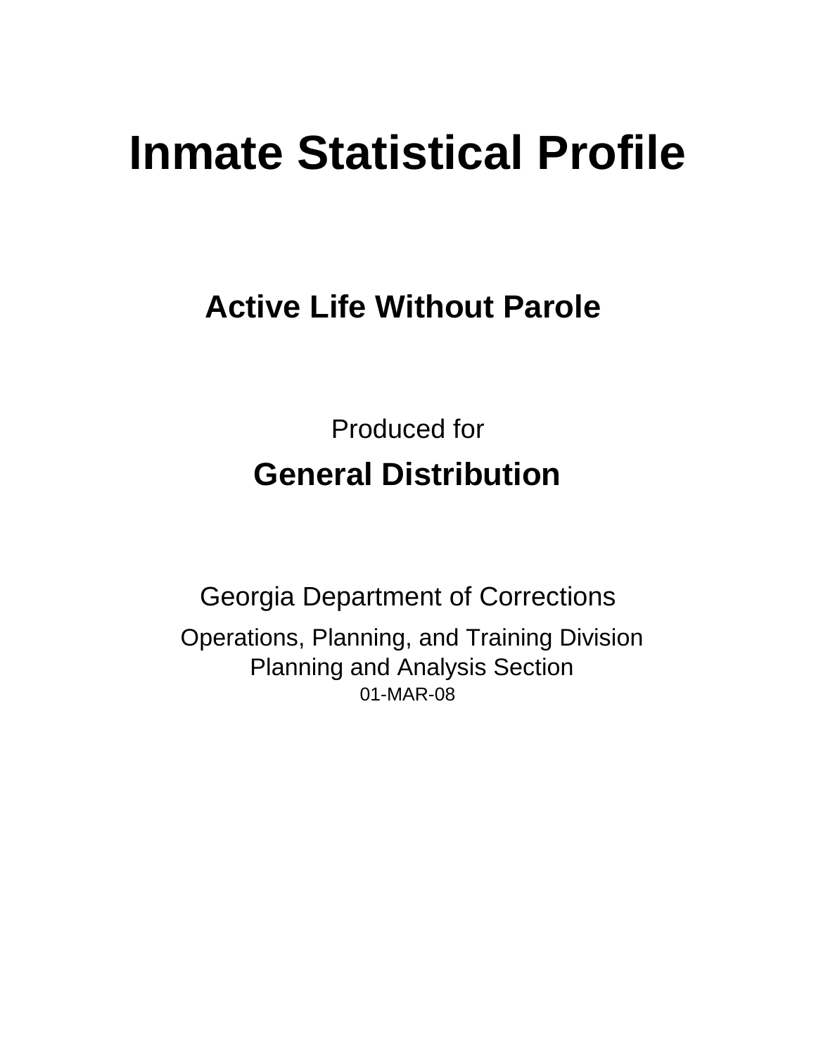# Inmate Statistical Profile

## Active Life Without Parole

Produced for

**General Distribution**

Georgia Department of Corrections

Operations, Planning, and Training Division
Planning and Analysis Section
01-MAR-08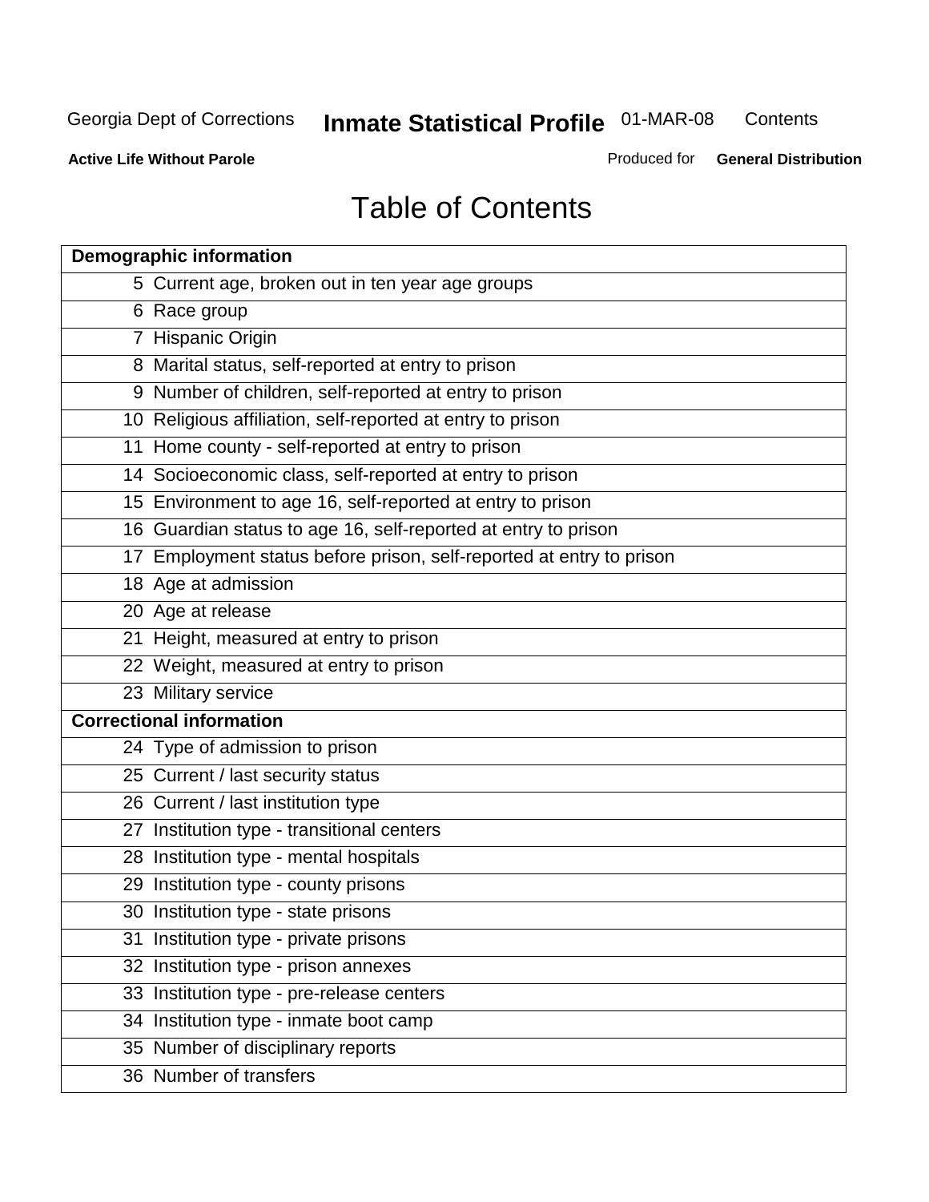Georgia Dept of Corrections **Inmate Statistical Profile** 01-MAR-08 Contents

**Active Life Without Parole** Produced for **General Distribution**

# Table of Contents

| **Demographic information** | |
|---|---|
| 5 | Current age, broken out in ten year age groups |
| 6 | Race group |
| 7 | Hispanic Origin |
| 8 | Marital status, self-reported at entry to prison |
| 9 | Number of children, self-reported at entry to prison |
| 10 | Religious affiliation, self-reported at entry to prison |
| 11 | Home county - self-reported at entry to prison |
| 14 | Socioeconomic class, self-reported at entry to prison |
| 15 | Environment to age 16, self-reported at entry to prison |
| 16 | Guardian status to age 16, self-reported at entry to prison |
| 17 | Employment status before prison, self-reported at entry to prison |
| 18 | Age at admission |
| 20 | Age at release |
| 21 | Height, measured at entry to prison |
| 22 | Weight, measured at entry to prison |
| 23 | Military service |
| **Correctional information** | |
| 24 | Type of admission to prison |
| 25 | Current / last security status |
| 26 | Current / last institution type |
| 27 | Institution type - transitional centers |
| 28 | Institution type - mental hospitals |
| 29 | Institution type - county prisons |
| 30 | Institution type - state prisons |
| 31 | Institution type - private prisons |
| 32 | Institution type - prison annexes |
| 33 | Institution type - pre-release centers |
| 34 | Institution type - inmate boot camp |
| 35 | Number of disciplinary reports |
| 36 | Number of transfers |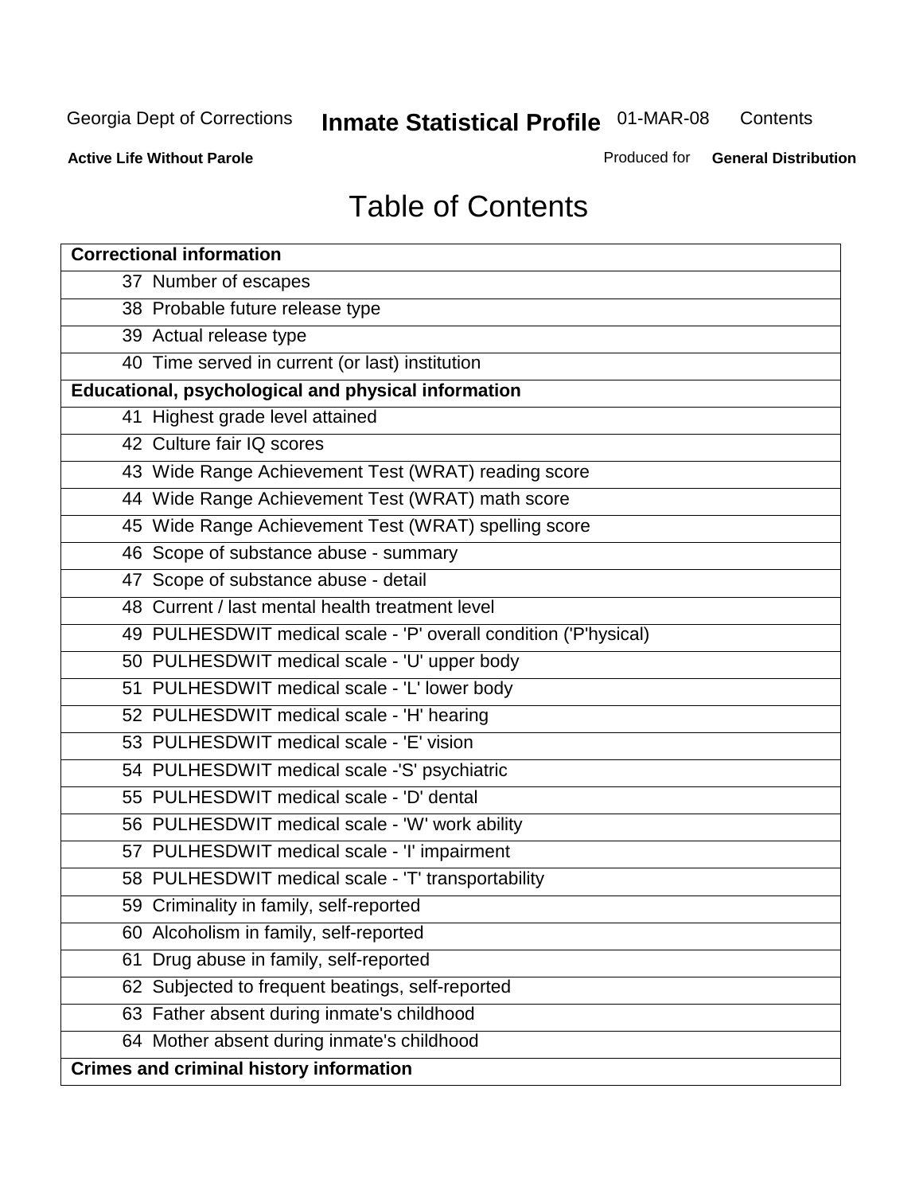**Active Life Without Parole**

# Table of Contents

| Correctional information |
|---|
| 37 Number of escapes |
| 38 Probable future release type |
| 39 Actual release type |
| 40 Time served in current (or last) institution |
| **Educational, psychological and physical information** |
| 41 Highest grade level attained |
| 42 Culture fair IQ scores |
| 43 Wide Range Achievement Test (WRAT) reading score |
| 44 Wide Range Achievement Test (WRAT) math score |
| 45 Wide Range Achievement Test (WRAT) spelling score |
| 46 Scope of substance abuse - summary |
| 47 Scope of substance abuse - detail |
| 48 Current / last mental health treatment level |
| 49 PULHESDWIT medical scale - 'P' overall condition ('P'hysical) |
| 50 PULHESDWIT medical scale - 'U' upper body |
| 51 PULHESDWIT medical scale - 'L' lower body |
| 52 PULHESDWIT medical scale - 'H' hearing |
| 53 PULHESDWIT medical scale - 'E' vision |
| 54 PULHESDWIT medical scale -'S' psychiatric |
| 55 PULHESDWIT medical scale - 'D' dental |
| 56 PULHESDWIT medical scale - 'W' work ability |
| 57 PULHESDWIT medical scale - 'I' impairment |
| 58 PULHESDWIT medical scale - 'T' transportability |
| 59 Criminality in family, self-reported |
| 60 Alcoholism in family, self-reported |
| 61 Drug abuse in family, self-reported |
| 62 Subjected to frequent beatings, self-reported |
| 63 Father absent during inmate's childhood |
| 64 Mother absent during inmate's childhood |
| **Crimes and criminal history information** |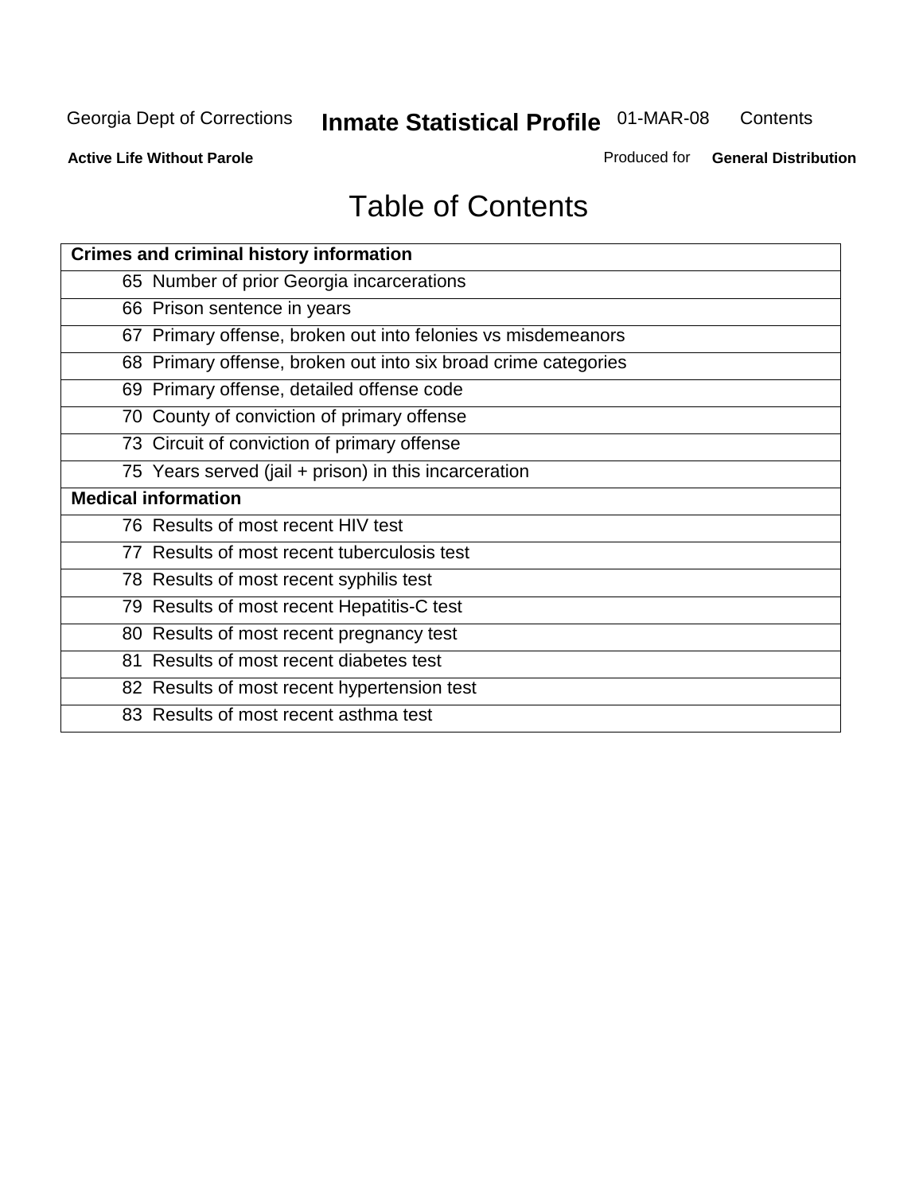# Table of Contents

| Crimes and criminal history information |
|---|
| 65 Number of prior Georgia incarcerations |
| 66 Prison sentence in years |
| 67 Primary offense, broken out into felonies vs misdemeanors |
| 68 Primary offense, broken out into six broad crime categories |
| 69 Primary offense, detailed offense code |
| 70 County of conviction of primary offense |
| 73 Circuit of conviction of primary offense |
| 75 Years served (jail + prison) in this incarceration |
| **Medical information** |
| 76 Results of most recent HIV test |
| 77 Results of most recent tuberculosis test |
| 78 Results of most recent syphilis test |
| 79 Results of most recent Hepatitis-C test |
| 80 Results of most recent pregnancy test |
| 81 Results of most recent diabetes test |
| 82 Results of most recent hypertension test |
| 83 Results of most recent asthma test |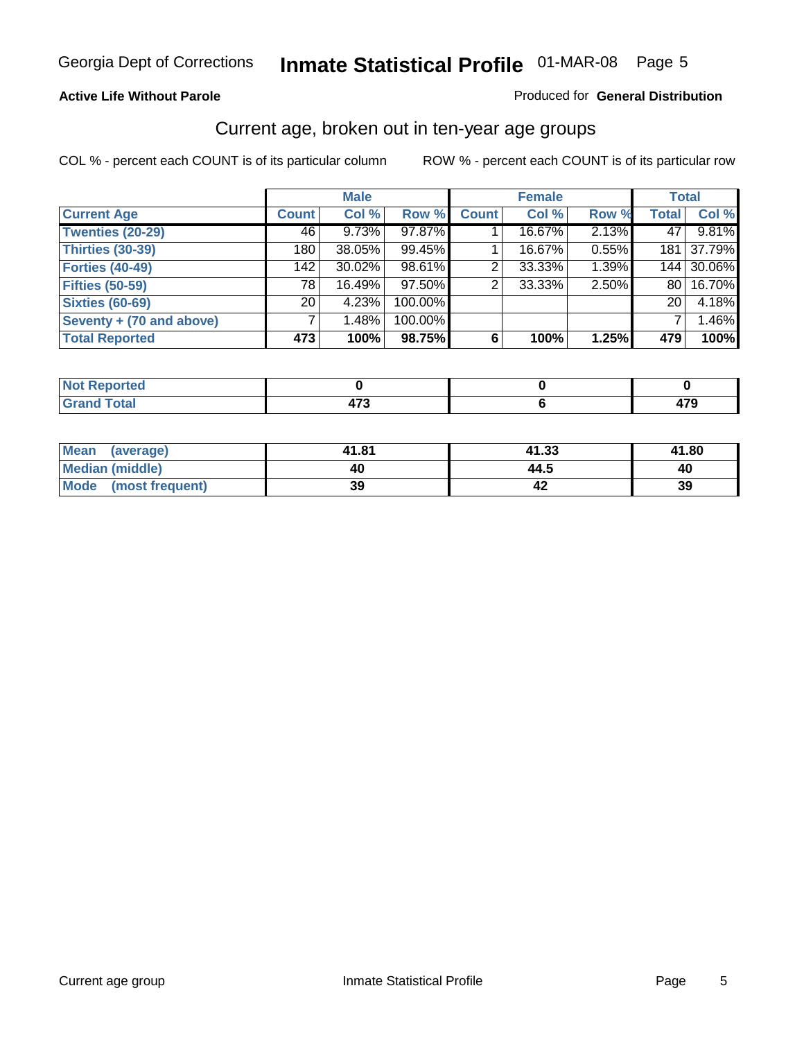**Active Life Without Parole**

Produced for **General Distribution**

## Current age, broken out in ten-year age groups

COL % - percent each COUNT is of its particular column

ROW % - percent each COUNT is of its particular row

| | Male | | | Female | | | Total | |
|---|---|---|---|---|---|---|---|---|
| **Current Age** | **Count** | **Col %** | **Row %** | **Count** | **Col %** | **Row %** | **Total** | **Col %** |
| **Twenties (20-29)** | 46 | 9.73% | 97.87% | 1 | 16.67% | 2.13% | 47 | 9.81% |
| **Thirties (30-39)** | 180 | 38.05% | 99.45% | 1 | 16.67% | 0.55% | 181 | 37.79% |
| **Forties (40-49)** | 142 | 30.02% | 98.61% | 2 | 33.33% | 1.39% | 144 | 30.06% |
| **Fifties (50-59)** | 78 | 16.49% | 97.50% | 2 | 33.33% | 2.50% | 80 | 16.70% |
| **Sixties (60-69)** | 20 | 4.23% | 100.00% | | | | 20 | 4.18% |
| **Seventy + (70 and above)** | 7 | 1.48% | 100.00% | | | | 7 | 1.46% |
| **Total Reported** | **473** | **100%** | **98.75%** | **6** | **100%** | **1.25%** | **479** | **100%** |

| | Male | Female | Total |
|---|---|---|---|
| **Not Reported** | **0** | **0** | **0** |
| **Grand Total** | **473** | **6** | **479** |

| | Male | Female | Total |
|---|---|---|---|
| **Mean (average)** | **41.81** | **41.33** | **41.80** |
| **Median (middle)** | **40** | **44.5** | **40** |
| **Mode (most frequent)** | **39** | **42** | **39** |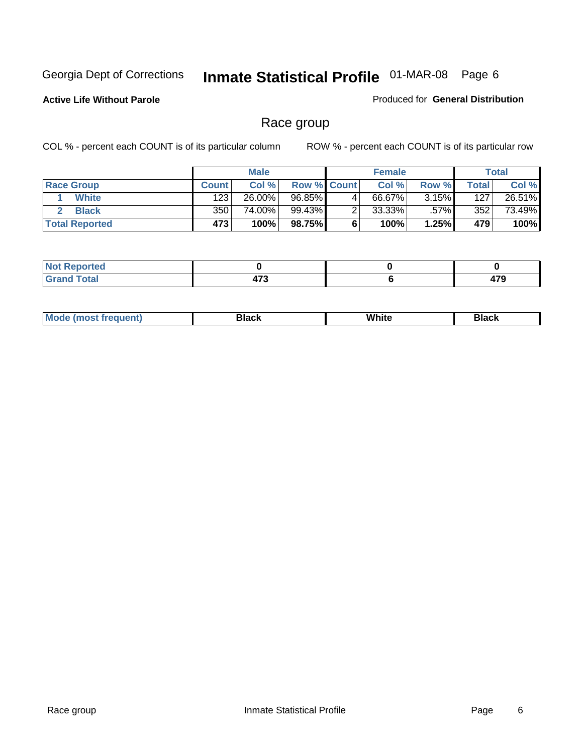Georgia Dept of Corrections **Inmate Statistical Profile** 01-MAR-08 Page 6

**Active Life Without Parole**

Produced for **General Distribution**

## Race group

COL % - percent each COUNT is of its particular column ROW % - percent each COUNT is of its particular row

| | Male | | | Female | | | Total | |
|---|---|---|---|---|---|---|---|---|
| **Race Group** | **Count** | **Col %** | **Row %** | **Count** | **Col %** | **Row %** | **Total** | **Col %** |
| 1 **White** | 123 | 26.00% | 96.85% | 4 | 66.67% | 3.15% | 127 | 26.51% |
| 2 **Black** | 350 | 74.00% | 99.43% | 2 | 33.33% | .57% | 352 | 73.49% |
| **Total Reported** | **473** | **100%** | **98.75%** | **6** | **100%** | **1.25%** | **479** | **100%** |

| | Male | Female | Total |
|---|---|---|---|
| **Not Reported** | **0** | **0** | **0** |
| **Grand Total** | **473** | **6** | **479** |

| | Male | Female | Total |
|---|---|---|---|
| **Mode (most frequent)** | **Black** | **White** | **Black** |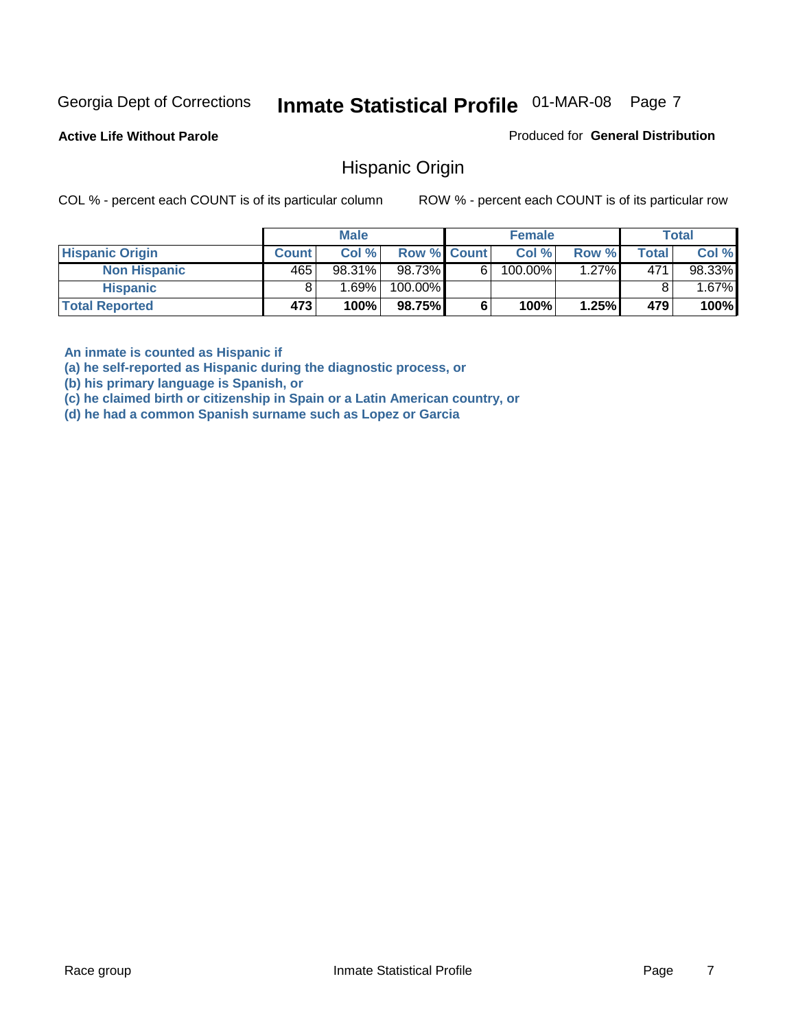**Active Life Without Parole**

Produced for **General Distribution**

## Hispanic Origin

COL % - percent each COUNT is of its particular column

ROW % - percent each COUNT is of its particular row

| | Male | | | Female | | | Total | |
|---|---|---|---|---|---|---|---|---|
| **Hispanic Origin** | **Count** | **Col %** | **Row %** | **Count** | **Col %** | **Row %** | **Total** | **Col %** |
| **Non Hispanic** | 465 | 98.31% | 98.73% | 6 | 100.00% | 1.27% | 471 | 98.33% |
| **Hispanic** | 8 | 1.69% | 100.00% | | | | 8 | 1.67% |
| **Total Reported** | **473** | **100%** | **98.75%** | **6** | **100%** | **1.25%** | **479** | **100%** |

**An inmate is counted as Hispanic if**
**(a) he self-reported as Hispanic during the diagnostic process, or**
**(b) his primary language is Spanish, or**
**(c) he claimed birth or citizenship in Spain or a Latin American country, or**
**(d) he had a common Spanish surname such as Lopez or Garcia**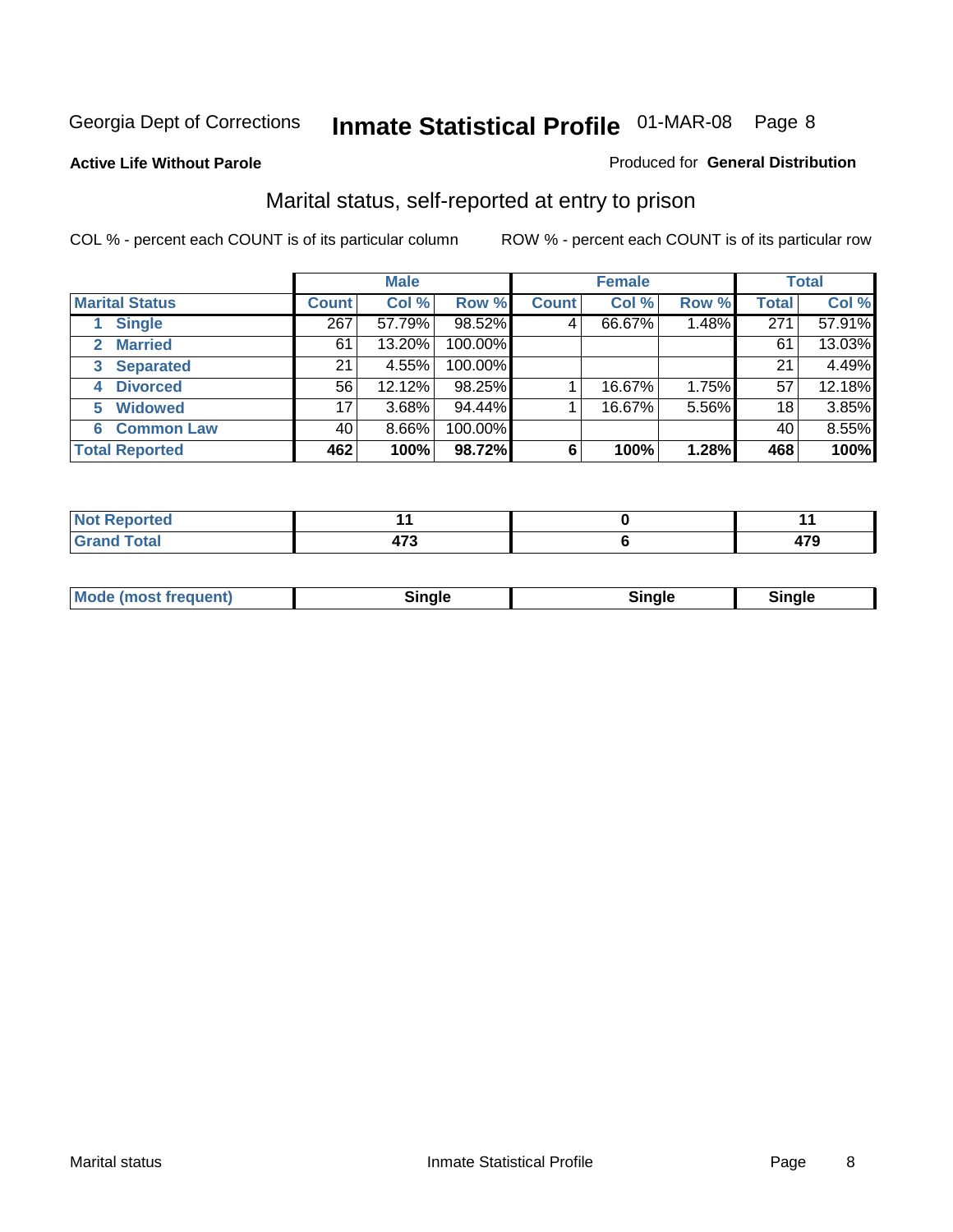Georgia Dept of Corrections **Inmate Statistical Profile** 01-MAR-08

**Active Life Without Parole**

Produced for **General Distribution**

## Marital status, self-reported at entry to prison

COL % - percent each COUNT is of its particular column

ROW % - percent each COUNT is of its particular row

| | Male | | | Female | | | Total | |
|---|---|---|---|---|---|---|---|---|
| **Marital Status** | **Count** | **Col %** | **Row %** | **Count** | **Col %** | **Row %** | **Total** | **Col %** |
| 1 Single | 267 | 57.79% | 98.52% | 4 | 66.67% | 1.48% | 271 | 57.91% |
| 2 Married | 61 | 13.20% | 100.00% | | | | 61 | 13.03% |
| 3 Separated | 21 | 4.55% | 100.00% | | | | 21 | 4.49% |
| 4 Divorced | 56 | 12.12% | 98.25% | 1 | 16.67% | 1.75% | 57 | 12.18% |
| 5 Widowed | 17 | 3.68% | 94.44% | 1 | 16.67% | 5.56% | 18 | 3.85% |
| 6 Common Law | 40 | 8.66% | 100.00% | | | | 40 | 8.55% |
| **Total Reported** | **462** | **100%** | **98.72%** | **6** | **100%** | **1.28%** | **468** | **100%** |

| | Male | Female | Total |
|---|---|---|---|
| Not Reported | 11 | 0 | 11 |
| Grand Total | 473 | 6 | 479 |

| | Male | Female | Total |
|---|---|---|---|
| Mode (most frequent) | Single | Single | Single |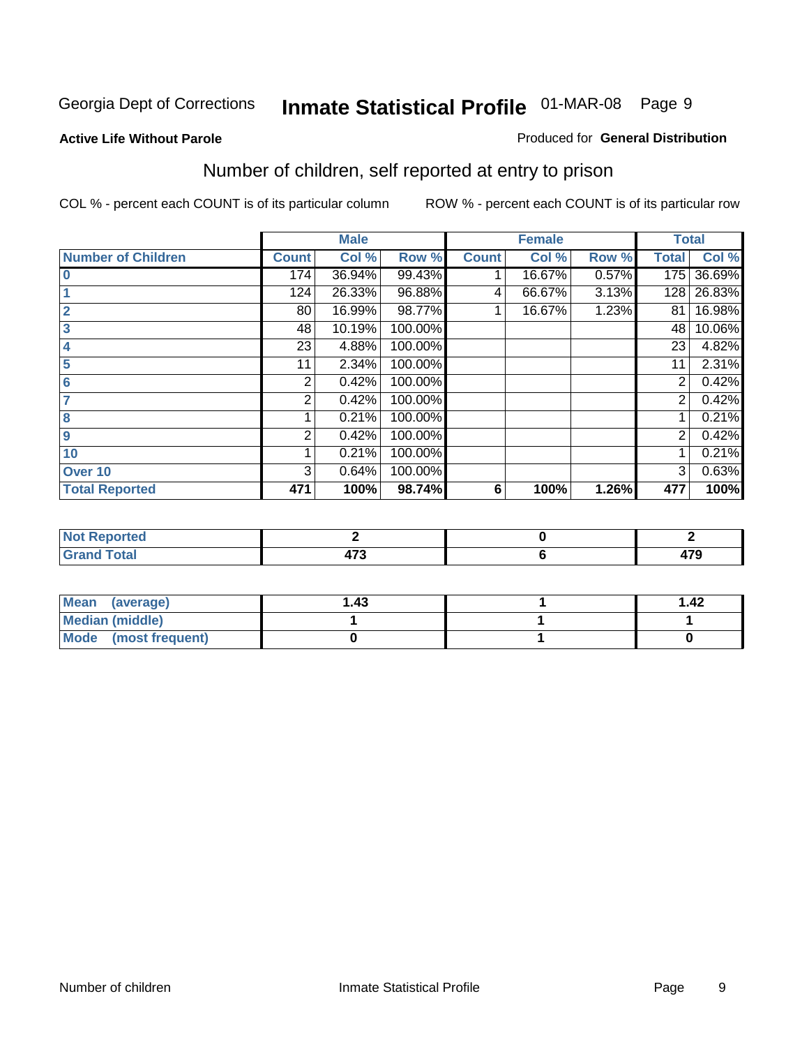Georgia Dept of Corrections **Inmate Statistical Profile** 01-MAR-08

**Active Life Without Parole**

Produced for **General Distribution**

## Number of children, self reported at entry to prison

COL % - percent each COUNT is of its particular column

ROW % - percent each COUNT is of its particular row

| | Male | | | Female | | | Total | |
|---|---|---|---|---|---|---|---|---|
| **Number of Children** | **Count** | **Col %** | **Row %** | **Count** | **Col %** | **Row %** | **Total** | **Col %** |
| **0** | 174 | 36.94% | 99.43% | 1 | 16.67% | 0.57% | 175 | 36.69% |
| **1** | 124 | 26.33% | 96.88% | 4 | 66.67% | 3.13% | 128 | 26.83% |
| **2** | 80 | 16.99% | 98.77% | 1 | 16.67% | 1.23% | 81 | 16.98% |
| **3** | 48 | 10.19% | 100.00% | | | | 48 | 10.06% |
| **4** | 23 | 4.88% | 100.00% | | | | 23 | 4.82% |
| **5** | 11 | 2.34% | 100.00% | | | | 11 | 2.31% |
| **6** | 2 | 0.42% | 100.00% | | | | 2 | 0.42% |
| **7** | 2 | 0.42% | 100.00% | | | | 2 | 0.42% |
| **8** | 1 | 0.21% | 100.00% | | | | 1 | 0.21% |
| **9** | 2 | 0.42% | 100.00% | | | | 2 | 0.42% |
| **10** | 1 | 0.21% | 100.00% | | | | 1 | 0.21% |
| **Over 10** | 3 | 0.64% | 100.00% | | | | 3 | 0.63% |
| **Total Reported** | **471** | **100%** | **98.74%** | **6** | **100%** | **1.26%** | **477** | **100%** |

| | Male | Female | Total |
|---|---|---|---|
| **Not Reported** | **2** | **0** | **2** |
| **Grand Total** | **473** | **6** | **479** |

| | Male | Female | Total |
|---|---|---|---|
| **Mean (average)** | **1.43** | **1** | **1.42** |
| **Median (middle)** | **1** | **1** | **1** |
| **Mode (most frequent)** | **0** | **1** | **0** |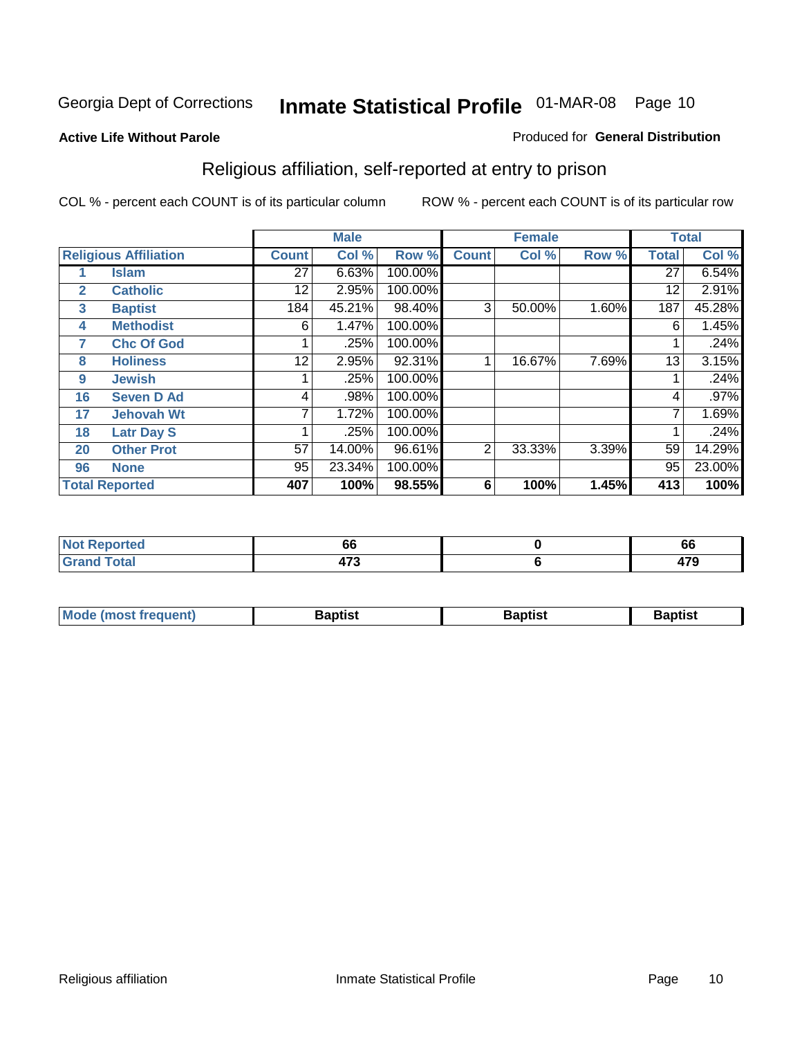Georgia Dept of Corrections **Inmate Statistical Profile** 01-MAR-08 Page 10

**Active Life Without Parole**

Produced for **General Distribution**

## Religious affiliation, self-reported at entry to prison

COL % - percent each COUNT is of its particular column ROW % - percent each COUNT is of its particular row

| | | Male | | | Female | | | Total | |
|---|---|---|---|---|---|---|---|---|---|
| **Religious Affiliation** | | **Count** | **Col %** | **Row %** | **Count** | **Col %** | **Row %** | **Total** | **Col %** |
| 1 | Islam | 27 | 6.63% | 100.00% | | | | 27 | 6.54% |
| 2 | Catholic | 12 | 2.95% | 100.00% | | | | 12 | 2.91% |
| 3 | Baptist | 184 | 45.21% | 98.40% | 3 | 50.00% | 1.60% | 187 | 45.28% |
| 4 | Methodist | 6 | 1.47% | 100.00% | | | | 6 | 1.45% |
| 7 | Chc Of God | 1 | .25% | 100.00% | | | | 1 | .24% |
| 8 | Holiness | 12 | 2.95% | 92.31% | 1 | 16.67% | 7.69% | 13 | 3.15% |
| 9 | Jewish | 1 | .25% | 100.00% | | | | 1 | .24% |
| 16 | Seven D Ad | 4 | .98% | 100.00% | | | | 4 | .97% |
| 17 | Jehovah Wt | 7 | 1.72% | 100.00% | | | | 7 | 1.69% |
| 18 | Latr Day S | 1 | .25% | 100.00% | | | | 1 | .24% |
| 20 | Other Prot | 57 | 14.00% | 96.61% | 2 | 33.33% | 3.39% | 59 | 14.29% |
| 96 | None | 95 | 23.34% | 100.00% | | | | 95 | 23.00% |
| **Total Reported** | | **407** | **100%** | **98.55%** | **6** | **100%** | **1.45%** | **413** | **100%** |

| | Male | Female | Total |
|---|---|---|---|
| Not Reported | 66 | 0 | 66 |
| Grand Total | 473 | 6 | 479 |

| | Male | Female | Total |
|---|---|---|---|
| Mode (most frequent) | Baptist | Baptist | Baptist |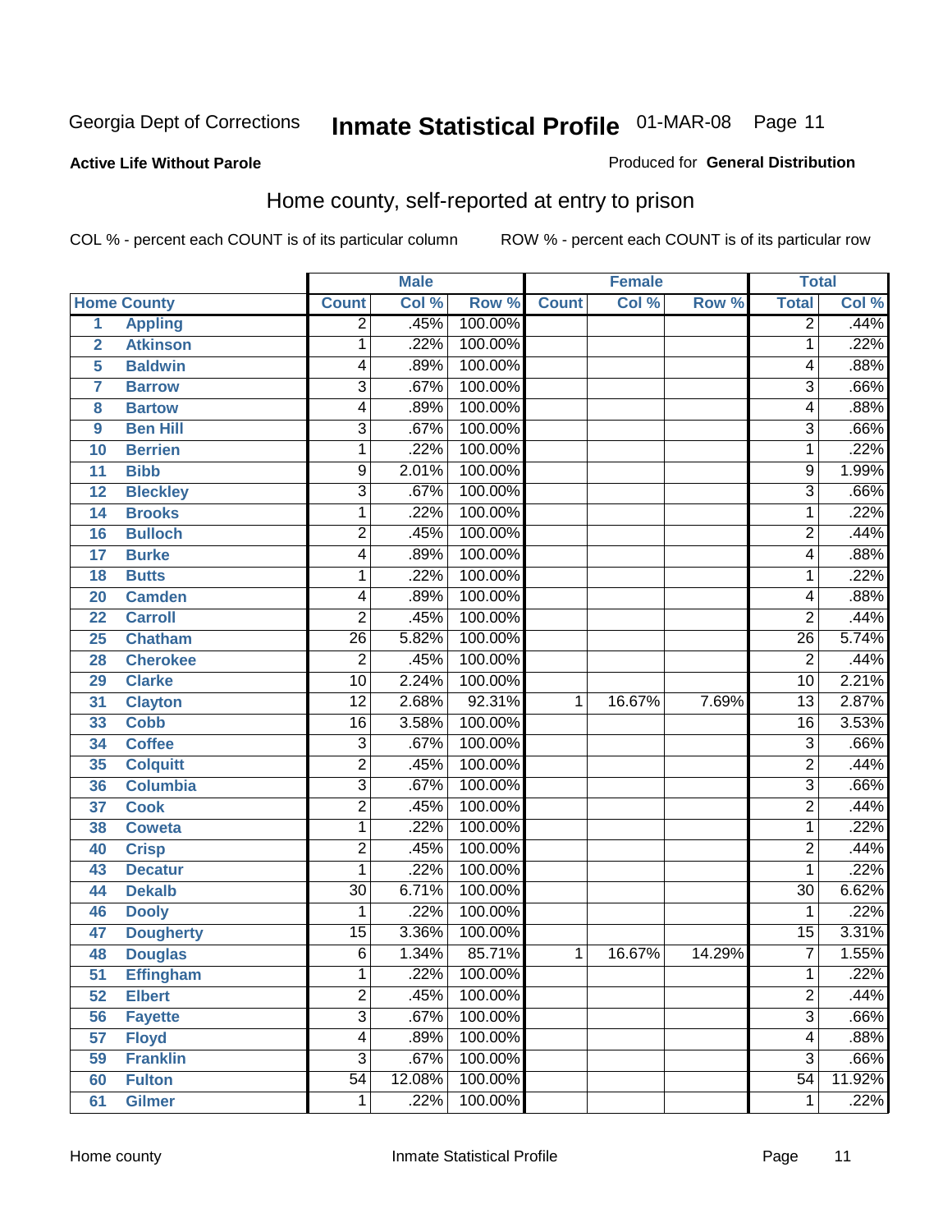Georgia Dept of Corrections **Inmate Statistical Profile** 01-MAR-08

**Active Life Without Parole** Produced for **General Distribution**

## Home county, self-reported at entry to prison

COL % - percent each COUNT is of its particular column ROW % - percent each COUNT is of its particular row

| Home County | | Male | | | Female | | | Total | |
|---|---|---|---|---|---|---|---|---|---|
| | | Count | Col % | Row % | Count | Col % | Row % | Total | Col % |
| 1 | Appling | 2 | .45% | 100.00% | | | | 2 | .44% |
| 2 | Atkinson | 1 | .22% | 100.00% | | | | 1 | .22% |
| 5 | Baldwin | 4 | .89% | 100.00% | | | | 4 | .88% |
| 7 | Barrow | 3 | .67% | 100.00% | | | | 3 | .66% |
| 8 | Bartow | 4 | .89% | 100.00% | | | | 4 | .88% |
| 9 | Ben Hill | 3 | .67% | 100.00% | | | | 3 | .66% |
| 10 | Berrien | 1 | .22% | 100.00% | | | | 1 | .22% |
| 11 | Bibb | 9 | 2.01% | 100.00% | | | | 9 | 1.99% |
| 12 | Bleckley | 3 | .67% | 100.00% | | | | 3 | .66% |
| 14 | Brooks | 1 | .22% | 100.00% | | | | 1 | .22% |
| 16 | Bulloch | 2 | .45% | 100.00% | | | | 2 | .44% |
| 17 | Burke | 4 | .89% | 100.00% | | | | 4 | .88% |
| 18 | Butts | 1 | .22% | 100.00% | | | | 1 | .22% |
| 20 | Camden | 4 | .89% | 100.00% | | | | 4 | .88% |
| 22 | Carroll | 2 | .45% | 100.00% | | | | 2 | .44% |
| 25 | Chatham | 26 | 5.82% | 100.00% | | | | 26 | 5.74% |
| 28 | Cherokee | 2 | .45% | 100.00% | | | | 2 | .44% |
| 29 | Clarke | 10 | 2.24% | 100.00% | | | | 10 | 2.21% |
| 31 | Clayton | 12 | 2.68% | 92.31% | 1 | 16.67% | 7.69% | 13 | 2.87% |
| 33 | Cobb | 16 | 3.58% | 100.00% | | | | 16 | 3.53% |
| 34 | Coffee | 3 | .67% | 100.00% | | | | 3 | .66% |
| 35 | Colquitt | 2 | .45% | 100.00% | | | | 2 | .44% |
| 36 | Columbia | 3 | .67% | 100.00% | | | | 3 | .66% |
| 37 | Cook | 2 | .45% | 100.00% | | | | 2 | .44% |
| 38 | Coweta | 1 | .22% | 100.00% | | | | 1 | .22% |
| 40 | Crisp | 2 | .45% | 100.00% | | | | 2 | .44% |
| 43 | Decatur | 1 | .22% | 100.00% | | | | 1 | .22% |
| 44 | Dekalb | 30 | 6.71% | 100.00% | | | | 30 | 6.62% |
| 46 | Dooly | 1 | .22% | 100.00% | | | | 1 | .22% |
| 47 | Dougherty | 15 | 3.36% | 100.00% | | | | 15 | 3.31% |
| 48 | Douglas | 6 | 1.34% | 85.71% | 1 | 16.67% | 14.29% | 7 | 1.55% |
| 51 | Effingham | 1 | .22% | 100.00% | | | | 1 | .22% |
| 52 | Elbert | 2 | .45% | 100.00% | | | | 2 | .44% |
| 56 | Fayette | 3 | .67% | 100.00% | | | | 3 | .66% |
| 57 | Floyd | 4 | .89% | 100.00% | | | | 4 | .88% |
| 59 | Franklin | 3 | .67% | 100.00% | | | | 3 | .66% |
| 60 | Fulton | 54 | 12.08% | 100.00% | | | | 54 | 11.92% |
| 61 | Gilmer | 1 | .22% | 100.00% | | | | 1 | .22% |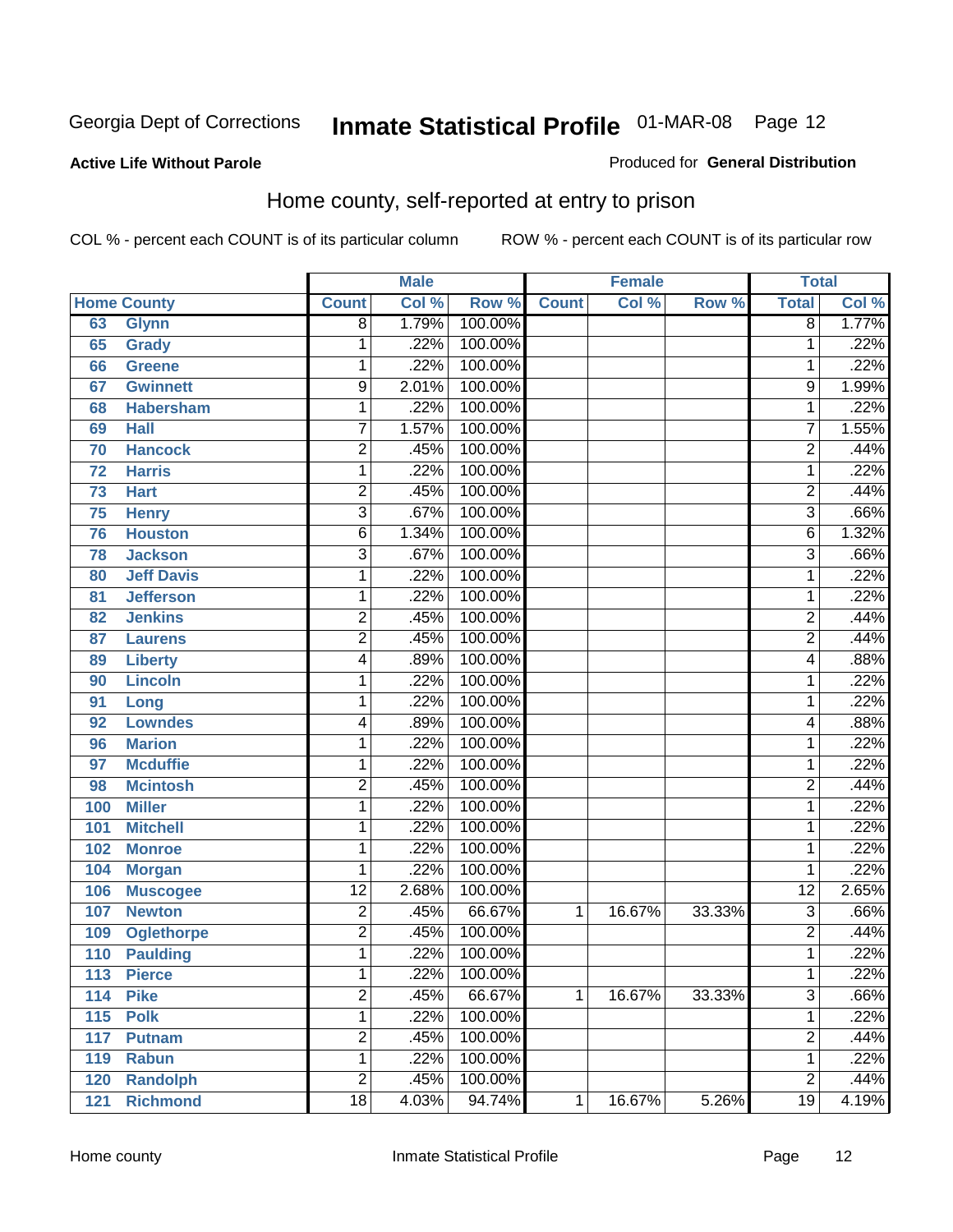Georgia Dept of Corrections **Inmate Statistical Profile** 01-MAR-08

**Active Life Without Parole**

Produced for **General Distribution**

## Home county, self-reported at entry to prison

COL % - percent each COUNT is of its particular column

ROW % - percent each COUNT is of its particular row

| | | Male | | | Female | | | Total | |
|---|---|---|---|---|---|---|---|---|---|
| Home County | | Count | Col % | Row % | Count | Col % | Row % | Total | Col % |
| 63 | Glynn | 8 | 1.79% | 100.00% | | | | 8 | 1.77% |
| 65 | Grady | 1 | .22% | 100.00% | | | | 1 | .22% |
| 66 | Greene | 1 | .22% | 100.00% | | | | 1 | .22% |
| 67 | Gwinnett | 9 | 2.01% | 100.00% | | | | 9 | 1.99% |
| 68 | Habersham | 1 | .22% | 100.00% | | | | 1 | .22% |
| 69 | Hall | 7 | 1.57% | 100.00% | | | | 7 | 1.55% |
| 70 | Hancock | 2 | .45% | 100.00% | | | | 2 | .44% |
| 72 | Harris | 1 | .22% | 100.00% | | | | 1 | .22% |
| 73 | Hart | 2 | .45% | 100.00% | | | | 2 | .44% |
| 75 | Henry | 3 | .67% | 100.00% | | | | 3 | .66% |
| 76 | Houston | 6 | 1.34% | 100.00% | | | | 6 | 1.32% |
| 78 | Jackson | 3 | .67% | 100.00% | | | | 3 | .66% |
| 80 | Jeff Davis | 1 | .22% | 100.00% | | | | 1 | .22% |
| 81 | Jefferson | 1 | .22% | 100.00% | | | | 1 | .22% |
| 82 | Jenkins | 2 | .45% | 100.00% | | | | 2 | .44% |
| 87 | Laurens | 2 | .45% | 100.00% | | | | 2 | .44% |
| 89 | Liberty | 4 | .89% | 100.00% | | | | 4 | .88% |
| 90 | Lincoln | 1 | .22% | 100.00% | | | | 1 | .22% |
| 91 | Long | 1 | .22% | 100.00% | | | | 1 | .22% |
| 92 | Lowndes | 4 | .89% | 100.00% | | | | 4 | .88% |
| 96 | Marion | 1 | .22% | 100.00% | | | | 1 | .22% |
| 97 | Mcduffie | 1 | .22% | 100.00% | | | | 1 | .22% |
| 98 | Mcintosh | 2 | .45% | 100.00% | | | | 2 | .44% |
| 100 | Miller | 1 | .22% | 100.00% | | | | 1 | .22% |
| 101 | Mitchell | 1 | .22% | 100.00% | | | | 1 | .22% |
| 102 | Monroe | 1 | .22% | 100.00% | | | | 1 | .22% |
| 104 | Morgan | 1 | .22% | 100.00% | | | | 1 | .22% |
| 106 | Muscogee | 12 | 2.68% | 100.00% | | | | 12 | 2.65% |
| 107 | Newton | 2 | .45% | 66.67% | 1 | 16.67% | 33.33% | 3 | .66% |
| 109 | Oglethorpe | 2 | .45% | 100.00% | | | | 2 | .44% |
| 110 | Paulding | 1 | .22% | 100.00% | | | | 1 | .22% |
| 113 | Pierce | 1 | .22% | 100.00% | | | | 1 | .22% |
| 114 | Pike | 2 | .45% | 66.67% | 1 | 16.67% | 33.33% | 3 | .66% |
| 115 | Polk | 1 | .22% | 100.00% | | | | 1 | .22% |
| 117 | Putnam | 2 | .45% | 100.00% | | | | 2 | .44% |
| 119 | Rabun | 1 | .22% | 100.00% | | | | 1 | .22% |
| 120 | Randolph | 2 | .45% | 100.00% | | | | 2 | .44% |
| 121 | Richmond | 18 | 4.03% | 94.74% | 1 | 16.67% | 5.26% | 19 | 4.19% |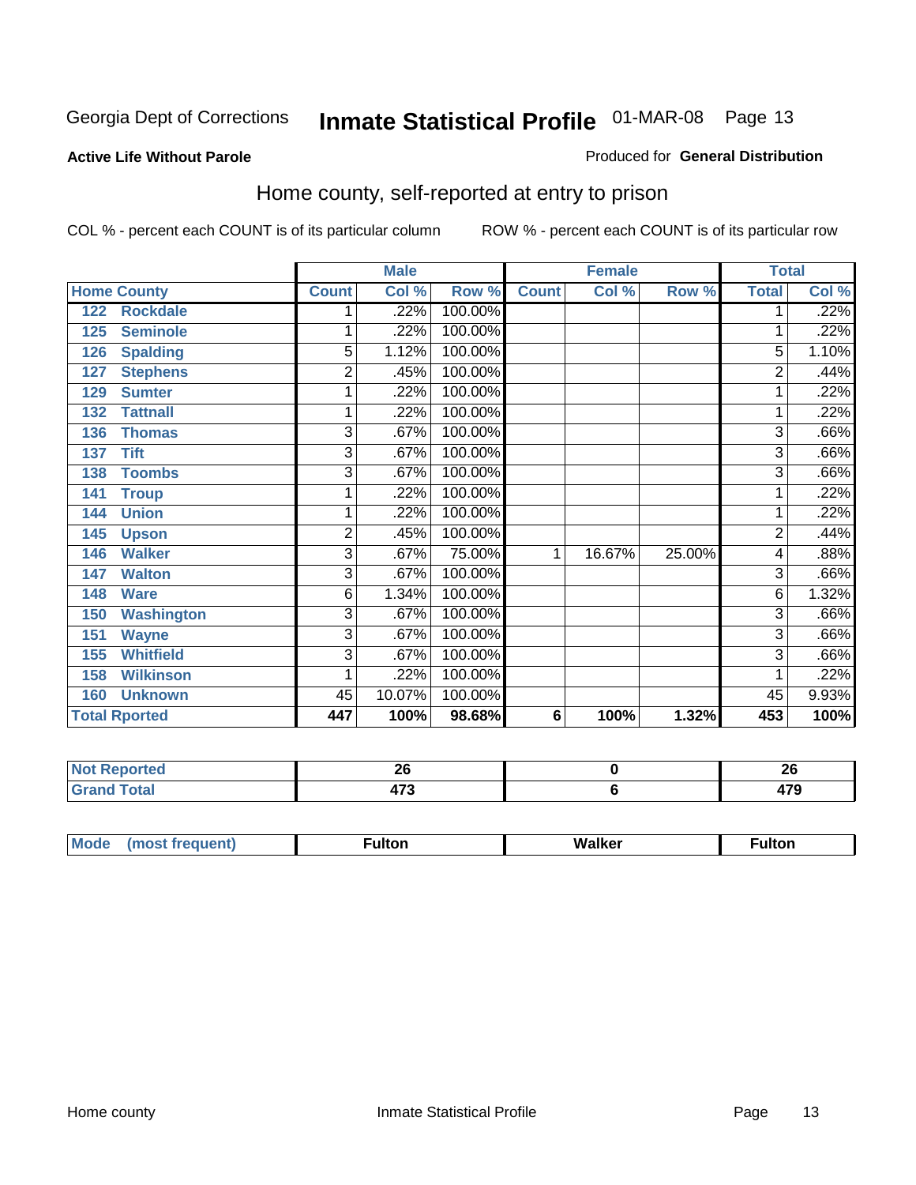Georgia Dept of Corrections **Inmate Statistical Profile** 01-MAR-08

**Active Life Without Parole**

Produced for **General Distribution**

## Home county, self-reported at entry to prison

COL % - percent each COUNT is of its particular column ROW % - percent each COUNT is of its particular row

| Home County | Male | | | Female | | | Total | |
|---|---|---|---|---|---|---|---|---|
| | Count | Col % | Row % | Count | Col % | Row % | Total | Col % |
| 122 Rockdale | 1 | .22% | 100.00% | | | | 1 | .22% |
| 125 Seminole | 1 | .22% | 100.00% | | | | 1 | .22% |
| 126 Spalding | 5 | 1.12% | 100.00% | | | | 5 | 1.10% |
| 127 Stephens | 2 | .45% | 100.00% | | | | 2 | .44% |
| 129 Sumter | 1 | .22% | 100.00% | | | | 1 | .22% |
| 132 Tattnall | 1 | .22% | 100.00% | | | | 1 | .22% |
| 136 Thomas | 3 | .67% | 100.00% | | | | 3 | .66% |
| 137 Tift | 3 | .67% | 100.00% | | | | 3 | .66% |
| 138 Toombs | 3 | .67% | 100.00% | | | | 3 | .66% |
| 141 Troup | 1 | .22% | 100.00% | | | | 1 | .22% |
| 144 Union | 1 | .22% | 100.00% | | | | 1 | .22% |
| 145 Upson | 2 | .45% | 100.00% | | | | 2 | .44% |
| 146 Walker | 3 | .67% | 75.00% | 1 | 16.67% | 25.00% | 4 | .88% |
| 147 Walton | 3 | .67% | 100.00% | | | | 3 | .66% |
| 148 Ware | 6 | 1.34% | 100.00% | | | | 6 | 1.32% |
| 150 Washington | 3 | .67% | 100.00% | | | | 3 | .66% |
| 151 Wayne | 3 | .67% | 100.00% | | | | 3 | .66% |
| 155 Whitfield | 3 | .67% | 100.00% | | | | 3 | .66% |
| 158 Wilkinson | 1 | .22% | 100.00% | | | | 1 | .22% |
| 160 Unknown | 45 | 10.07% | 100.00% | | | | 45 | 9.93% |
| **Total Rported** | **447** | **100%** | **98.68%** | **6** | **100%** | **1.32%** | **453** | **100%** |

| | Male | Female | Total |
|---|---|---|---|
| Not Reported | 26 | 0 | 26 |
| Grand Total | 473 | 6 | 479 |

| | Male | Female | Total |
|---|---|---|---|
| Mode (most frequent) | Fulton | Walker | Fulton |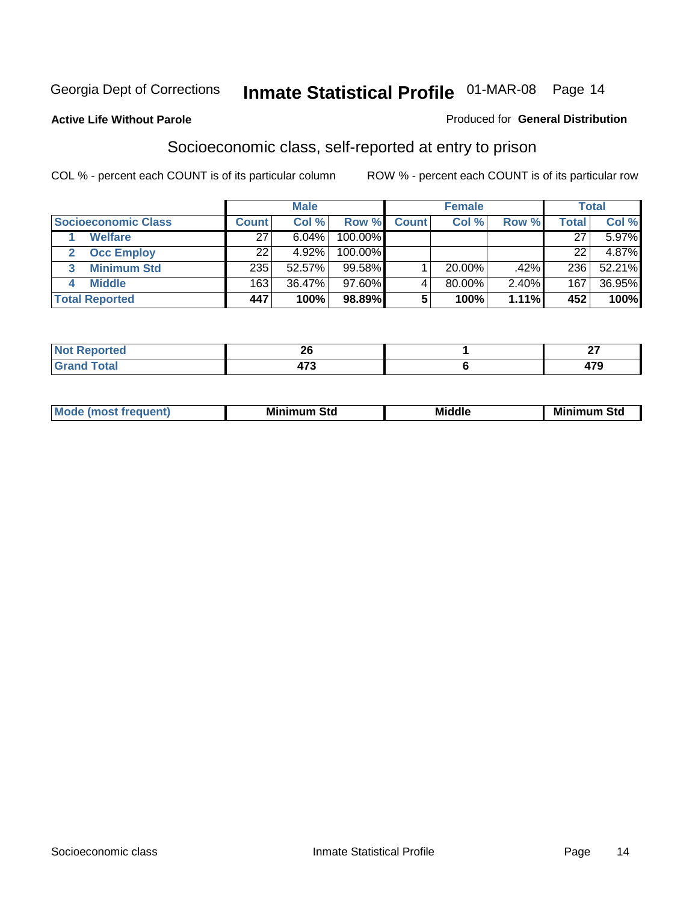Georgia Dept of Corrections **Inmate Statistical Profile** 01-MAR-08

**Active Life Without Parole**

Produced for **General Distribution**

## Socioeconomic class, self-reported at entry to prison

COL % - percent each COUNT is of its particular column          ROW % - percent each COUNT is of its particular row

| | Male | | | Female | | | Total | |
|---|---|---|---|---|---|---|---|---|
| **Socioeconomic Class** | **Count** | **Col %** | **Row %** | **Count** | **Col %** | **Row %** | **Total** | **Col %** |
| 1 **Welfare** | 27 | 6.04% | 100.00% | | | | 27 | 5.97% |
| 2 **Occ Employ** | 22 | 4.92% | 100.00% | | | | 22 | 4.87% |
| 3 **Minimum Std** | 235 | 52.57% | 99.58% | 1 | 20.00% | .42% | 236 | 52.21% |
| 4 **Middle** | 163 | 36.47% | 97.60% | 4 | 80.00% | 2.40% | 167 | 36.95% |
| **Total Reported** | **447** | **100%** | **98.89%** | **5** | **100%** | **1.11%** | **452** | **100%** |

| | Male | Female | Total |
|---|---|---|---|
| **Not Reported** | **26** | **1** | **27** |
| **Grand Total** | **473** | **6** | **479** |

| | Male | Female | Total |
|---|---|---|---|
| **Mode (most frequent)** | **Minimum Std** | **Middle** | **Minimum Std** |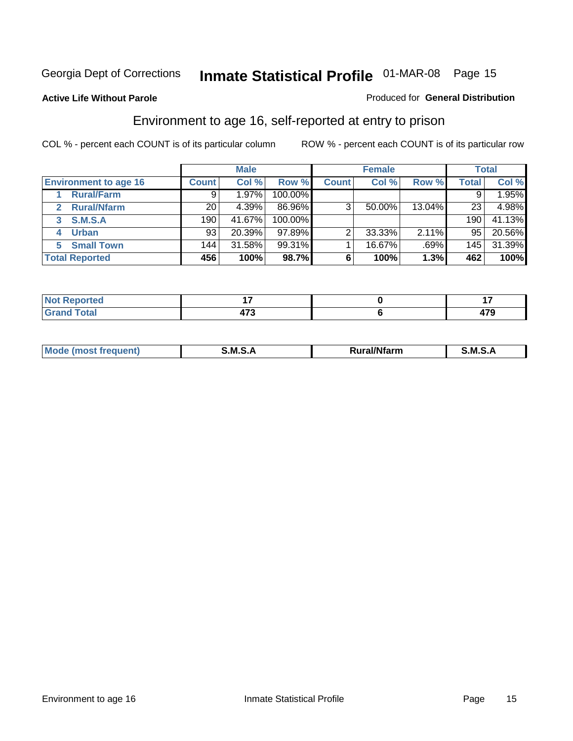Georgia Dept of Corrections **Inmate Statistical Profile** 01-MAR-08

**Active Life Without Parole**

Produced for **General Distribution**

## Environment to age 16, self-reported at entry to prison

COL % - percent each COUNT is of its particular column

ROW % - percent each COUNT is of its particular row

| | Male | | | Female | | | Total | |
|---|---|---|---|---|---|---|---|---|
| **Environment to age 16** | **Count** | **Col %** | **Row %** | **Count** | **Col %** | **Row %** | **Total** | **Col %** |
| 1 **Rural/Farm** | 9 | 1.97% | 100.00% | | | | 9 | 1.95% |
| 2 **Rural/Nfarm** | 20 | 4.39% | 86.96% | 3 | 50.00% | 13.04% | 23 | 4.98% |
| 3 **S.M.S.A** | 190 | 41.67% | 100.00% | | | | 190 | 41.13% |
| 4 **Urban** | 93 | 20.39% | 97.89% | 2 | 33.33% | 2.11% | 95 | 20.56% |
| 5 **Small Town** | 144 | 31.58% | 99.31% | 1 | 16.67% | .69% | 145 | 31.39% |
| **Total Reported** | **456** | **100%** | **98.7%** | **6** | **100%** | **1.3%** | **462** | **100%** |

| | Male | Female | Total |
|---|---|---|---|
| **Not Reported** | **17** | **0** | **17** |
| **Grand Total** | **473** | **6** | **479** |

| | Male | Female | Total |
|---|---|---|---|
| **Mode (most frequent)** | **S.M.S.A** | **Rural/Nfarm** | **S.M.S.A** |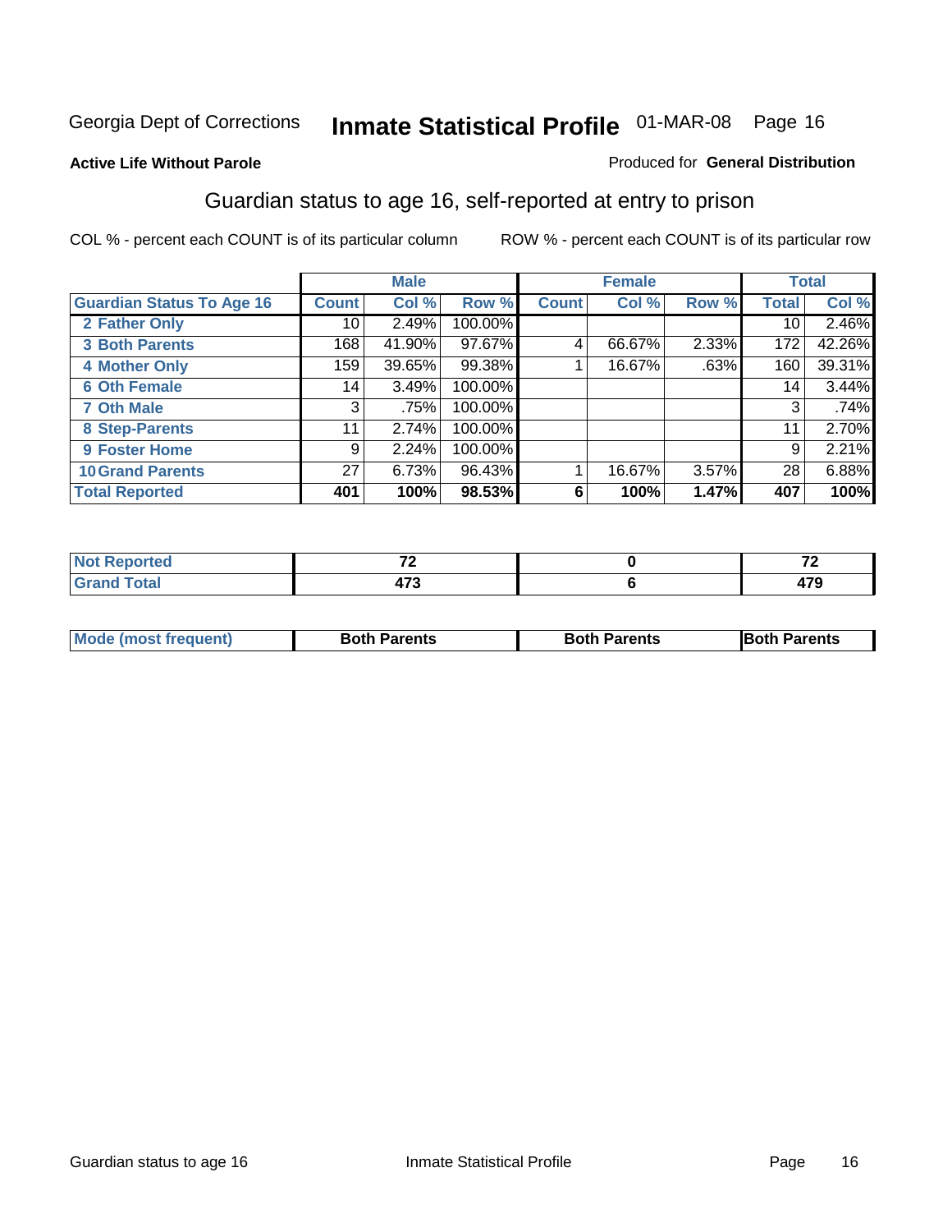Georgia Dept of Corrections **Inmate Statistical Profile** 01-MAR-08 Page 16

**Active Life Without Parole**

Produced for **General Distribution**

## Guardian status to age 16, self-reported at entry to prison

COL % - percent each COUNT is of its particular column

ROW % - percent each COUNT is of its particular row

| | Male | | | Female | | | Total | |
|---|---|---|---|---|---|---|---|---|
| **Guardian Status To Age 16** | **Count** | **Col %** | **Row %** | **Count** | **Col %** | **Row %** | **Total** | **Col %** |
| **2 Father Only** | 10 | 2.49% | 100.00% | | | | 10 | 2.46% |
| **3 Both Parents** | 168 | 41.90% | 97.67% | 4 | 66.67% | 2.33% | 172 | 42.26% |
| **4 Mother Only** | 159 | 39.65% | 99.38% | 1 | 16.67% | .63% | 160 | 39.31% |
| **6 Oth Female** | 14 | 3.49% | 100.00% | | | | 14 | 3.44% |
| **7 Oth Male** | 3 | .75% | 100.00% | | | | 3 | .74% |
| **8 Step-Parents** | 11 | 2.74% | 100.00% | | | | 11 | 2.70% |
| **9 Foster Home** | 9 | 2.24% | 100.00% | | | | 9 | 2.21% |
| **10 Grand Parents** | 27 | 6.73% | 96.43% | 1 | 16.67% | 3.57% | 28 | 6.88% |
| **Total Reported** | **401** | **100%** | **98.53%** | **6** | **100%** | **1.47%** | **407** | **100%** |

| | Male | Female | Total |
|---|---|---|---|
| **Not Reported** | **72** | **0** | **72** |
| **Grand Total** | **473** | **6** | **479** |

| | Male | Female | Total |
|---|---|---|---|
| **Mode (most frequent)** | **Both Parents** | **Both Parents** | **Both Parents** |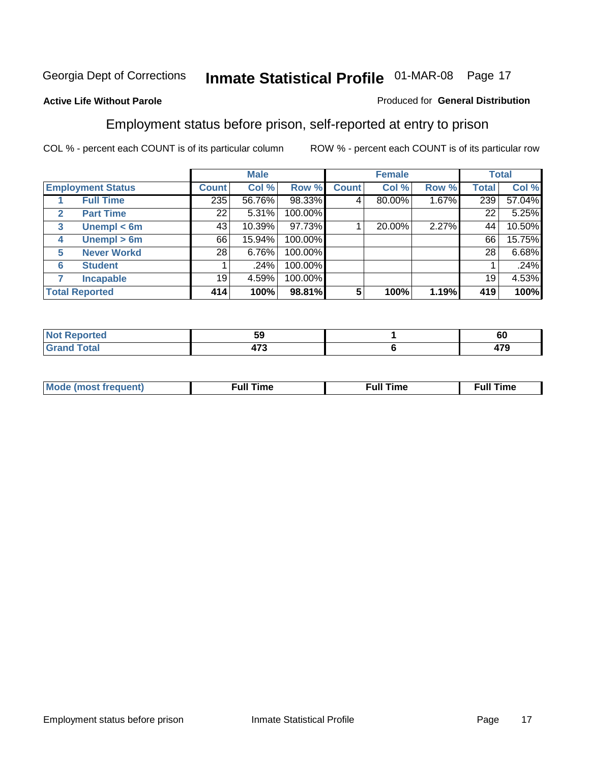Georgia Dept of Corrections **Inmate Statistical Profile** 01-MAR-08

**Active Life Without Parole** Produced for **General Distribution**

## Employment status before prison, self-reported at entry to prison

COL % - percent each COUNT is of its particular column    ROW % - percent each COUNT is of its particular row

| | | Male | | | Female | | | Total | |
|---|---|---|---|---|---|---|---|---|---|
| **Employment Status** | | **Count** | **Col %** | **Row %** | **Count** | **Col %** | **Row %** | **Total** | **Col %** |
| 1 | Full Time | 235 | 56.76% | 98.33% | 4 | 80.00% | 1.67% | 239 | 57.04% |
| 2 | Part Time | 22 | 5.31% | 100.00% | | | | 22 | 5.25% |
| 3 | Unempl < 6m | 43 | 10.39% | 97.73% | 1 | 20.00% | 2.27% | 44 | 10.50% |
| 4 | Unempl > 6m | 66 | 15.94% | 100.00% | | | | 66 | 15.75% |
| 5 | Never Workd | 28 | 6.76% | 100.00% | | | | 28 | 6.68% |
| 6 | Student | 1 | .24% | 100.00% | | | | 1 | .24% |
| 7 | Incapable | 19 | 4.59% | 100.00% | | | | 19 | 4.53% |
| **Total Reported** | | **414** | **100%** | **98.81%** | **5** | **100%** | **1.19%** | **419** | **100%** |

| | Male | Female | Total |
|---|---|---|---|
| Not Reported | 59 | 1 | 60 |
| Grand Total | 473 | 6 | 479 |

| | Male | Female | Total |
|---|---|---|---|
| Mode (most frequent) | Full Time | Full Time | Full Time |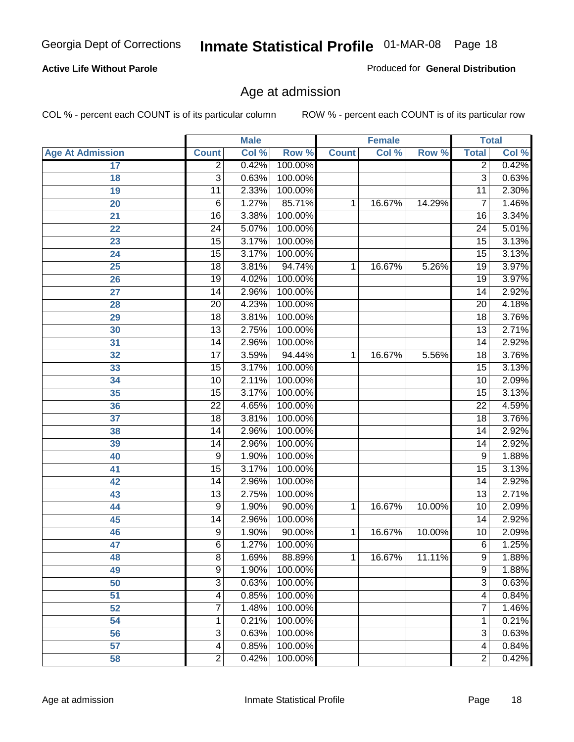**Active Life Without Parole**

Produced for **General Distribution**

## Age at admission

COL % - percent each COUNT is of its particular column

ROW % - percent each COUNT is of its particular row

| Age At Admission | Male | | | Female | | | Total | |
|---|---|---|---|---|---|---|---|---|
| | Count | Col % | Row % | Count | Col % | Row % | Total | Col % |
| 17 | 2 | 0.42% | 100.00% | | | | 2 | 0.42% |
| 18 | 3 | 0.63% | 100.00% | | | | 3 | 0.63% |
| 19 | 11 | 2.33% | 100.00% | | | | 11 | 2.30% |
| 20 | 6 | 1.27% | 85.71% | 1 | 16.67% | 14.29% | 7 | 1.46% |
| 21 | 16 | 3.38% | 100.00% | | | | 16 | 3.34% |
| 22 | 24 | 5.07% | 100.00% | | | | 24 | 5.01% |
| 23 | 15 | 3.17% | 100.00% | | | | 15 | 3.13% |
| 24 | 15 | 3.17% | 100.00% | | | | 15 | 3.13% |
| 25 | 18 | 3.81% | 94.74% | 1 | 16.67% | 5.26% | 19 | 3.97% |
| 26 | 19 | 4.02% | 100.00% | | | | 19 | 3.97% |
| 27 | 14 | 2.96% | 100.00% | | | | 14 | 2.92% |
| 28 | 20 | 4.23% | 100.00% | | | | 20 | 4.18% |
| 29 | 18 | 3.81% | 100.00% | | | | 18 | 3.76% |
| 30 | 13 | 2.75% | 100.00% | | | | 13 | 2.71% |
| 31 | 14 | 2.96% | 100.00% | | | | 14 | 2.92% |
| 32 | 17 | 3.59% | 94.44% | 1 | 16.67% | 5.56% | 18 | 3.76% |
| 33 | 15 | 3.17% | 100.00% | | | | 15 | 3.13% |
| 34 | 10 | 2.11% | 100.00% | | | | 10 | 2.09% |
| 35 | 15 | 3.17% | 100.00% | | | | 15 | 3.13% |
| 36 | 22 | 4.65% | 100.00% | | | | 22 | 4.59% |
| 37 | 18 | 3.81% | 100.00% | | | | 18 | 3.76% |
| 38 | 14 | 2.96% | 100.00% | | | | 14 | 2.92% |
| 39 | 14 | 2.96% | 100.00% | | | | 14 | 2.92% |
| 40 | 9 | 1.90% | 100.00% | | | | 9 | 1.88% |
| 41 | 15 | 3.17% | 100.00% | | | | 15 | 3.13% |
| 42 | 14 | 2.96% | 100.00% | | | | 14 | 2.92% |
| 43 | 13 | 2.75% | 100.00% | | | | 13 | 2.71% |
| 44 | 9 | 1.90% | 90.00% | 1 | 16.67% | 10.00% | 10 | 2.09% |
| 45 | 14 | 2.96% | 100.00% | | | | 14 | 2.92% |
| 46 | 9 | 1.90% | 90.00% | 1 | 16.67% | 10.00% | 10 | 2.09% |
| 47 | 6 | 1.27% | 100.00% | | | | 6 | 1.25% |
| 48 | 8 | 1.69% | 88.89% | 1 | 16.67% | 11.11% | 9 | 1.88% |
| 49 | 9 | 1.90% | 100.00% | | | | 9 | 1.88% |
| 50 | 3 | 0.63% | 100.00% | | | | 3 | 0.63% |
| 51 | 4 | 0.85% | 100.00% | | | | 4 | 0.84% |
| 52 | 7 | 1.48% | 100.00% | | | | 7 | 1.46% |
| 54 | 1 | 0.21% | 100.00% | | | | 1 | 0.21% |
| 56 | 3 | 0.63% | 100.00% | | | | 3 | 0.63% |
| 57 | 4 | 0.85% | 100.00% | | | | 4 | 0.84% |
| 58 | 2 | 0.42% | 100.00% | | | | 2 | 0.42% |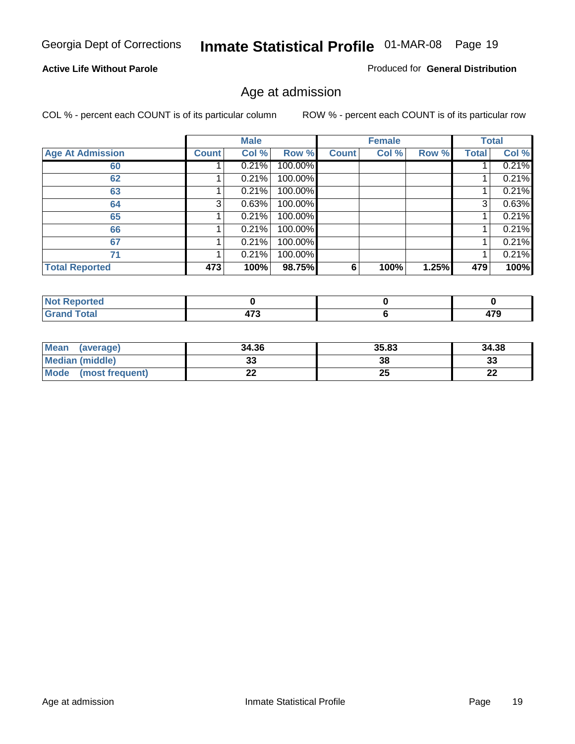Georgia Dept of Corrections **Inmate Statistical Profile** 01-MAR-08

**Active Life Without Parole**

Produced for **General Distribution**

## Age at admission

COL % - percent each COUNT is of its particular column

ROW % - percent each COUNT is of its particular row

| | Male | | | Female | | | Total | |
|---|---|---|---|---|---|---|---|---|
| **Age At Admission** | **Count** | **Col %** | **Row %** | **Count** | **Col %** | **Row %** | **Total** | **Col %** |
| 60 | 1 | 0.21% | 100.00% | | | | 1 | 0.21% |
| 62 | 1 | 0.21% | 100.00% | | | | 1 | 0.21% |
| 63 | 1 | 0.21% | 100.00% | | | | 1 | 0.21% |
| 64 | 3 | 0.63% | 100.00% | | | | 3 | 0.63% |
| 65 | 1 | 0.21% | 100.00% | | | | 1 | 0.21% |
| 66 | 1 | 0.21% | 100.00% | | | | 1 | 0.21% |
| 67 | 1 | 0.21% | 100.00% | | | | 1 | 0.21% |
| 71 | 1 | 0.21% | 100.00% | | | | 1 | 0.21% |
| **Total Reported** | **473** | **100%** | **98.75%** | **6** | **100%** | **1.25%** | **479** | **100%** |

| | Male | Female | Total |
|---|---|---|---|
| **Not Reported** | **0** | **0** | **0** |
| **Grand Total** | **473** | **6** | **479** |

| | Male | Female | Total |
|---|---|---|---|
| **Mean (average)** | **34.36** | **35.83** | **34.38** |
| **Median (middle)** | **33** | **38** | **33** |
| **Mode (most frequent)** | **22** | **25** | **22** |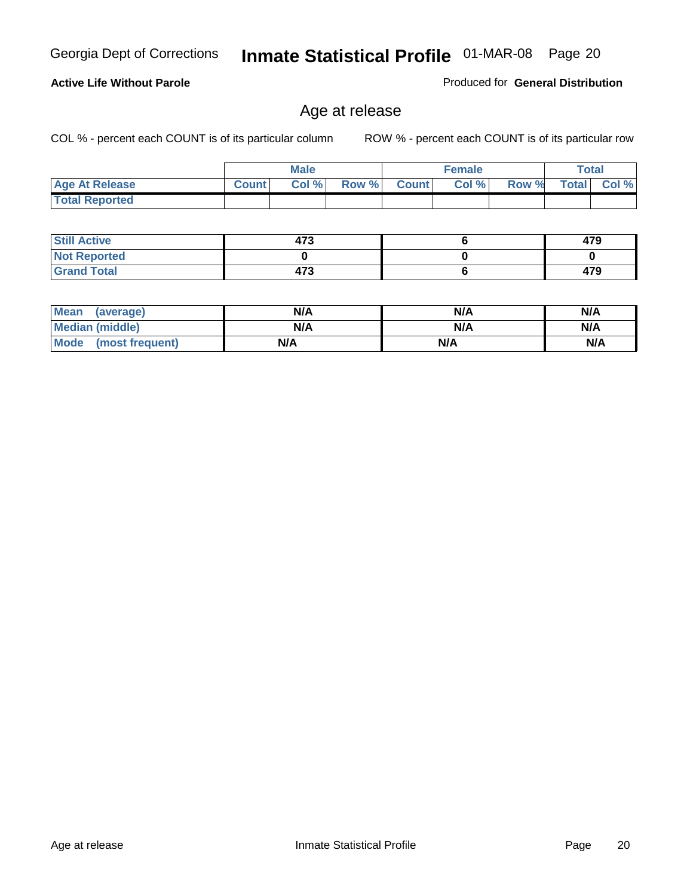Georgia Dept of Corrections **Inmate Statistical Profile** 01-MAR-08

**Active Life Without Parole**

Produced for **General Distribution**

## Age at release

COL % - percent each COUNT is of its particular column

ROW % - percent each COUNT is of its particular row

| | Male | | | Female | | | Total | |
|---|---|---|---|---|---|---|---|---|
| Age At Release | Count | Col % | Row % | Count | Col % | Row % | Total | Col % |
| Total Reported | | | | | | | | |

| | Male | Female | Total |
|---|---|---|---|
| Still Active | 473 | 6 | 479 |
| Not Reported | 0 | 0 | 0 |
| Grand Total | 473 | 6 | 479 |

| | Male | Female | Total |
|---|---|---|---|
| Mean (average) | N/A | N/A | N/A |
| Median (middle) | N/A | N/A | N/A |
| Mode (most frequent) | N/A | N/A | N/A |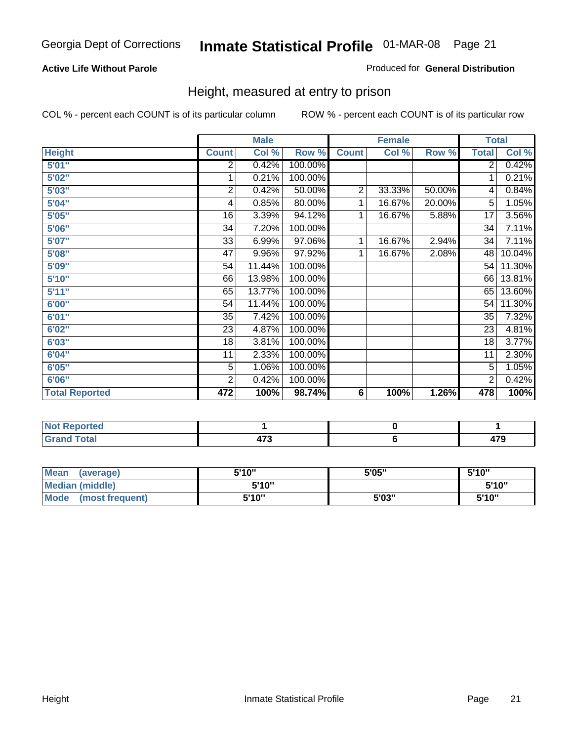Georgia Dept of Corrections **Inmate Statistical Profile** 01-MAR-08

**Active Life Without Parole**

Produced for **General Distribution**

## Height, measured at entry to prison

COL % - percent each COUNT is of its particular column

ROW % - percent each COUNT is of its particular row

| Height | Male | | | Female | | | Total | |
|---|---|---|---|---|---|---|---|---|
| | Count | Col % | Row % | Count | Col % | Row % | Total | Col % |
| 5'01" | 2 | 0.42% | 100.00% | | | | 2 | 0.42% |
| 5'02" | 1 | 0.21% | 100.00% | | | | 1 | 0.21% |
| 5'03" | 2 | 0.42% | 50.00% | 2 | 33.33% | 50.00% | 4 | 0.84% |
| 5'04" | 4 | 0.85% | 80.00% | 1 | 16.67% | 20.00% | 5 | 1.05% |
| 5'05" | 16 | 3.39% | 94.12% | 1 | 16.67% | 5.88% | 17 | 3.56% |
| 5'06" | 34 | 7.20% | 100.00% | | | | 34 | 7.11% |
| 5'07" | 33 | 6.99% | 97.06% | 1 | 16.67% | 2.94% | 34 | 7.11% |
| 5'08" | 47 | 9.96% | 97.92% | 1 | 16.67% | 2.08% | 48 | 10.04% |
| 5'09" | 54 | 11.44% | 100.00% | | | | 54 | 11.30% |
| 5'10" | 66 | 13.98% | 100.00% | | | | 66 | 13.81% |
| 5'11" | 65 | 13.77% | 100.00% | | | | 65 | 13.60% |
| 6'00" | 54 | 11.44% | 100.00% | | | | 54 | 11.30% |
| 6'01" | 35 | 7.42% | 100.00% | | | | 35 | 7.32% |
| 6'02" | 23 | 4.87% | 100.00% | | | | 23 | 4.81% |
| 6'03" | 18 | 3.81% | 100.00% | | | | 18 | 3.77% |
| 6'04" | 11 | 2.33% | 100.00% | | | | 11 | 2.30% |
| 6'05" | 5 | 1.06% | 100.00% | | | | 5 | 1.05% |
| 6'06" | 2 | 0.42% | 100.00% | | | | 2 | 0.42% |
| **Total Reported** | **472** | **100%** | **98.74%** | **6** | **100%** | **1.26%** | **478** | **100%** |

| | Male | Female | Total |
|---|---|---|---|
| **Not Reported** | **1** | **0** | **1** |
| **Grand Total** | **473** | **6** | **479** |

| | Male | Female | Total |
|---|---|---|---|
| **Mean (average)** | **5'10"** | **5'05"** | **5'10"** |
| **Median (middle)** | **5'10"** | | **5'10"** |
| **Mode (most frequent)** | **5'10"** | **5'03"** | **5'10"** |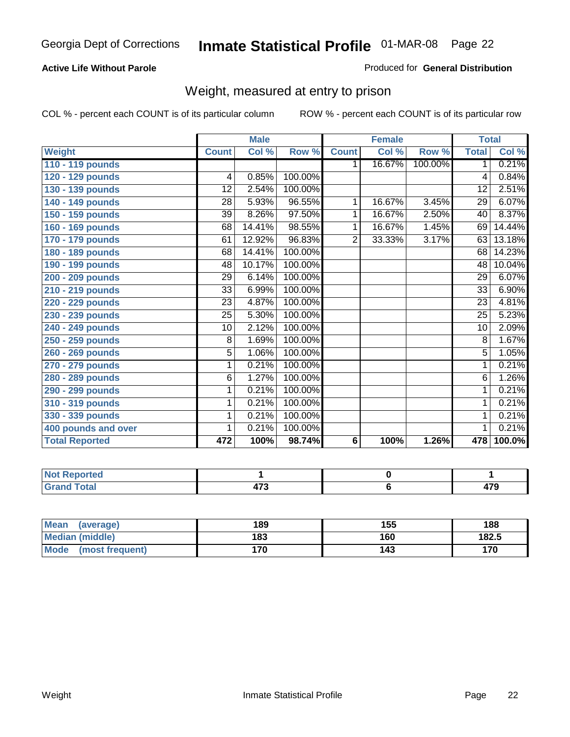Georgia Dept of Corrections **Inmate Statistical Profile** 01-MAR-08

**Active Life Without Parole**

Produced for **General Distribution**

## Weight, measured at entry to prison

COL % - percent each COUNT is of its particular column ROW % - percent each COUNT is of its particular row

| | Male | | | Female | | | Total | |
|---|---|---|---|---|---|---|---|---|
| **Weight** | **Count** | **Col %** | **Row %** | **Count** | **Col %** | **Row %** | **Total** | **Col %** |
| 110 - 119 pounds | | | | 1 | 16.67% | 100.00% | 1 | 0.21% |
| 120 - 129 pounds | 4 | 0.85% | 100.00% | | | | 4 | 0.84% |
| 130 - 139 pounds | 12 | 2.54% | 100.00% | | | | 12 | 2.51% |
| 140 - 149 pounds | 28 | 5.93% | 96.55% | 1 | 16.67% | 3.45% | 29 | 6.07% |
| 150 - 159 pounds | 39 | 8.26% | 97.50% | 1 | 16.67% | 2.50% | 40 | 8.37% |
| 160 - 169 pounds | 68 | 14.41% | 98.55% | 1 | 16.67% | 1.45% | 69 | 14.44% |
| 170 - 179 pounds | 61 | 12.92% | 96.83% | 2 | 33.33% | 3.17% | 63 | 13.18% |
| 180 - 189 pounds | 68 | 14.41% | 100.00% | | | | 68 | 14.23% |
| 190 - 199 pounds | 48 | 10.17% | 100.00% | | | | 48 | 10.04% |
| 200 - 209 pounds | 29 | 6.14% | 100.00% | | | | 29 | 6.07% |
| 210 - 219 pounds | 33 | 6.99% | 100.00% | | | | 33 | 6.90% |
| 220 - 229 pounds | 23 | 4.87% | 100.00% | | | | 23 | 4.81% |
| 230 - 239 pounds | 25 | 5.30% | 100.00% | | | | 25 | 5.23% |
| 240 - 249 pounds | 10 | 2.12% | 100.00% | | | | 10 | 2.09% |
| 250 - 259 pounds | 8 | 1.69% | 100.00% | | | | 8 | 1.67% |
| 260 - 269 pounds | 5 | 1.06% | 100.00% | | | | 5 | 1.05% |
| 270 - 279 pounds | 1 | 0.21% | 100.00% | | | | 1 | 0.21% |
| 280 - 289 pounds | 6 | 1.27% | 100.00% | | | | 6 | 1.26% |
| 290 - 299 pounds | 1 | 0.21% | 100.00% | | | | 1 | 0.21% |
| 310 - 319 pounds | 1 | 0.21% | 100.00% | | | | 1 | 0.21% |
| 330 - 339 pounds | 1 | 0.21% | 100.00% | | | | 1 | 0.21% |
| 400 pounds and over | 1 | 0.21% | 100.00% | | | | 1 | 0.21% |
| **Total Reported** | **472** | **100%** | **98.74%** | **6** | **100%** | **1.26%** | **478** | **100.0%** |

| | Male | Female | Total |
|---|---|---|---|
| **Not Reported** | 1 | 0 | 1 |
| **Grand Total** | 473 | 6 | 479 |

| | Male | Female | Total |
|---|---|---|---|
| **Mean (average)** | 189 | 155 | 188 |
| **Median (middle)** | 183 | 160 | 182.5 |
| **Mode (most frequent)** | 170 | 143 | 170 |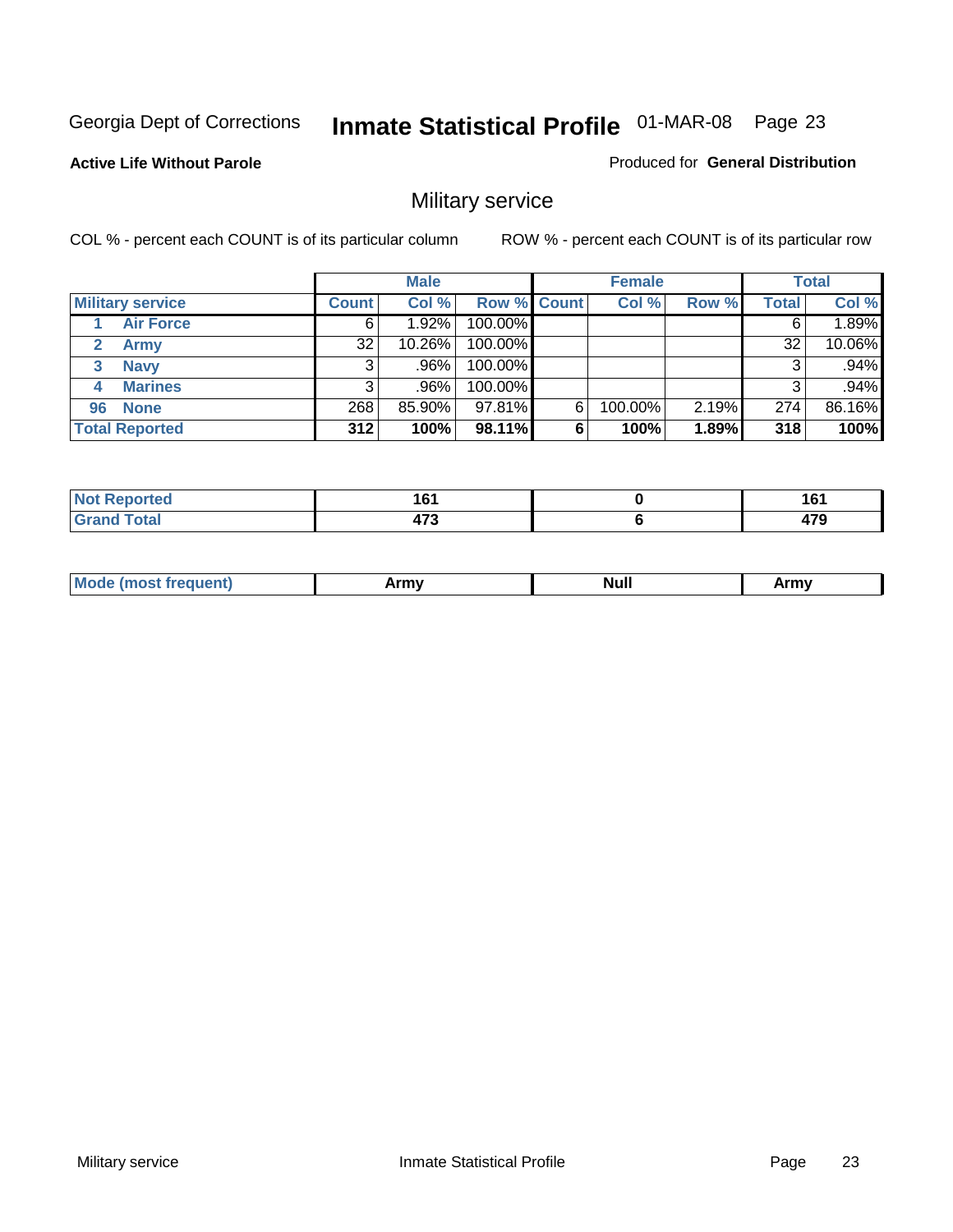Georgia Dept of Corrections **Inmate Statistical Profile** 01-MAR-08

**Active Life Without Parole**

Produced for **General Distribution**

## Military service

COL % - percent each COUNT is of its particular column

ROW % - percent each COUNT is of its particular row

| | Male | | | Female | | | Total | |
|---|---|---|---|---|---|---|---|---|
| **Military service** | **Count** | **Col %** | **Row %** | **Count** | **Col %** | **Row %** | **Total** | **Col %** |
| 1 **Air Force** | 6 | 1.92% | 100.00% | | | | 6 | 1.89% |
| 2 **Army** | 32 | 10.26% | 100.00% | | | | 32 | 10.06% |
| 3 **Navy** | 3 | .96% | 100.00% | | | | 3 | .94% |
| 4 **Marines** | 3 | .96% | 100.00% | | | | 3 | .94% |
| 96 **None** | 268 | 85.90% | 97.81% | 6 | 100.00% | 2.19% | 274 | 86.16% |
| **Total Reported** | **312** | **100%** | **98.11%** | **6** | **100%** | **1.89%** | **318** | **100%** |

| | Male | Female | Total |
|---|---|---|---|
| **Not Reported** | **161** | **0** | **161** |
| **Grand Total** | **473** | **6** | **479** |

| | Male | Female | Total |
|---|---|---|---|
| **Mode (most frequent)** | **Army** | **Null** | **Army** |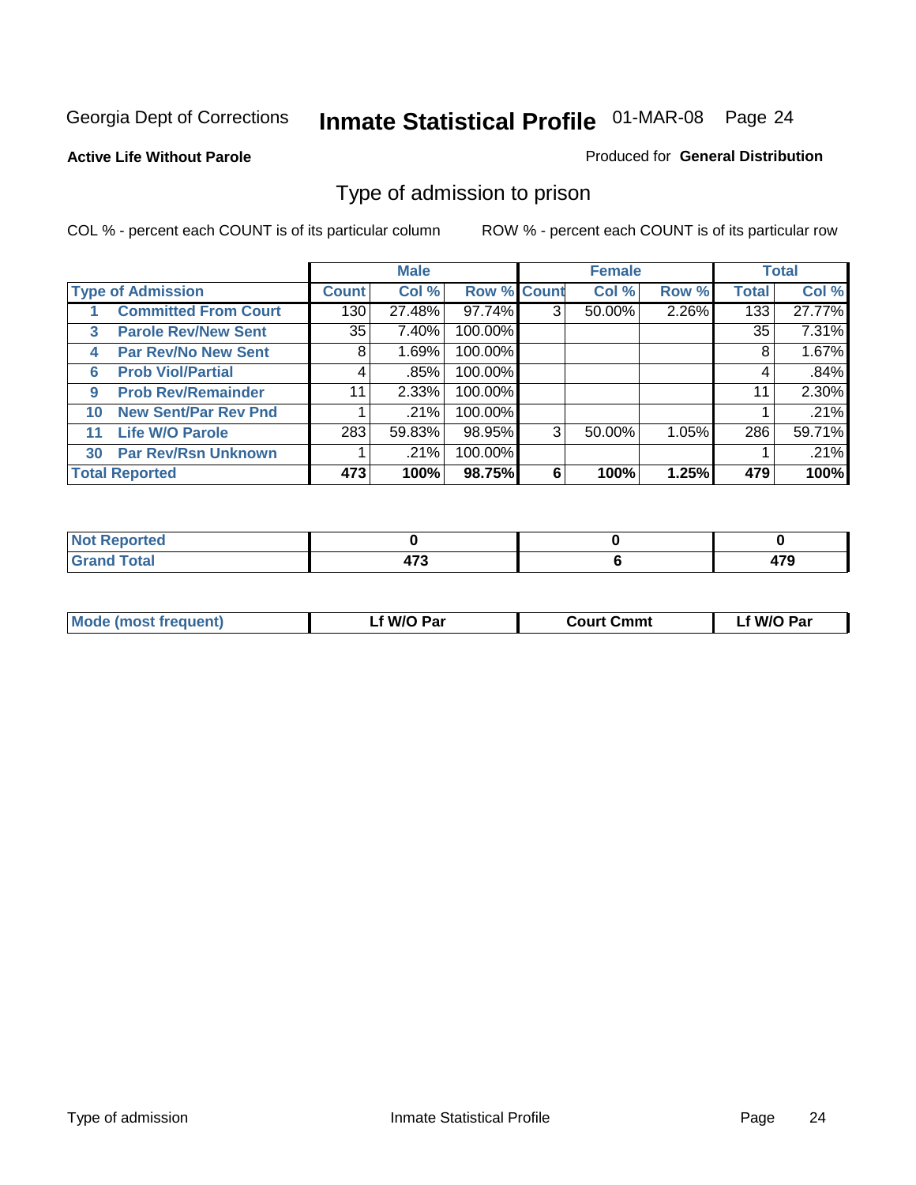Georgia Dept of Corrections **Inmate Statistical Profile** 01-MAR-08 Page 24

**Active Life Without Parole**

Produced for **General Distribution**

## Type of admission to prison

COL % - percent each COUNT is of its particular column

ROW % - percent each COUNT is of its particular row

| Type of Admission | | Male | | | Female | | | Total | |
|---|---|---|---|---|---|---|---|---|---|
| | | Count | Col % | Row % | Count | Col % | Row % | Total | Col % |
| 1 | Committed From Court | 130 | 27.48% | 97.74% | 3 | 50.00% | 2.26% | 133 | 27.77% |
| 3 | Parole Rev/New Sent | 35 | 7.40% | 100.00% | | | | 35 | 7.31% |
| 4 | Par Rev/No New Sent | 8 | 1.69% | 100.00% | | | | 8 | 1.67% |
| 6 | Prob Viol/Partial | 4 | .85% | 100.00% | | | | 4 | .84% |
| 9 | Prob Rev/Remainder | 11 | 2.33% | 100.00% | | | | 11 | 2.30% |
| 10 | New Sent/Par Rev Pnd | 1 | .21% | 100.00% | | | | 1 | .21% |
| 11 | Life W/O Parole | 283 | 59.83% | 98.95% | 3 | 50.00% | 1.05% | 286 | 59.71% |
| 30 | Par Rev/Rsn Unknown | 1 | .21% | 100.00% | | | | 1 | .21% |
| **Total Reported** | | **473** | **100%** | **98.75%** | **6** | **100%** | **1.25%** | **479** | **100%** |

| | Male | Female | Total |
|---|---|---|---|
| Not Reported | **0** | **0** | **0** |
| Grand Total | **473** | **6** | **479** |

| | Male | Female | Total |
|---|---|---|---|
| Mode (most frequent) | **Lf W/O Par** | **Court Cmmt** | **Lf W/O Par** |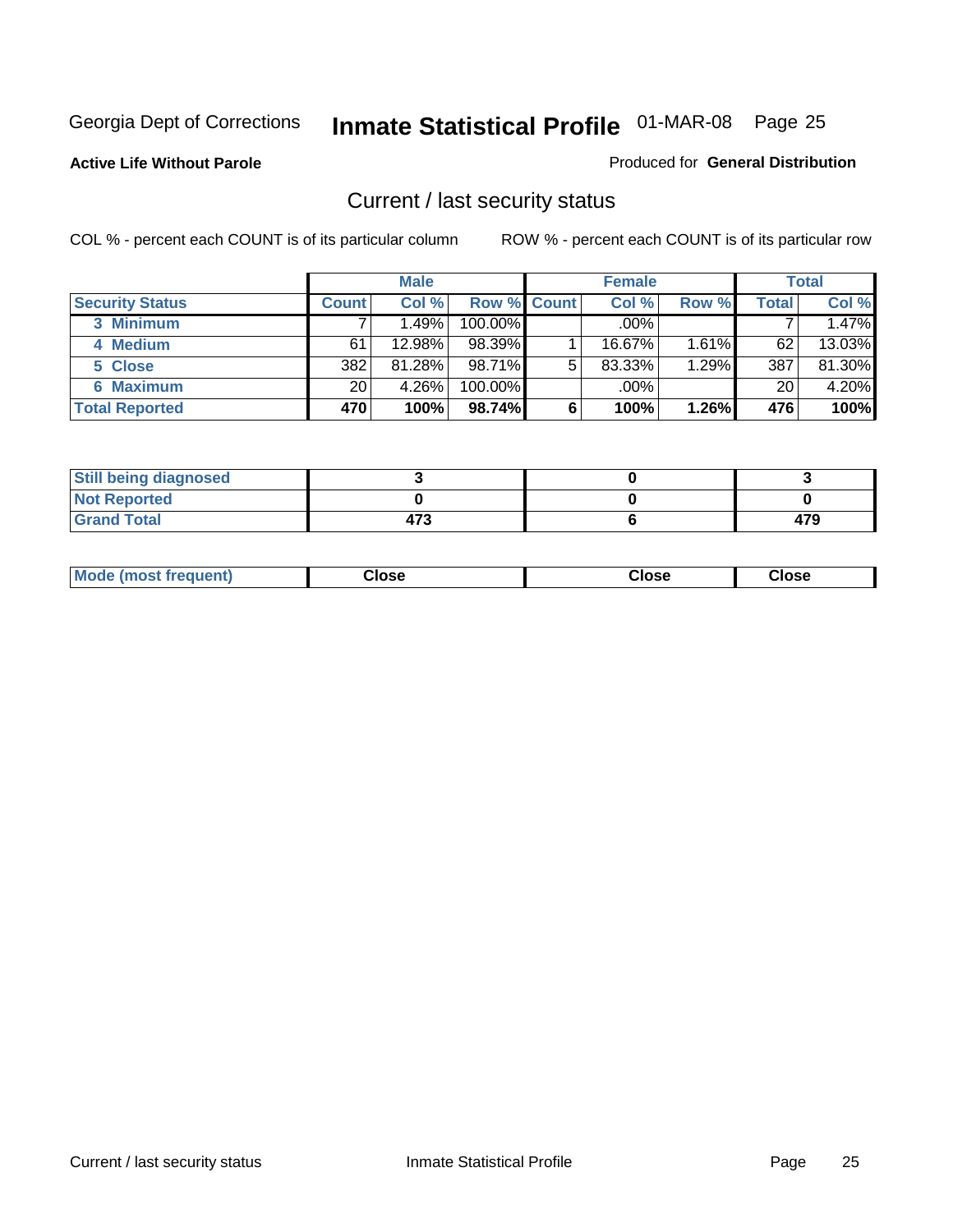Georgia Dept of Corrections **Inmate Statistical Profile** 01-MAR-08 Page 25

**Active Life Without Parole**

Produced for **General Distribution**

## Current / last security status

COL % - percent each COUNT is of its particular column

ROW % - percent each COUNT is of its particular row

| | Male | | | Female | | | Total | |
|---|---|---|---|---|---|---|---|---|
| **Security Status** | **Count** | **Col %** | **Row %** | **Count** | **Col %** | **Row %** | **Total** | **Col %** |
| 3 Minimum | 7 | 1.49% | 100.00% | | .00% | | 7 | 1.47% |
| 4 Medium | 61 | 12.98% | 98.39% | 1 | 16.67% | 1.61% | 62 | 13.03% |
| 5 Close | 382 | 81.28% | 98.71% | 5 | 83.33% | 1.29% | 387 | 81.30% |
| 6 Maximum | 20 | 4.26% | 100.00% | | .00% | | 20 | 4.20% |
| **Total Reported** | **470** | **100%** | **98.74%** | **6** | **100%** | **1.26%** | **476** | **100%** |

| | Male | Female | Total |
|---|---|---|---|
| Still being diagnosed | 3 | 0 | 3 |
| Not Reported | 0 | 0 | 0 |
| Grand Total | 473 | 6 | 479 |

| | Male | Female | Total |
|---|---|---|---|
| Mode (most frequent) | Close | Close | Close |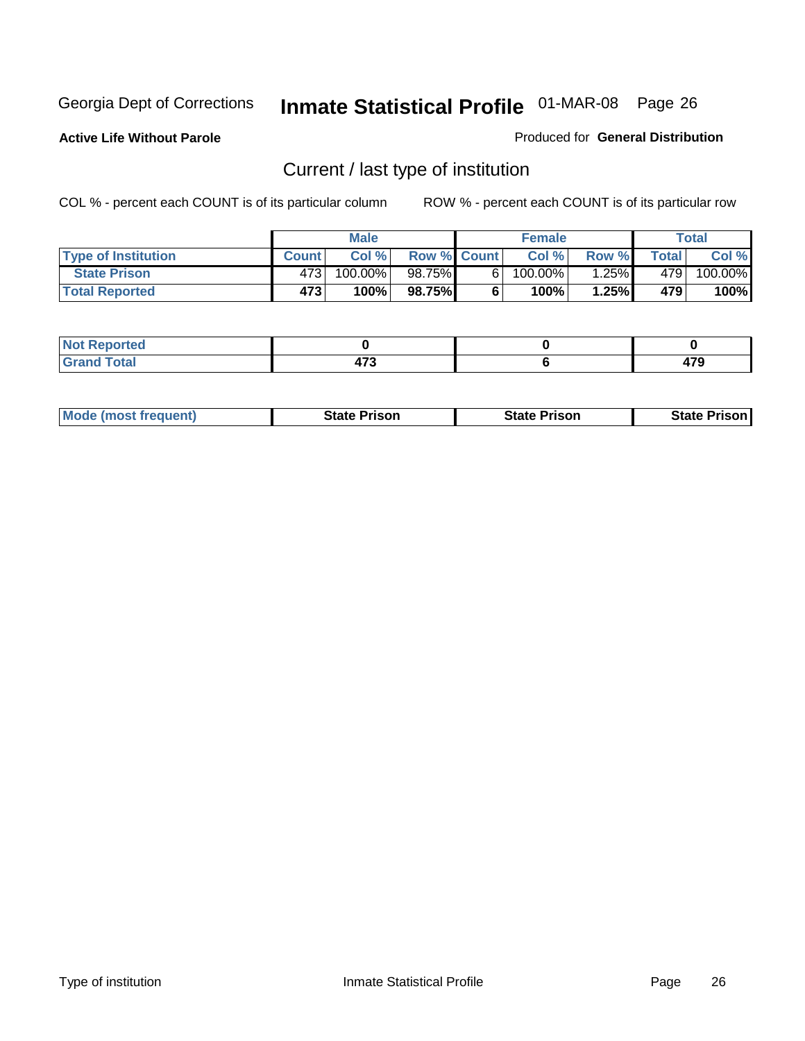Georgia Dept of Corrections **Inmate Statistical Profile** 01-MAR-08

**Active Life Without Parole**

Produced for **General Distribution**

## Current / last type of institution

COL % - percent each COUNT is of its particular column

ROW % - percent each COUNT is of its particular row

| | Male | | | Female | | | Total | |
|---|---|---|---|---|---|---|---|---|
| **Type of Institution** | **Count** | **Col %** | **Row %** | **Count** | **Col %** | **Row %** | **Total** | **Col %** |
| **State Prison** | 473 | 100.00% | 98.75% | 6 | 100.00% | 1.25% | 479 | 100.00% |
| **Total Reported** | **473** | **100%** | **98.75%** | **6** | **100%** | **1.25%** | **479** | **100%** |

| | Male | Female | Total |
|---|---|---|---|
| **Not Reported** | **0** | **0** | **0** |
| **Grand Total** | **473** | **6** | **479** |

| | Male | Female | Total |
|---|---|---|---|
| **Mode (most frequent)** | **State Prison** | **State Prison** | **State Prison** |

Type of institution    Inmate Statistical Profile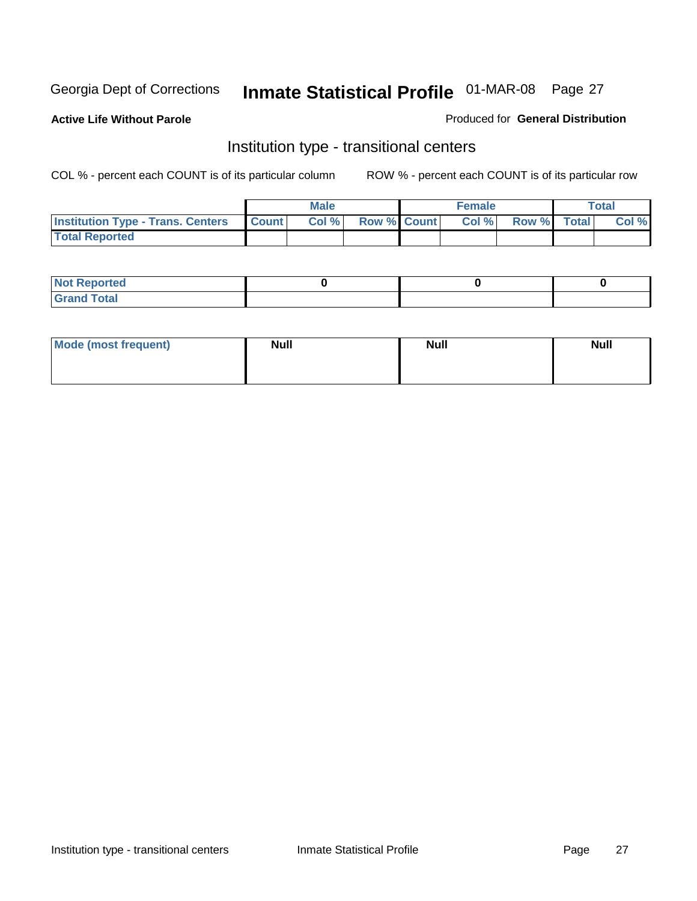Georgia Dept of Corrections **Inmate Statistical Profile** 01-MAR-08

**Active Life Without Parole**

Produced for **General Distribution**

## Institution type - transitional centers

COL % - percent each COUNT is of its particular column

ROW % - percent each COUNT is of its particular row

| | Male | | | Female | | | Total | |
|---|---|---|---|---|---|---|---|---|
| **Institution Type - Trans. Centers** | **Count** | **Col %** | **Row %** | **Count** | **Col %** | **Row %** | **Total** | **Col %** |
| **Total Reported** | | | | | | | | |

| | Male | Female | Total |
|---|---|---|---|
| **Not Reported** | 0 | 0 | 0 |
| **Grand Total** | | | |

| | Male | Female | Total |
|---|---|---|---|
| **Mode (most frequent)** | Null | Null | Null |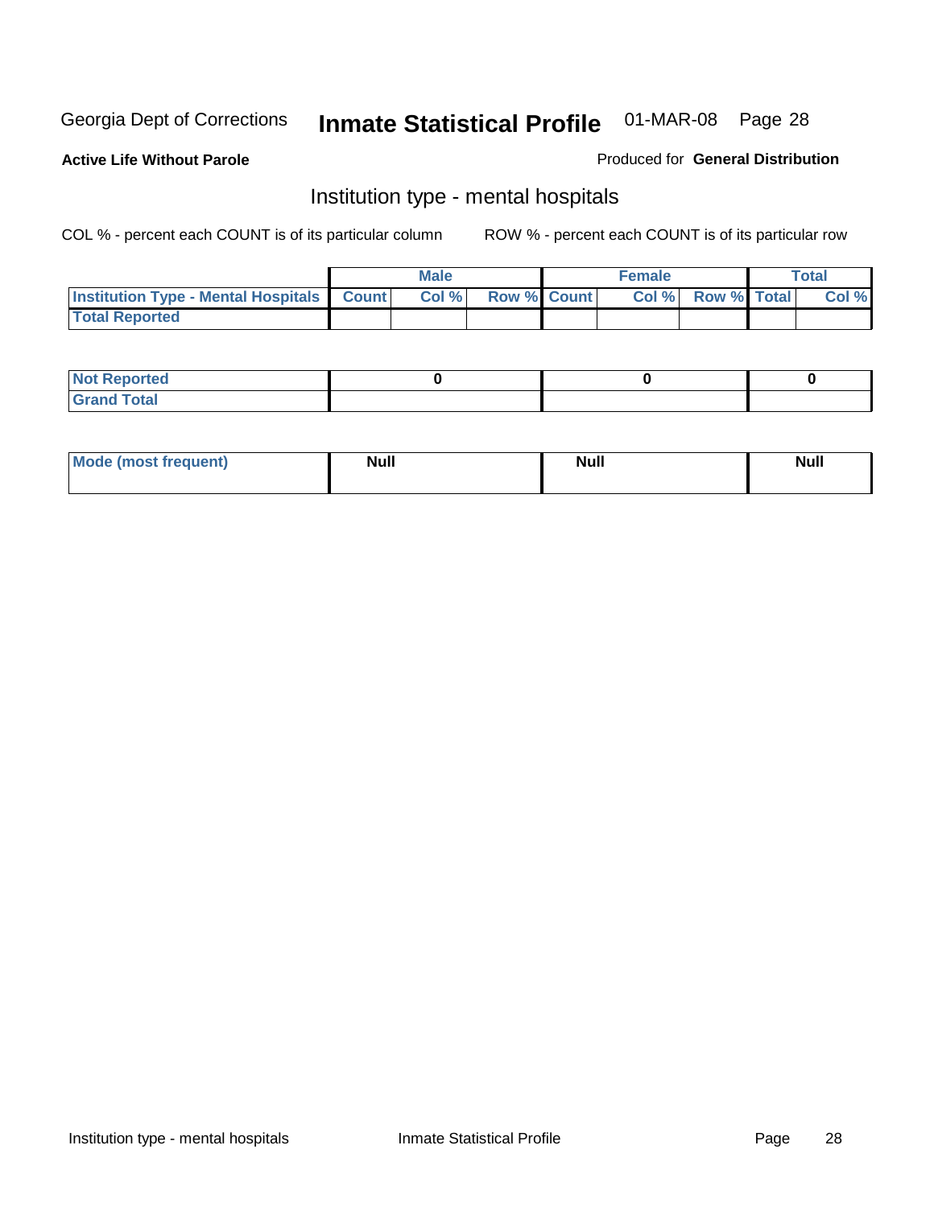Georgia Dept of Corrections **Inmate Statistical Profile** 01-MAR-08

**Active Life Without Parole**

Produced for **General Distribution**

## Institution type - mental hospitals

COL % - percent each COUNT is of its particular column

ROW % - percent each COUNT is of its particular row

| | Male | | | Female | | | Total | |
|---|---|---|---|---|---|---|---|---|
| **Institution Type - Mental Hospitals** | **Count** | **Col %** | **Row %** | **Count** | **Col %** | **Row %** | **Total** | **Col %** |
| **Total Reported** | | | | | | | | |
| **Not Reported** | 0 | | | 0 | | | 0 | |
| **Grand Total** | | | | | | | | |

| | Male | Female | Total |
|---|---|---|---|
| **Mode (most frequent)** | **Null** | **Null** | **Null** |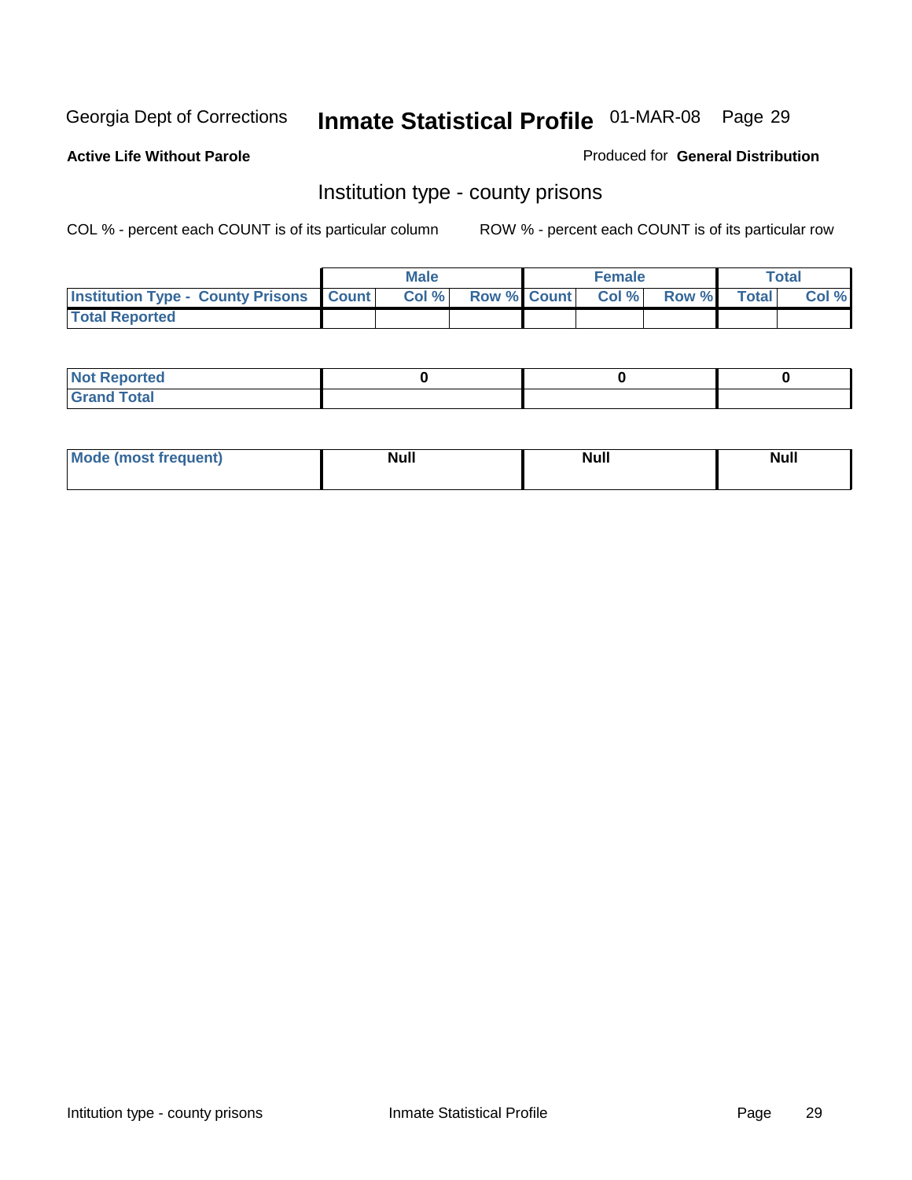Georgia Dept of Corrections **Inmate Statistical Profile** 01-MAR-08

**Active Life Without Parole**

Produced for **General Distribution**

## Institution type - county prisons

COL % - percent each COUNT is of its particular column ROW % - percent each COUNT is of its particular row

| | Male | | | Female | | | Total | |
|---|---|---|---|---|---|---|---|---|
| **Institution Type - County Prisons** | **Count** | **Col %** | **Row %** | **Count** | **Col %** | **Row %** | **Total** | **Col %** |
| **Total Reported** | | | | | | | | |

| | Male | Female | Total |
|---|---|---|---|
| **Not Reported** | 0 | 0 | 0 |
| **Grand Total** | | | |

| | Male | Female | Total |
|---|---|---|---|
| **Mode (most frequent)** | Null | Null | Null |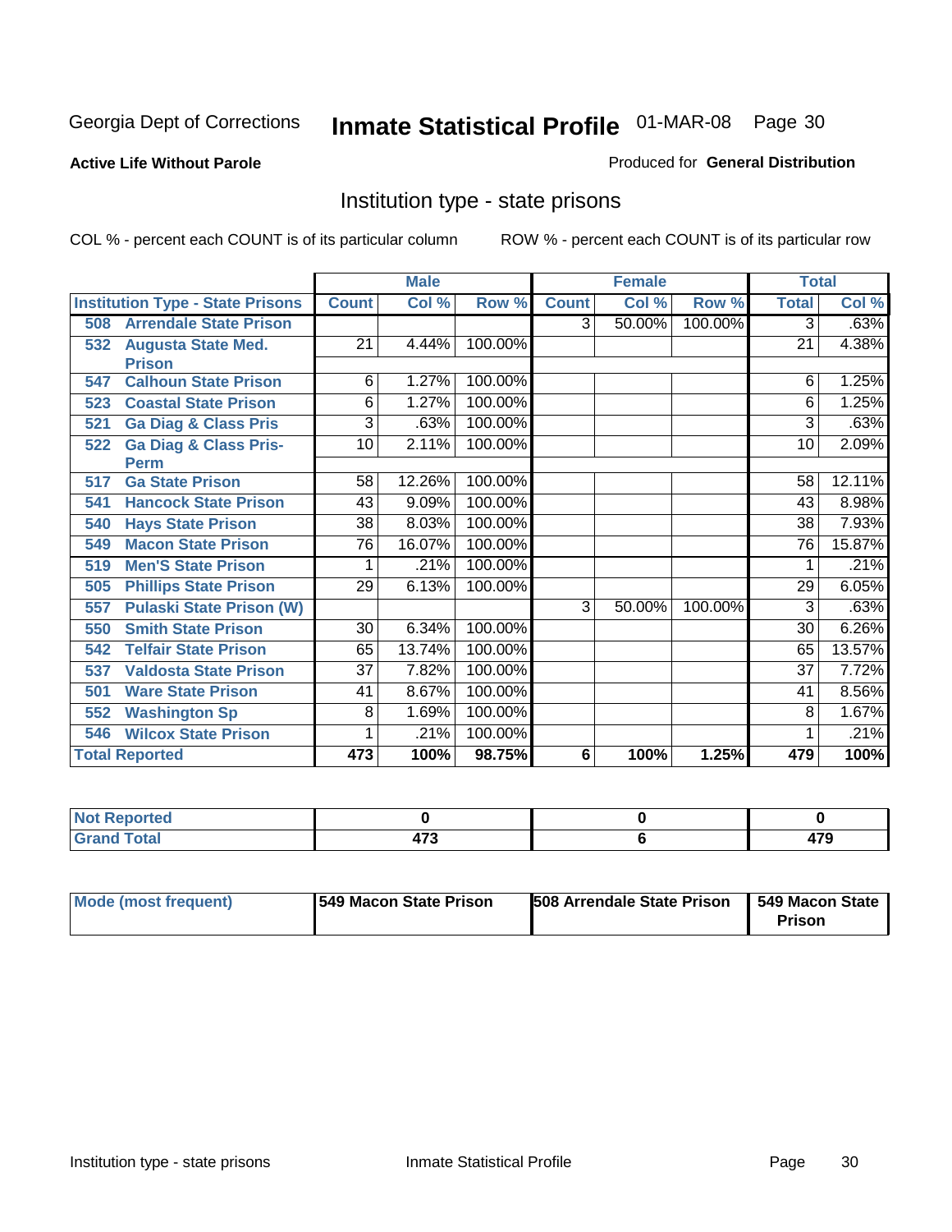Georgia Dept of Corrections

# Inmate Statistical Profile 01-MAR-08

**Active Life Without Parole**

Produced for **General Distribution**

## Institution type - state prisons

COL % - percent each COUNT is of its particular column

ROW % - percent each COUNT is of its particular row

| Institution Type - State Prisons | Male | | | Female | | | Total | |
|---|---|---|---|---|---|---|---|---|
| | Count | Col % | Row % | Count | Col % | Row % | Total | Col % |
| 508 Arrendale State Prison | | | | 3 | 50.00% | 100.00% | 3 | .63% |
| 532 Augusta State Med. Prison | 21 | 4.44% | 100.00% | | | | 21 | 4.38% |
| 547 Calhoun State Prison | 6 | 1.27% | 100.00% | | | | 6 | 1.25% |
| 523 Coastal State Prison | 6 | 1.27% | 100.00% | | | | 6 | 1.25% |
| 521 Ga Diag & Class Pris | 3 | .63% | 100.00% | | | | 3 | .63% |
| 522 Ga Diag & Class Pris-Perm | 10 | 2.11% | 100.00% | | | | 10 | 2.09% |
| 517 Ga State Prison | 58 | 12.26% | 100.00% | | | | 58 | 12.11% |
| 541 Hancock State Prison | 43 | 9.09% | 100.00% | | | | 43 | 8.98% |
| 540 Hays State Prison | 38 | 8.03% | 100.00% | | | | 38 | 7.93% |
| 549 Macon State Prison | 76 | 16.07% | 100.00% | | | | 76 | 15.87% |
| 519 Men'S State Prison | 1 | .21% | 100.00% | | | | 1 | .21% |
| 505 Phillips State Prison | 29 | 6.13% | 100.00% | | | | 29 | 6.05% |
| 557 Pulaski State Prison (W) | | | | 3 | 50.00% | 100.00% | 3 | .63% |
| 550 Smith State Prison | 30 | 6.34% | 100.00% | | | | 30 | 6.26% |
| 542 Telfair State Prison | 65 | 13.74% | 100.00% | | | | 65 | 13.57% |
| 537 Valdosta State Prison | 37 | 7.82% | 100.00% | | | | 37 | 7.72% |
| 501 Ware State Prison | 41 | 8.67% | 100.00% | | | | 41 | 8.56% |
| 552 Washington Sp | 8 | 1.69% | 100.00% | | | | 8 | 1.67% |
| 546 Wilcox State Prison | 1 | .21% | 100.00% | | | | 1 | .21% |
| **Total Reported** | **473** | **100%** | **98.75%** | **6** | **100%** | **1.25%** | **479** | **100%** |

| | Male | Female | Total |
|---|---|---|---|
| Not Reported | 0 | 0 | 0 |
| Grand Total | 473 | 6 | 479 |

| | Male | Female | Total |
|---|---|---|---|
| Mode (most frequent) | 549 Macon State Prison | 508 Arrendale State Prison | 549 Macon State Prison |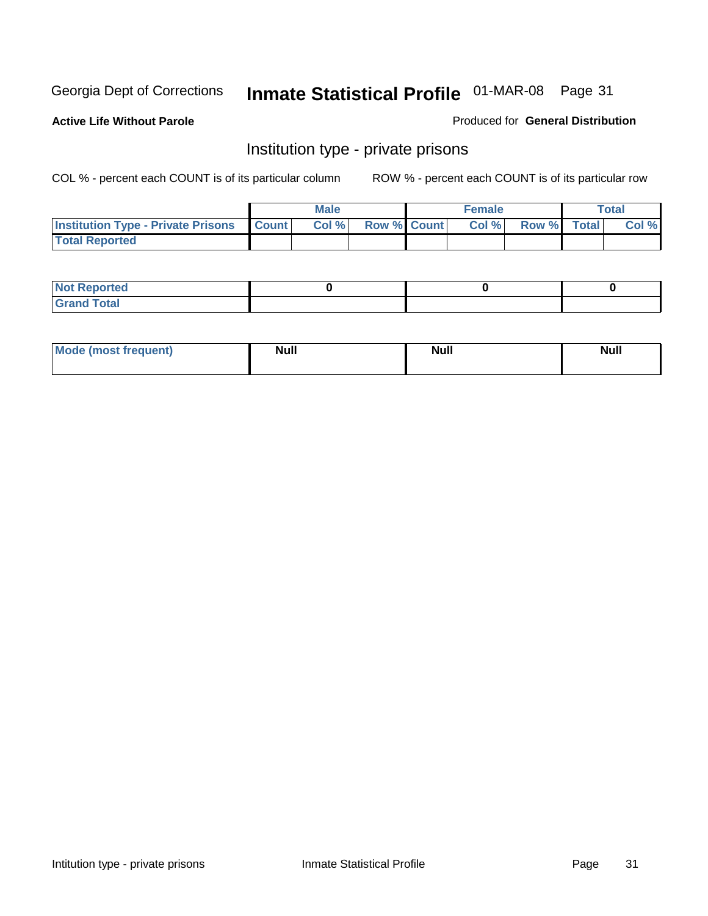Georgia Dept of Corrections **Inmate Statistical Profile** 01-MAR-08

**Active Life Without Parole**

Produced for **General Distribution**

## Institution type - private prisons

COL % - percent each COUNT is of its particular column

ROW % - percent each COUNT is of its particular row

| | Male | | | Female | | | Total | |
|---|---|---|---|---|---|---|---|---|
| Institution Type - Private Prisons | Count | Col % | Row % | Count | Col % | Row % | Total | Col % |
| Total Reported | | | | | | | | |
| Not Reported | 0 | | | 0 | | | 0 | |
| Grand Total | | | | | | | | |

| | Male | Female | Total |
|---|---|---|---|
| Mode (most frequent) | Null | Null | Null |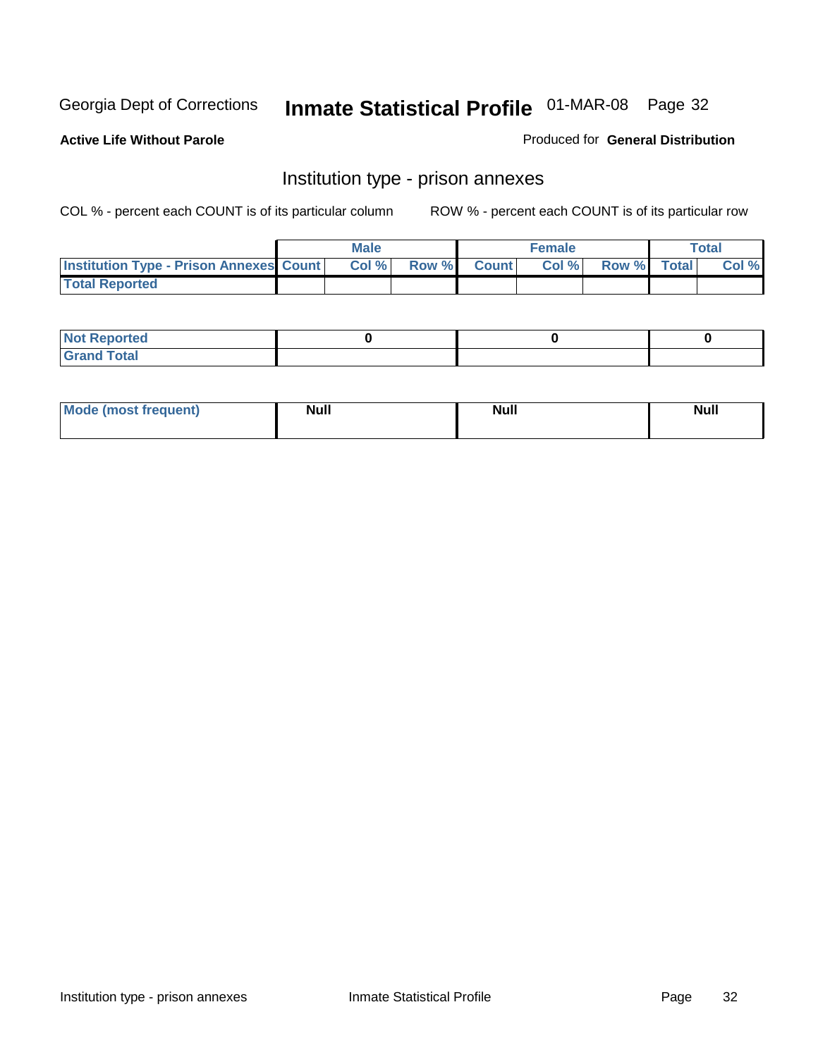Georgia Dept of Corrections **Inmate Statistical Profile** 01-MAR-08

**Active Life Without Parole**

Produced for **General Distribution**

## Institution type - prison annexes

COL % - percent each COUNT is of its particular column ROW % - percent each COUNT is of its particular row

| | Male | | | Female | | | Total | |
|---|---|---|---|---|---|---|---|---|
| Institution Type - Prison Annexes | Count | Col % | Row % | Count | Col % | Row % | Total | Col % |
| Total Reported | | | | | | | | |

| | Male | Female | Total |
|---|---|---|---|
| Not Reported | 0 | 0 | 0 |
| Grand Total | | | |

| | Male | Female | Total |
|---|---|---|---|
| Mode (most frequent) | Null | Null | Null |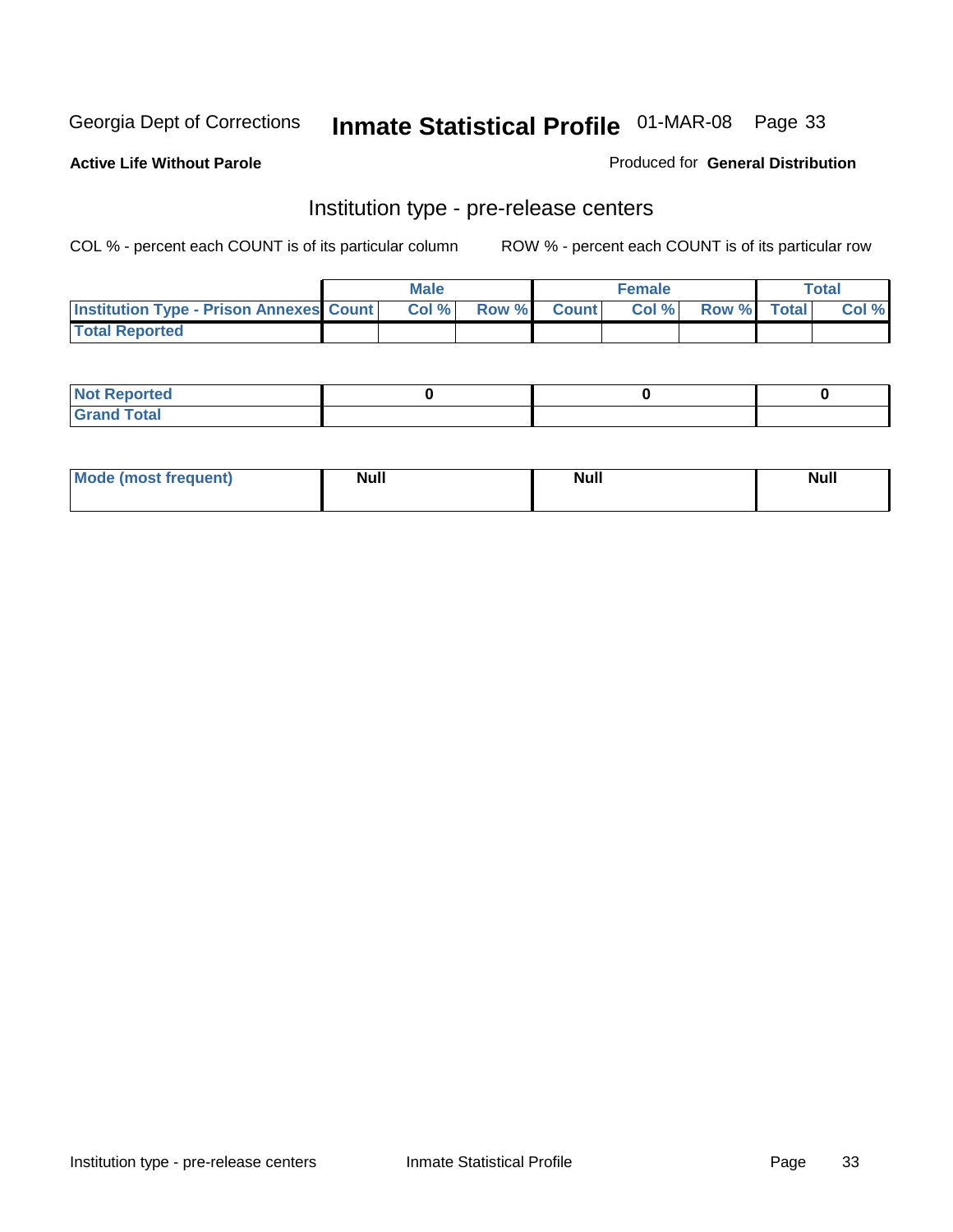Georgia Dept of Corrections **Inmate Statistical Profile** 01-MAR-08

**Active Life Without Parole**

Produced for **General Distribution**

## Institution type - pre-release centers

COL % - percent each COUNT is of its particular column ROW % - percent each COUNT is of its particular row

| | Male | | | Female | | | Total | |
|---|---|---|---|---|---|---|---|---|
| **Institution Type - Prison Annexes** | **Count** | **Col %** | **Row %** | **Count** | **Col %** | **Row %** | **Total** | **Col %** |
| **Total Reported** | | | | | | | | |

| | Male | Female | Total |
|---|---|---|---|
| **Not Reported** | 0 | 0 | 0 |
| **Grand Total** | | | |

| | Male | Female | Total |
|---|---|---|---|
| **Mode (most frequent)** | Null | Null | Null |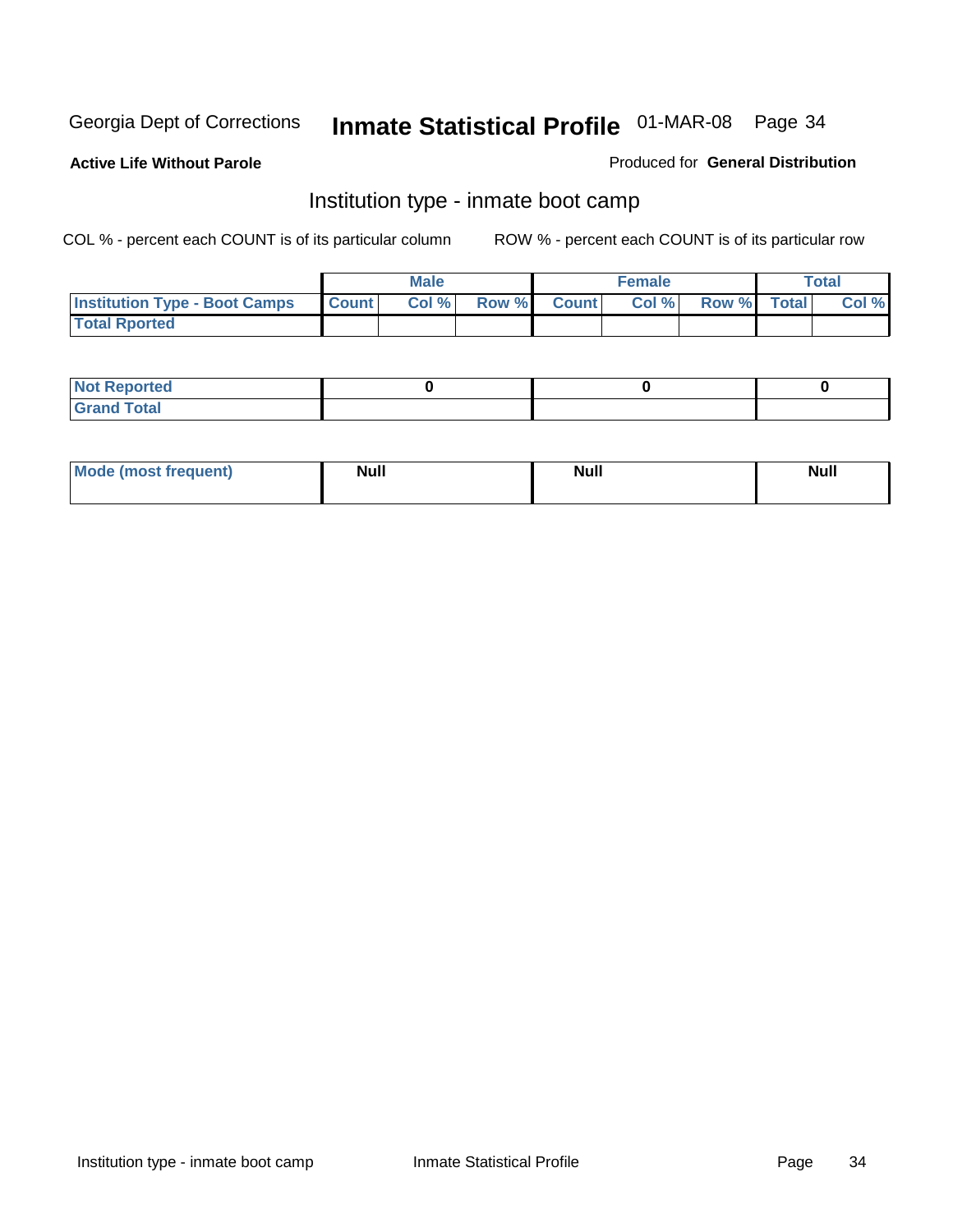Georgia Dept of Corrections **Inmate Statistical Profile** 01-MAR-08

**Active Life Without Parole**

Produced for **General Distribution**

## Institution type - inmate boot camp

COL % - percent each COUNT is of its particular column     ROW % - percent each COUNT is of its particular row

| | Male | | | Female | | | Total | |
|---|---|---|---|---|---|---|---|---|
| **Institution Type - Boot Camps** | **Count** | **Col %** | **Row %** | **Count** | **Col %** | **Row %** | **Total** | **Col %** |
| **Total Rported** | | | | | | | | |

| | Male | Female | Total |
|---|---|---|---|
| **Not Reported** | 0 | 0 | 0 |
| **Grand Total** | | | |

| | Male | Female | Total |
|---|---|---|---|
| **Mode (most frequent)** | Null | Null | Null |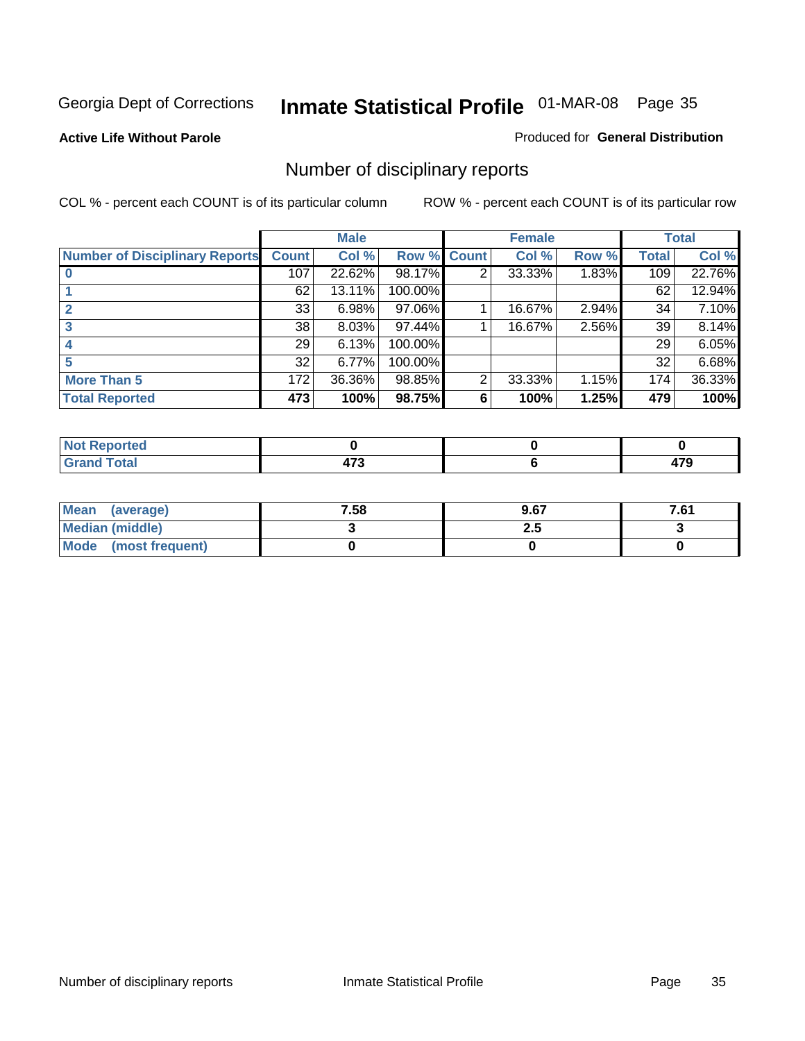Georgia Dept of Corrections **Inmate Statistical Profile** 01-MAR-08 Page 35

**Active Life Without Parole**

Produced for **General Distribution**

## Number of disciplinary reports

COL % - percent each COUNT is of its particular column

ROW % - percent each COUNT is of its particular row

| | Male | | | Female | | | Total | |
|---|---|---|---|---|---|---|---|---|
| **Number of Disciplinary Reports** | **Count** | **Col %** | **Row %** | **Count** | **Col %** | **Row %** | **Total** | **Col %** |
| **0** | 107 | 22.62% | 98.17% | 2 | 33.33% | 1.83% | 109 | 22.76% |
| **1** | 62 | 13.11% | 100.00% | | | | 62 | 12.94% |
| **2** | 33 | 6.98% | 97.06% | 1 | 16.67% | 2.94% | 34 | 7.10% |
| **3** | 38 | 8.03% | 97.44% | 1 | 16.67% | 2.56% | 39 | 8.14% |
| **4** | 29 | 6.13% | 100.00% | | | | 29 | 6.05% |
| **5** | 32 | 6.77% | 100.00% | | | | 32 | 6.68% |
| **More Than 5** | 172 | 36.36% | 98.85% | 2 | 33.33% | 1.15% | 174 | 36.33% |
| **Total Reported** | **473** | **100%** | **98.75%** | **6** | **100%** | **1.25%** | **479** | **100%** |

| | Male | Female | Total |
|---|---|---|---|
| **Not Reported** | **0** | **0** | **0** |
| **Grand Total** | **473** | **6** | **479** |

| | Male | Female | Total |
|---|---|---|---|
| **Mean (average)** | **7.58** | **9.67** | **7.61** |
| **Median (middle)** | **3** | **2.5** | **3** |
| **Mode (most frequent)** | **0** | **0** | **0** |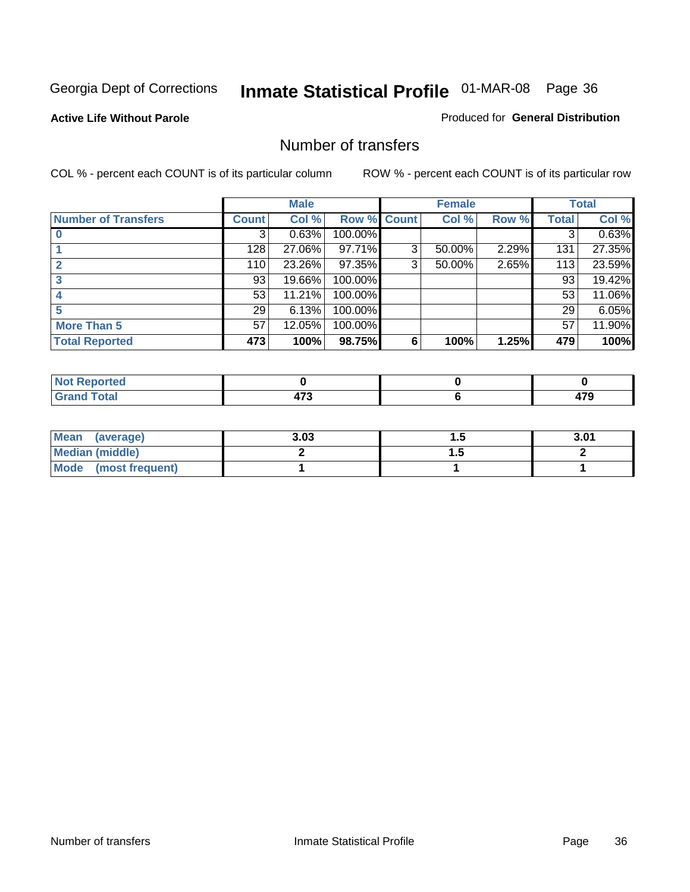Georgia Dept of Corrections **Inmate Statistical Profile** 01-MAR-08

**Active Life Without Parole**

Produced for **General Distribution**

## Number of transfers

COL % - percent each COUNT is of its particular column

ROW % - percent each COUNT is of its particular row

| | Male | | | Female | | | Total | |
|---|---|---|---|---|---|---|---|---|
| **Number of Transfers** | **Count** | **Col %** | **Row %** | **Count** | **Col %** | **Row %** | **Total** | **Col %** |
| **0** | 3 | 0.63% | 100.00% | | | | 3 | 0.63% |
| **1** | 128 | 27.06% | 97.71% | 3 | 50.00% | 2.29% | 131 | 27.35% |
| **2** | 110 | 23.26% | 97.35% | 3 | 50.00% | 2.65% | 113 | 23.59% |
| **3** | 93 | 19.66% | 100.00% | | | | 93 | 19.42% |
| **4** | 53 | 11.21% | 100.00% | | | | 53 | 11.06% |
| **5** | 29 | 6.13% | 100.00% | | | | 29 | 6.05% |
| **More Than 5** | 57 | 12.05% | 100.00% | | | | 57 | 11.90% |
| **Total Reported** | **473** | **100%** | **98.75%** | **6** | **100%** | **1.25%** | **479** | **100%** |

| | Male | Female | Total |
|---|---|---|---|
| **Not Reported** | **0** | **0** | **0** |
| **Grand Total** | **473** | **6** | **479** |

| | Male | Female | Total |
|---|---|---|---|
| **Mean (average)** | **3.03** | **1.5** | **3.01** |
| **Median (middle)** | **2** | **1.5** | **2** |
| **Mode (most frequent)** | **1** | **1** | **1** |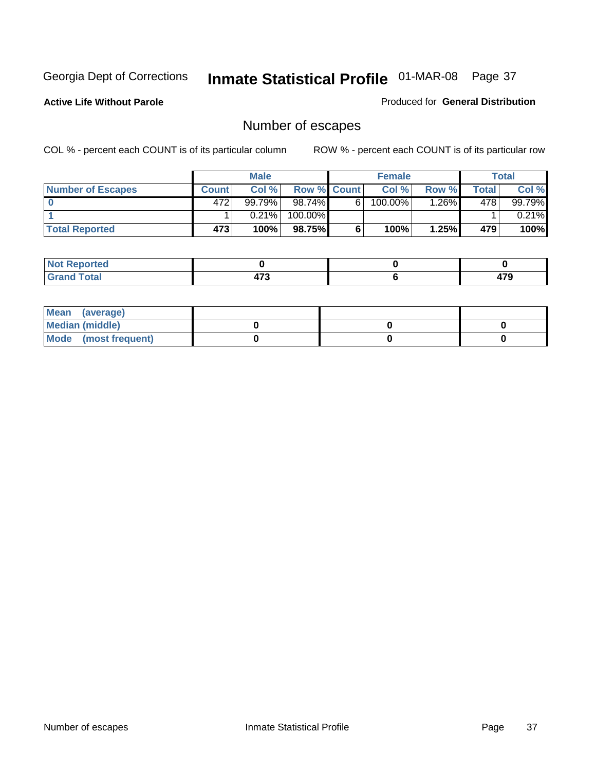Georgia Dept of Corrections **Inmate Statistical Profile** 01-MAR-08

**Active Life Without Parole** Produced for **General Distribution**

## Number of escapes

COL % - percent each COUNT is of its particular column ROW % - percent each COUNT is of its particular row

| | Male | | | Female | | | Total | |
|---|---|---|---|---|---|---|---|---|
| **Number of Escapes** | **Count** | **Col %** | **Row %** | **Count** | **Col %** | **Row %** | **Total** | **Col %** |
| **0** | 472 | 99.79% | 98.74% | 6 | 100.00% | 1.26% | 478 | 99.79% |
| **1** | 1 | 0.21% | 100.00% | | | | 1 | 0.21% |
| **Total Reported** | **473** | **100%** | **98.75%** | **6** | **100%** | **1.25%** | **479** | **100%** |

| | Male | Female | Total |
|---|---|---|---|
| **Not Reported** | **0** | **0** | **0** |
| **Grand Total** | **473** | **6** | **479** |

| | Male | Female | Total |
|---|---|---|---|
| **Mean (average)** | | | |
| **Median (middle)** | **0** | **0** | **0** |
| **Mode (most frequent)** | **0** | **0** | **0** |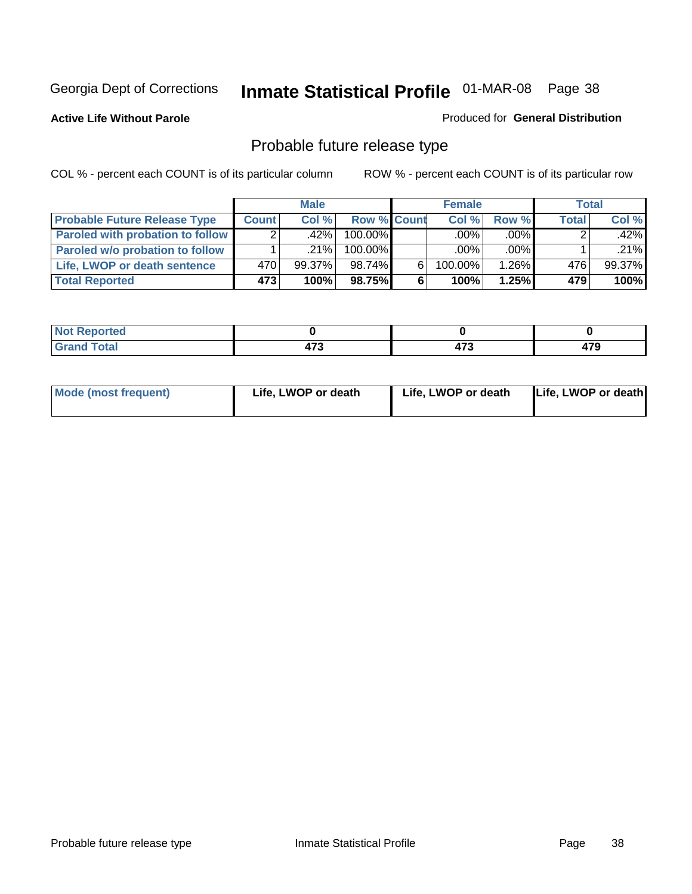Georgia Dept of Corrections **Inmate Statistical Profile** 01-MAR-08

**Active Life Without Parole**

Produced for **General Distribution**

## Probable future release type

COL % - percent each COUNT is of its particular column ROW % - percent each COUNT is of its particular row

| | Male | | | Female | | | Total | |
|---|---|---|---|---|---|---|---|---|
| **Probable Future Release Type** | **Count** | **Col %** | **Row %** | **Count** | **Col %** | **Row %** | **Total** | **Col %** |
| **Paroled with probation to follow** | 2 | .42% | 100.00% | | .00% | .00% | 2 | .42% |
| **Paroled w/o probation to follow** | 1 | .21% | 100.00% | | .00% | .00% | 1 | .21% |
| **Life, LWOP or death sentence** | 470 | 99.37% | 98.74% | 6 | 100.00% | 1.26% | 476 | 99.37% |
| **Total Reported** | **473** | **100%** | **98.75%** | **6** | **100%** | **1.25%** | **479** | **100%** |

| | Male | Female | Total |
|---|---|---|---|
| **Not Reported** | **0** | **0** | **0** |
| **Grand Total** | **473** | **473** | **479** |

| | Male | Female | Total |
|---|---|---|---|
| **Mode (most frequent)** | **Life, LWOP or death** | **Life, LWOP or death** | **Life, LWOP or death** |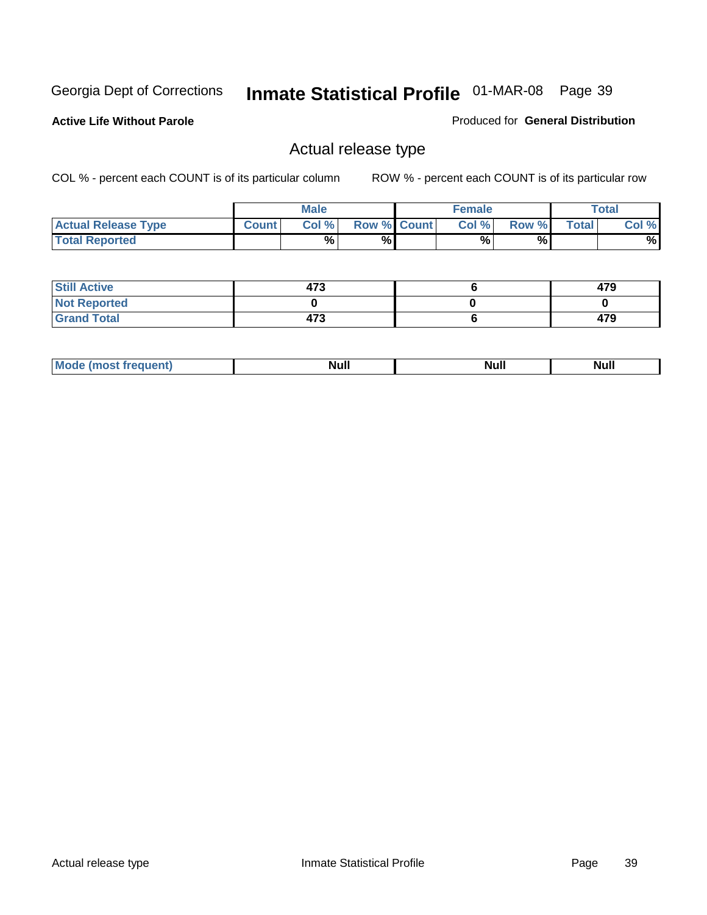Georgia Dept of Corrections **Inmate Statistical Profile** 01-MAR-08

**Active Life Without Parole**

Produced for **General Distribution**

## Actual release type

COL % - percent each COUNT is of its particular column

ROW % - percent each COUNT is of its particular row

| | Male | | | Female | | | Total | |
|---|---|---|---|---|---|---|---|---|
| **Actual Release Type** | **Count** | **Col %** | **Row %** | **Count** | **Col %** | **Row %** | **Total** | **Col %** |
| **Total Reported** | | % | % | | % | % | | % |
| **Still Active** | 473 | | | 6 | | | 479 | |
| **Not Reported** | 0 | | | 0 | | | 0 | |
| **Grand Total** | 473 | | | 6 | | | 479 | |
| **Mode (most frequent)** | Null | | | Null | | | Null | |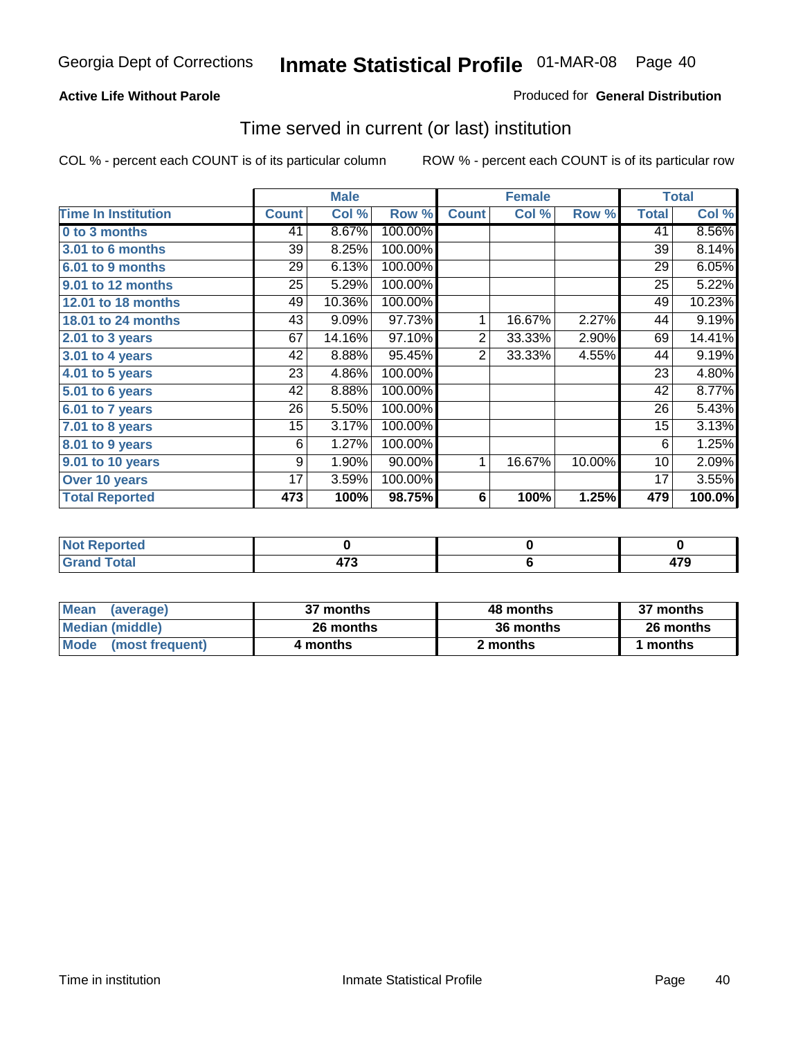**Active Life Without Parole**

Produced for **General Distribution**

## Time served in current (or last) institution

COL % - percent each COUNT is of its particular column

ROW % - percent each COUNT is of its particular row

| | Male | | | Female | | | Total | |
|---|---|---|---|---|---|---|---|---|
| Time In Institution | Count | Col % | Row % | Count | Col % | Row % | Total | Col % |
| 0 to 3 months | 41 | 8.67% | 100.00% | | | | 41 | 8.56% |
| 3.01 to 6 months | 39 | 8.25% | 100.00% | | | | 39 | 8.14% |
| 6.01 to 9 months | 29 | 6.13% | 100.00% | | | | 29 | 6.05% |
| 9.01 to 12 months | 25 | 5.29% | 100.00% | | | | 25 | 5.22% |
| 12.01 to 18 months | 49 | 10.36% | 100.00% | | | | 49 | 10.23% |
| 18.01 to 24 months | 43 | 9.09% | 97.73% | 1 | 16.67% | 2.27% | 44 | 9.19% |
| 2.01 to 3 years | 67 | 14.16% | 97.10% | 2 | 33.33% | 2.90% | 69 | 14.41% |
| 3.01 to 4 years | 42 | 8.88% | 95.45% | 2 | 33.33% | 4.55% | 44 | 9.19% |
| 4.01 to 5 years | 23 | 4.86% | 100.00% | | | | 23 | 4.80% |
| 5.01 to 6 years | 42 | 8.88% | 100.00% | | | | 42 | 8.77% |
| 6.01 to 7 years | 26 | 5.50% | 100.00% | | | | 26 | 5.43% |
| 7.01 to 8 years | 15 | 3.17% | 100.00% | | | | 15 | 3.13% |
| 8.01 to 9 years | 6 | 1.27% | 100.00% | | | | 6 | 1.25% |
| 9.01 to 10 years | 9 | 1.90% | 90.00% | 1 | 16.67% | 10.00% | 10 | 2.09% |
| Over 10 years | 17 | 3.59% | 100.00% | | | | 17 | 3.55% |
| **Total Reported** | **473** | **100%** | **98.75%** | **6** | **100%** | **1.25%** | **479** | **100.0%** |

| | Male | Female | Total |
|---|---|---|---|
| Not Reported | 0 | 0 | 0 |
| Grand Total | 473 | 6 | 479 |

| | Male | Female | Total |
|---|---|---|---|
| Mean (average) | 37 months | 48 months | 37 months |
| Median (middle) | 26 months | 36 months | 26 months |
| Mode (most frequent) | 4 months | 2 months | 1 months |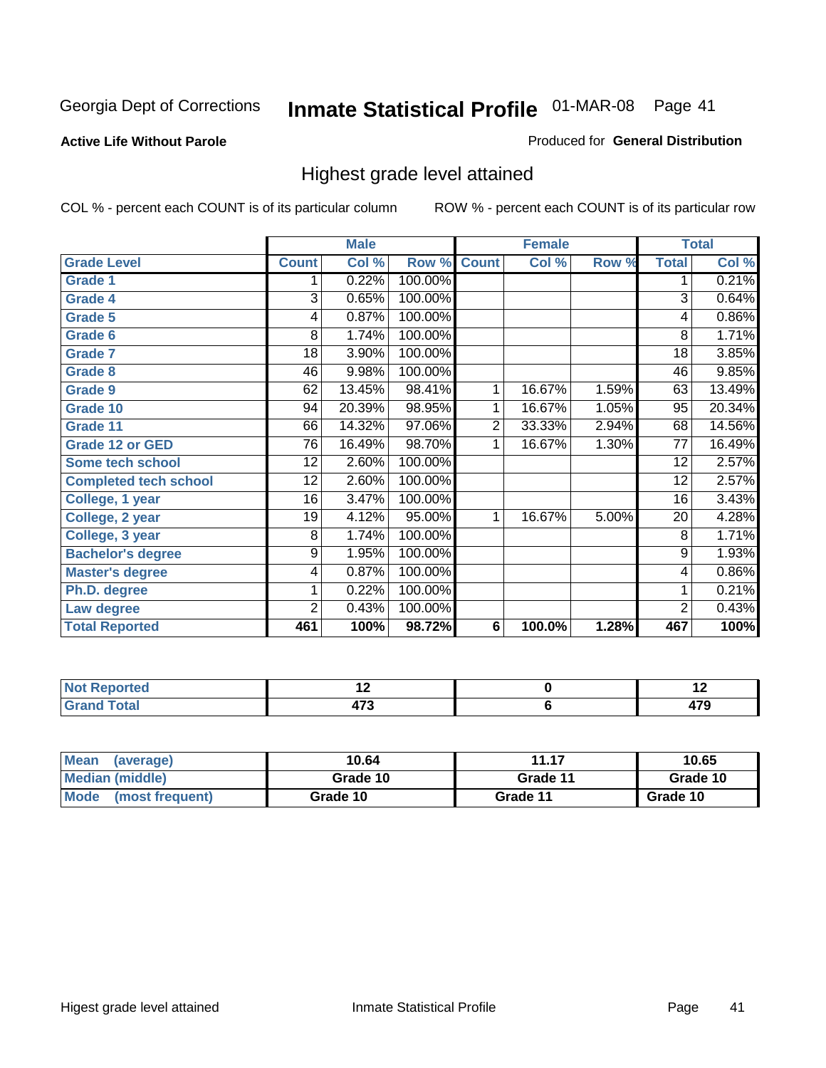Georgia Dept of Corrections **Inmate Statistical Profile** 01-MAR-08

**Active Life Without Parole**

Produced for **General Distribution**

## Highest grade level attained

COL % - percent each COUNT is of its particular column

ROW % - percent each COUNT is of its particular row

| | Male | | | Female | | | Total | |
|---|---|---|---|---|---|---|---|---|
| **Grade Level** | **Count** | **Col %** | **Row %** | **Count** | **Col %** | **Row %** | **Total** | **Col %** |
| Grade 1 | 1 | 0.22% | 100.00% | | | | 1 | 0.21% |
| Grade 4 | 3 | 0.65% | 100.00% | | | | 3 | 0.64% |
| Grade 5 | 4 | 0.87% | 100.00% | | | | 4 | 0.86% |
| Grade 6 | 8 | 1.74% | 100.00% | | | | 8 | 1.71% |
| Grade 7 | 18 | 3.90% | 100.00% | | | | 18 | 3.85% |
| Grade 8 | 46 | 9.98% | 100.00% | | | | 46 | 9.85% |
| Grade 9 | 62 | 13.45% | 98.41% | 1 | 16.67% | 1.59% | 63 | 13.49% |
| Grade 10 | 94 | 20.39% | 98.95% | 1 | 16.67% | 1.05% | 95 | 20.34% |
| Grade 11 | 66 | 14.32% | 97.06% | 2 | 33.33% | 2.94% | 68 | 14.56% |
| Grade 12 or GED | 76 | 16.49% | 98.70% | 1 | 16.67% | 1.30% | 77 | 16.49% |
| Some tech school | 12 | 2.60% | 100.00% | | | | 12 | 2.57% |
| Completed tech school | 12 | 2.60% | 100.00% | | | | 12 | 2.57% |
| College, 1 year | 16 | 3.47% | 100.00% | | | | 16 | 3.43% |
| College, 2 year | 19 | 4.12% | 95.00% | 1 | 16.67% | 5.00% | 20 | 4.28% |
| College, 3 year | 8 | 1.74% | 100.00% | | | | 8 | 1.71% |
| Bachelor's degree | 9 | 1.95% | 100.00% | | | | 9 | 1.93% |
| Master's degree | 4 | 0.87% | 100.00% | | | | 4 | 0.86% |
| Ph.D. degree | 1 | 0.22% | 100.00% | | | | 1 | 0.21% |
| Law degree | 2 | 0.43% | 100.00% | | | | 2 | 0.43% |
| **Total Reported** | **461** | **100%** | **98.72%** | **6** | **100.0%** | **1.28%** | **467** | **100%** |

| | Male | Female | Total |
|---|---|---|---|
| Not Reported | 12 | 0 | 12 |
| Grand Total | 473 | 6 | 479 |

| | Male | Female | Total |
|---|---|---|---|
| Mean (average) | 10.64 | 11.17 | 10.65 |
| Median (middle) | Grade 10 | Grade 11 | Grade 10 |
| Mode (most frequent) | Grade 10 | Grade 11 | Grade 10 |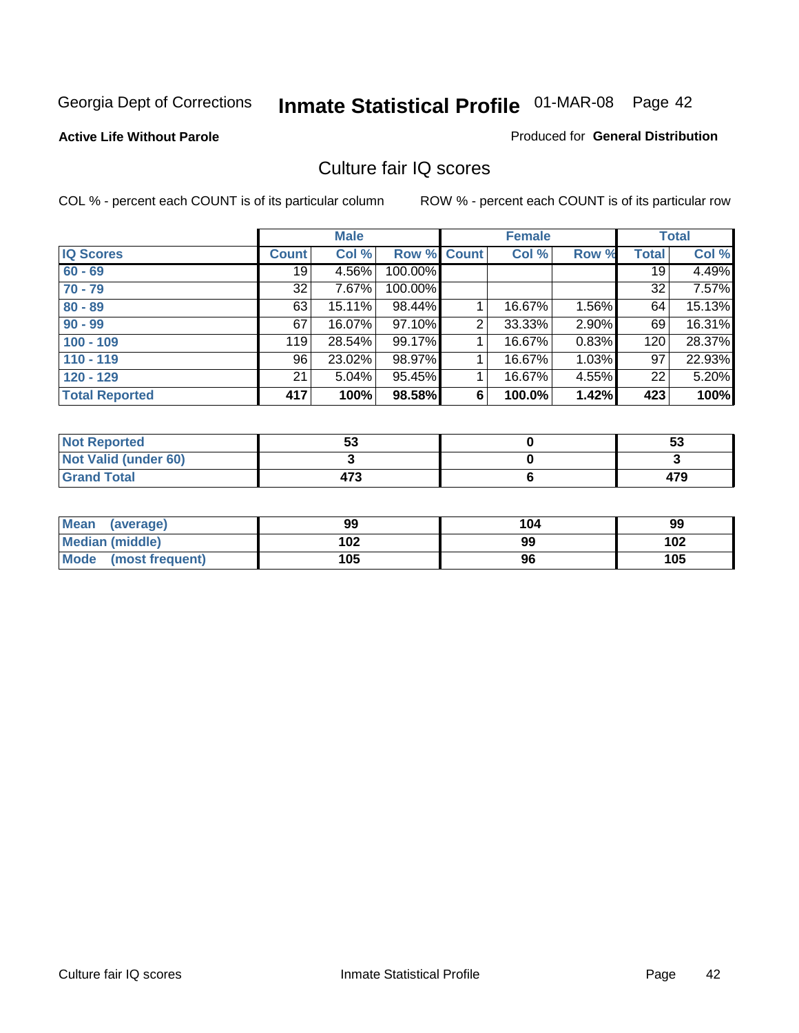Georgia Dept of Corrections **Inmate Statistical Profile** 01-MAR-08 Page 42

**Active Life Without Parole**

Produced for **General Distribution**

## Culture fair IQ scores

COL % - percent each COUNT is of its particular column

ROW % - percent each COUNT is of its particular row

| | Male | | | Female | | | Total | |
|---|---|---|---|---|---|---|---|---|
| **IQ Scores** | **Count** | **Col %** | **Row %** | **Count** | **Col %** | **Row %** | **Total** | **Col %** |
| 60 - 69 | 19 | 4.56% | 100.00% | | | | 19 | 4.49% |
| 70 - 79 | 32 | 7.67% | 100.00% | | | | 32 | 7.57% |
| 80 - 89 | 63 | 15.11% | 98.44% | 1 | 16.67% | 1.56% | 64 | 15.13% |
| 90 - 99 | 67 | 16.07% | 97.10% | 2 | 33.33% | 2.90% | 69 | 16.31% |
| 100 - 109 | 119 | 28.54% | 99.17% | 1 | 16.67% | 0.83% | 120 | 28.37% |
| 110 - 119 | 96 | 23.02% | 98.97% | 1 | 16.67% | 1.03% | 97 | 22.93% |
| 120 - 129 | 21 | 5.04% | 95.45% | 1 | 16.67% | 4.55% | 22 | 5.20% |
| **Total Reported** | **417** | **100%** | **98.58%** | **6** | **100.0%** | **1.42%** | **423** | **100%** |

| | Male | Female | Total |
|---|---|---|---|
| Not Reported | 53 | 0 | 53 |
| Not Valid (under 60) | 3 | 0 | 3 |
| Grand Total | 473 | 6 | 479 |

| | Male | Female | Total |
|---|---|---|---|
| Mean (average) | 99 | 104 | 99 |
| Median (middle) | 102 | 99 | 102 |
| Mode (most frequent) | 105 | 96 | 105 |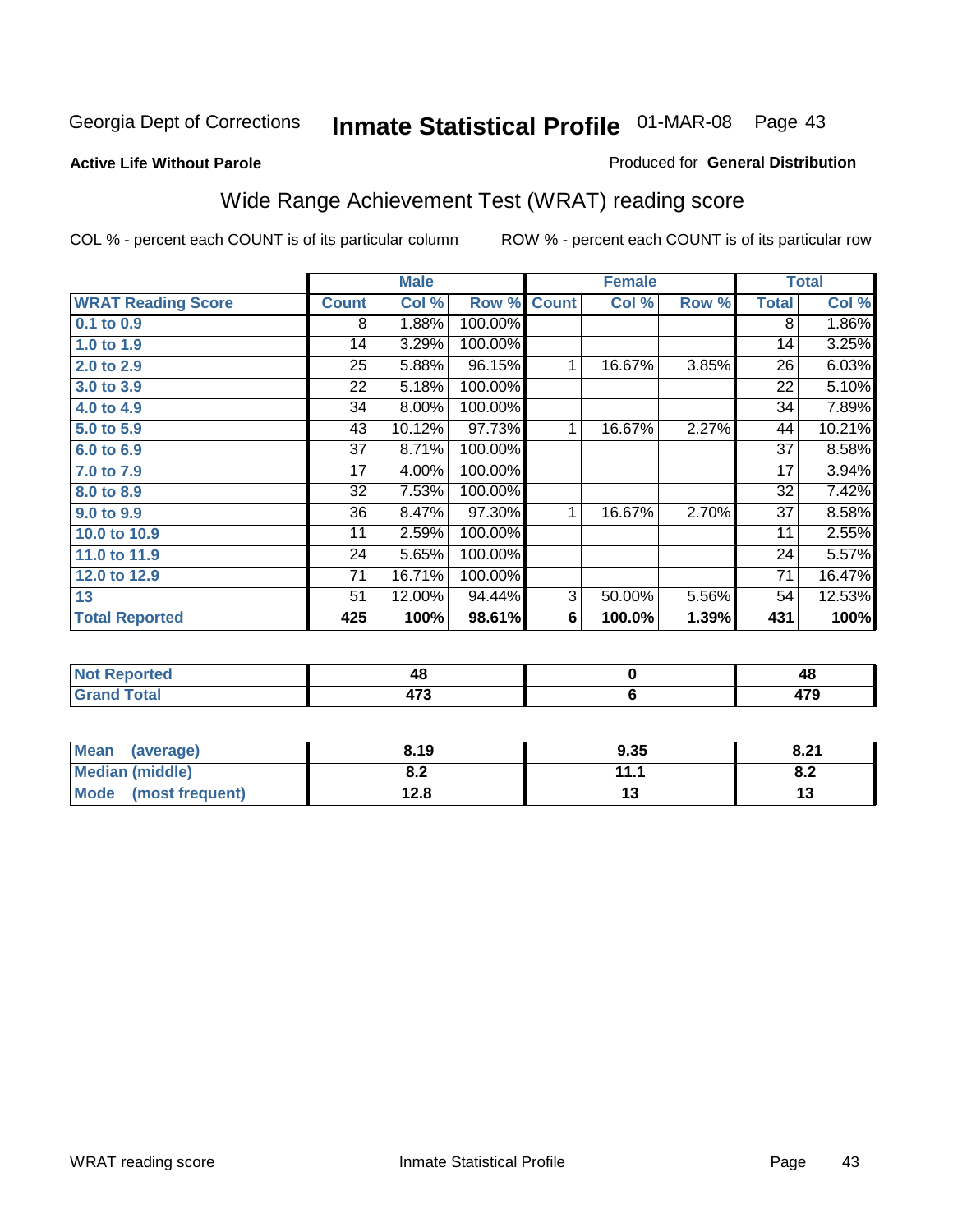Georgia Dept of Corrections **Inmate Statistical Profile** 01-MAR-08

**Active Life Without Parole**

Produced for **General Distribution**

## Wide Range Achievement Test (WRAT) reading score

COL % - percent each COUNT is of its particular column ROW % - percent each COUNT is of its particular row

| | Male | | | Female | | | Total | |
|---|---|---|---|---|---|---|---|---|
| **WRAT Reading Score** | **Count** | **Col %** | **Row %** | **Count** | **Col %** | **Row %** | **Total** | **Col %** |
| **0.1 to 0.9** | 8 | 1.88% | 100.00% | | | | 8 | 1.86% |
| **1.0 to 1.9** | 14 | 3.29% | 100.00% | | | | 14 | 3.25% |
| **2.0 to 2.9** | 25 | 5.88% | 96.15% | 1 | 16.67% | 3.85% | 26 | 6.03% |
| **3.0 to 3.9** | 22 | 5.18% | 100.00% | | | | 22 | 5.10% |
| **4.0 to 4.9** | 34 | 8.00% | 100.00% | | | | 34 | 7.89% |
| **5.0 to 5.9** | 43 | 10.12% | 97.73% | 1 | 16.67% | 2.27% | 44 | 10.21% |
| **6.0 to 6.9** | 37 | 8.71% | 100.00% | | | | 37 | 8.58% |
| **7.0 to 7.9** | 17 | 4.00% | 100.00% | | | | 17 | 3.94% |
| **8.0 to 8.9** | 32 | 7.53% | 100.00% | | | | 32 | 7.42% |
| **9.0 to 9.9** | 36 | 8.47% | 97.30% | 1 | 16.67% | 2.70% | 37 | 8.58% |
| **10.0 to 10.9** | 11 | 2.59% | 100.00% | | | | 11 | 2.55% |
| **11.0 to 11.9** | 24 | 5.65% | 100.00% | | | | 24 | 5.57% |
| **12.0 to 12.9** | 71 | 16.71% | 100.00% | | | | 71 | 16.47% |
| **13** | 51 | 12.00% | 94.44% | 3 | 50.00% | 5.56% | 54 | 12.53% |
| **Total Reported** | **425** | **100%** | **98.61%** | **6** | **100.0%** | **1.39%** | **431** | **100%** |

| | Male | Female | Total |
|---|---|---|---|
| **Not Reported** | **48** | **0** | **48** |
| **Grand Total** | **473** | **6** | **479** |

| | Male | Female | Total |
|---|---|---|---|
| **Mean (average)** | **8.19** | **9.35** | **8.21** |
| **Median (middle)** | **8.2** | **11.1** | **8.2** |
| **Mode (most frequent)** | **12.8** | **13** | **13** |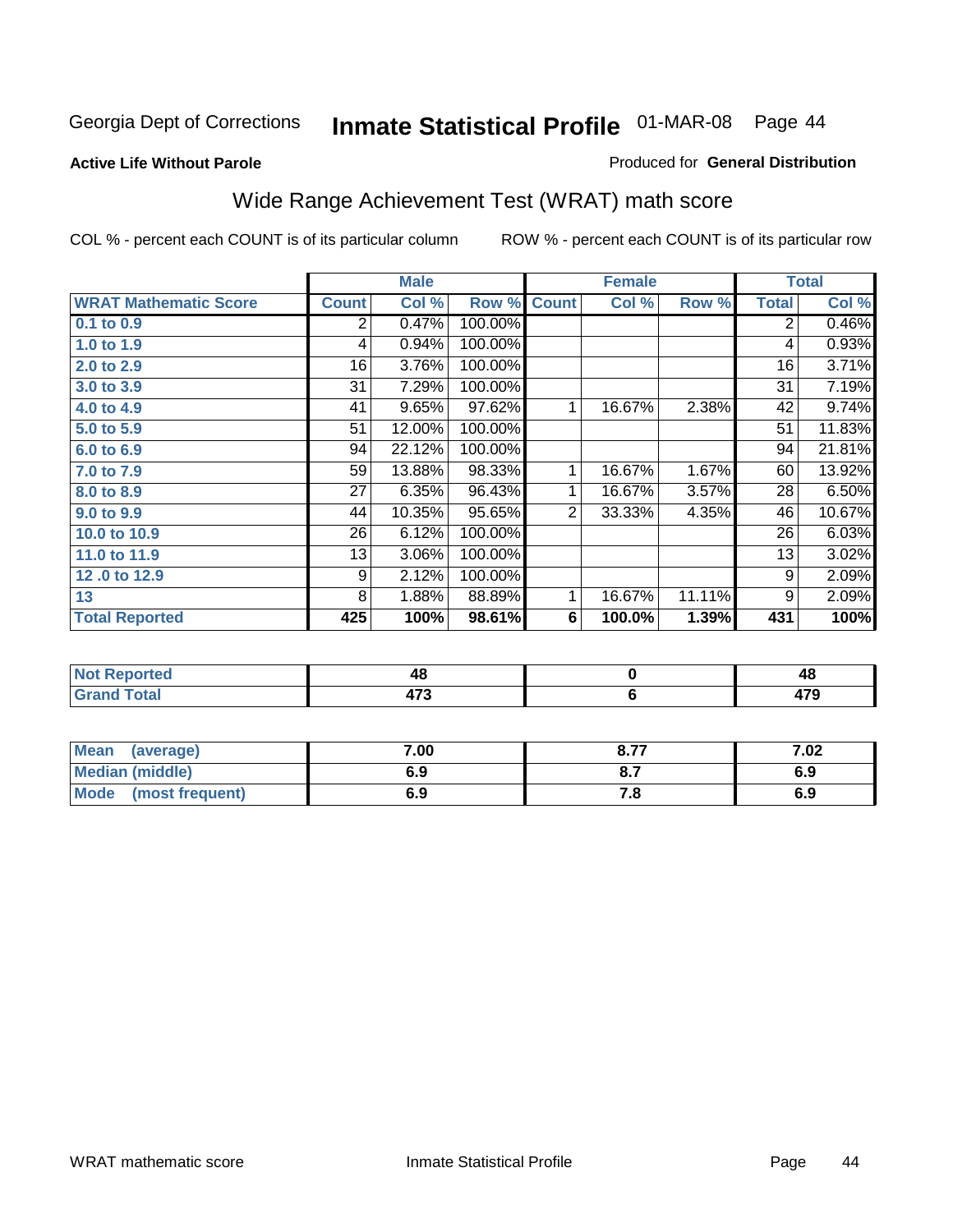Georgia Dept of Corrections **Inmate Statistical Profile** 01-MAR-08

**Active Life Without Parole**

Produced for **General Distribution**

## Wide Range Achievement Test (WRAT) math score

COL % - percent each COUNT is of its particular column ROW % - percent each COUNT is of its particular row

| | Male | | | Female | | | Total | |
|---|---|---|---|---|---|---|---|---|
| **WRAT Mathematic Score** | **Count** | **Col %** | **Row %** | **Count** | **Col %** | **Row %** | **Total** | **Col %** |
| **0.1 to 0.9** | 2 | 0.47% | 100.00% | | | | 2 | 0.46% |
| **1.0 to 1.9** | 4 | 0.94% | 100.00% | | | | 4 | 0.93% |
| **2.0 to 2.9** | 16 | 3.76% | 100.00% | | | | 16 | 3.71% |
| **3.0 to 3.9** | 31 | 7.29% | 100.00% | | | | 31 | 7.19% |
| **4.0 to 4.9** | 41 | 9.65% | 97.62% | 1 | 16.67% | 2.38% | 42 | 9.74% |
| **5.0 to 5.9** | 51 | 12.00% | 100.00% | | | | 51 | 11.83% |
| **6.0 to 6.9** | 94 | 22.12% | 100.00% | | | | 94 | 21.81% |
| **7.0 to 7.9** | 59 | 13.88% | 98.33% | 1 | 16.67% | 1.67% | 60 | 13.92% |
| **8.0 to 8.9** | 27 | 6.35% | 96.43% | 1 | 16.67% | 3.57% | 28 | 6.50% |
| **9.0 to 9.9** | 44 | 10.35% | 95.65% | 2 | 33.33% | 4.35% | 46 | 10.67% |
| **10.0 to 10.9** | 26 | 6.12% | 100.00% | | | | 26 | 6.03% |
| **11.0 to 11.9** | 13 | 3.06% | 100.00% | | | | 13 | 3.02% |
| **12 .0 to 12.9** | 9 | 2.12% | 100.00% | | | | 9 | 2.09% |
| **13** | 8 | 1.88% | 88.89% | 1 | 16.67% | 11.11% | 9 | 2.09% |
| **Total Reported** | **425** | **100%** | **98.61%** | **6** | **100.0%** | **1.39%** | **431** | **100%** |

| | Male | Female | Total |
|---|---|---|---|
| **Not Reported** | **48** | **0** | **48** |
| **Grand Total** | **473** | **6** | **479** |

| | Male | Female | Total |
|---|---|---|---|
| **Mean (average)** | **7.00** | **8.77** | **7.02** |
| **Median (middle)** | **6.9** | **8.7** | **6.9** |
| **Mode (most frequent)** | **6.9** | **7.8** | **6.9** |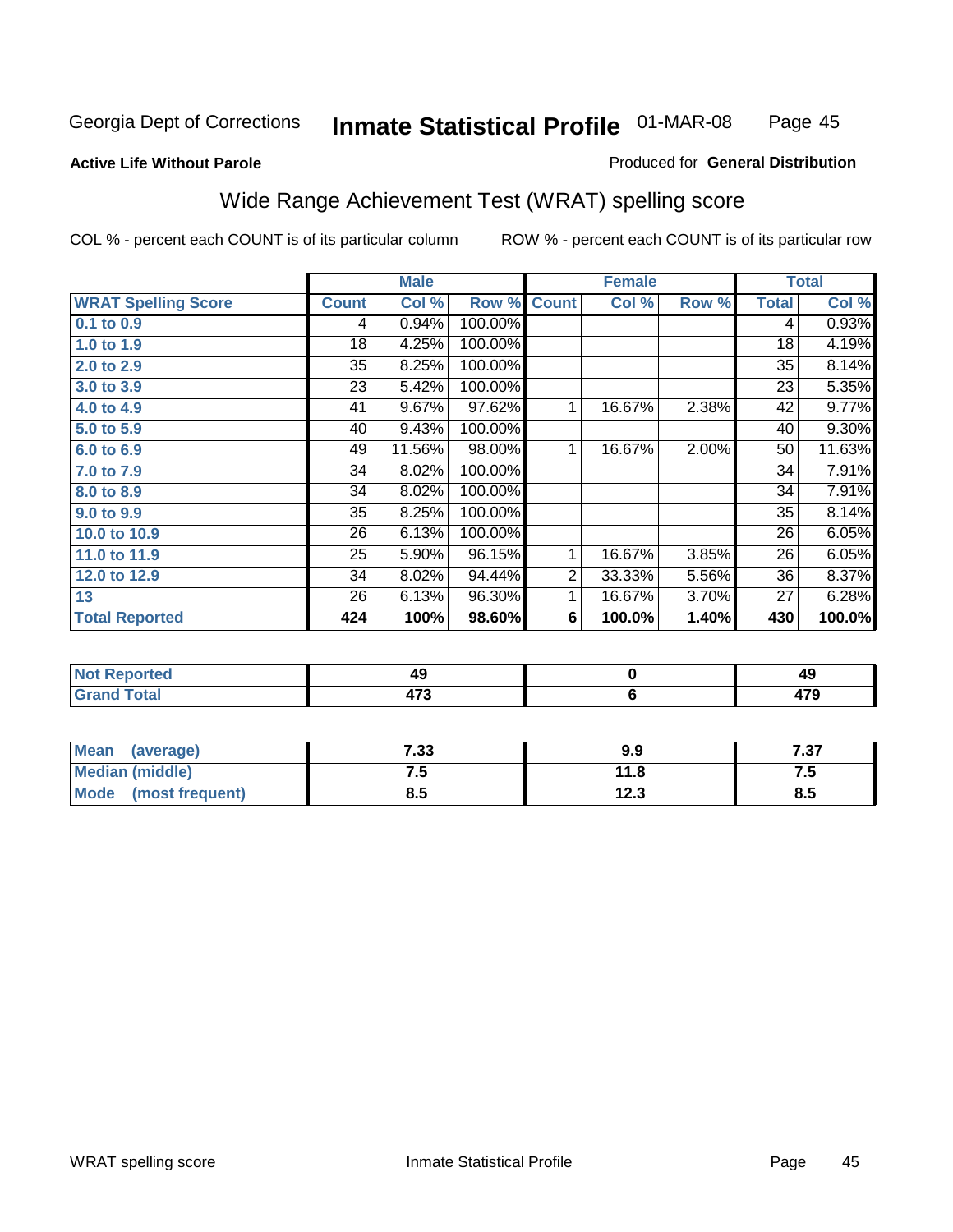Georgia Dept of Corrections **Inmate Statistical Profile** 01-MAR-08

**Active Life Without Parole**

Produced for **General Distribution**

## Wide Range Achievement Test (WRAT) spelling score

COL % - percent each COUNT is of its particular column ROW % - percent each COUNT is of its particular row

| | Male | | | Female | | | Total | |
|---|---|---|---|---|---|---|---|---|
| **WRAT Spelling Score** | **Count** | **Col %** | **Row %** | **Count** | **Col %** | **Row %** | **Total** | **Col %** |
| 0.1 to 0.9 | 4 | 0.94% | 100.00% | | | | 4 | 0.93% |
| 1.0 to 1.9 | 18 | 4.25% | 100.00% | | | | 18 | 4.19% |
| 2.0 to 2.9 | 35 | 8.25% | 100.00% | | | | 35 | 8.14% |
| 3.0 to 3.9 | 23 | 5.42% | 100.00% | | | | 23 | 5.35% |
| 4.0 to 4.9 | 41 | 9.67% | 97.62% | 1 | 16.67% | 2.38% | 42 | 9.77% |
| 5.0 to 5.9 | 40 | 9.43% | 100.00% | | | | 40 | 9.30% |
| 6.0 to 6.9 | 49 | 11.56% | 98.00% | 1 | 16.67% | 2.00% | 50 | 11.63% |
| 7.0 to 7.9 | 34 | 8.02% | 100.00% | | | | 34 | 7.91% |
| 8.0 to 8.9 | 34 | 8.02% | 100.00% | | | | 34 | 7.91% |
| 9.0 to 9.9 | 35 | 8.25% | 100.00% | | | | 35 | 8.14% |
| 10.0 to 10.9 | 26 | 6.13% | 100.00% | | | | 26 | 6.05% |
| 11.0 to 11.9 | 25 | 5.90% | 96.15% | 1 | 16.67% | 3.85% | 26 | 6.05% |
| 12.0 to 12.9 | 34 | 8.02% | 94.44% | 2 | 33.33% | 5.56% | 36 | 8.37% |
| 13 | 26 | 6.13% | 96.30% | 1 | 16.67% | 3.70% | 27 | 6.28% |
| **Total Reported** | **424** | **100%** | **98.60%** | **6** | **100.0%** | **1.40%** | **430** | **100.0%** |

| | Male | Female | Total |
|---|---|---|---|
| Not Reported | 49 | 0 | 49 |
| Grand Total | 473 | 6 | 479 |

| | Male | Female | Total |
|---|---|---|---|
| Mean (average) | 7.33 | 9.9 | 7.37 |
| Median (middle) | 7.5 | 11.8 | 7.5 |
| Mode (most frequent) | 8.5 | 12.3 | 8.5 |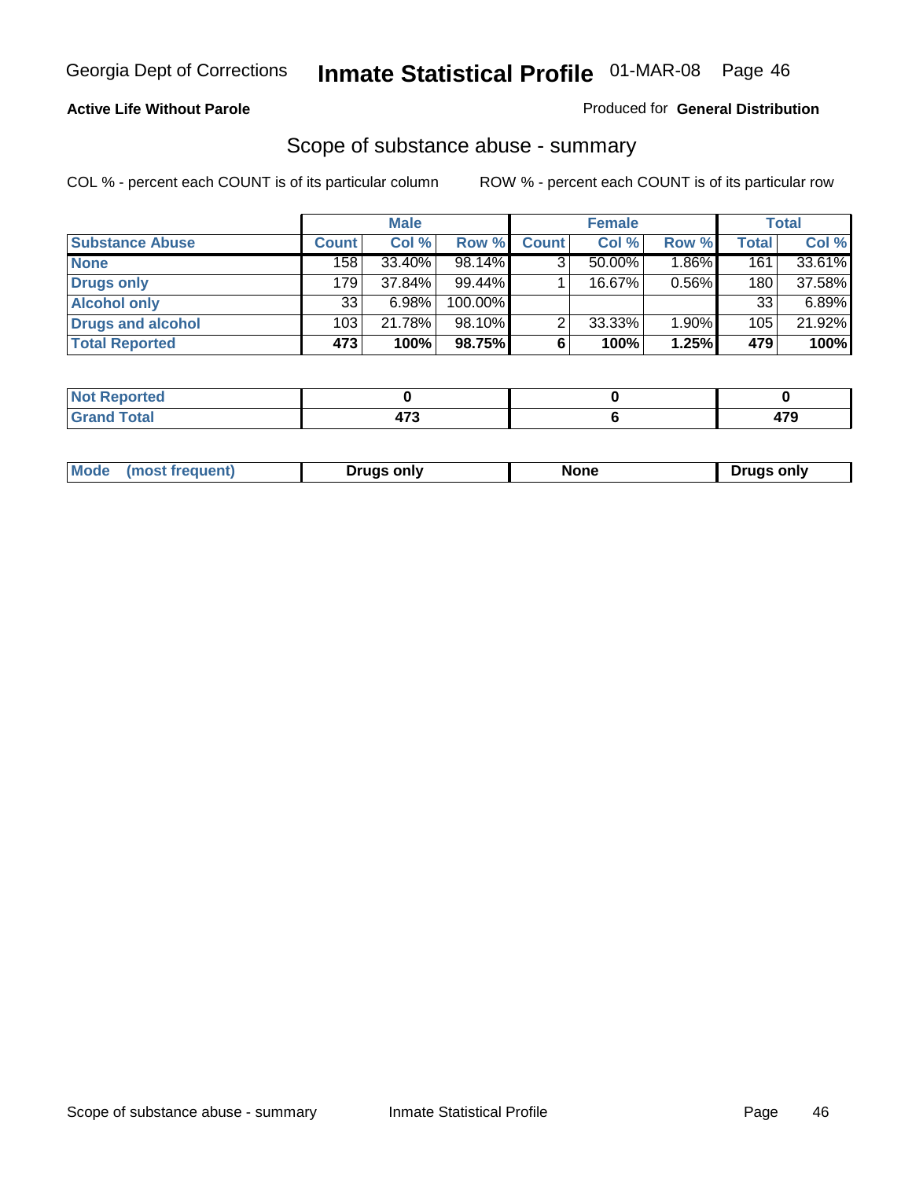Georgia Dept of Corrections **Inmate Statistical Profile** 01-MAR-08

**Active Life Without Parole**

Produced for **General Distribution**

## Scope of substance abuse - summary

COL % - percent each COUNT is of its particular column ROW % - percent each COUNT is of its particular row

| | Male | | | Female | | | Total | |
|---|---|---|---|---|---|---|---|---|
| **Substance Abuse** | **Count** | **Col %** | **Row %** | **Count** | **Col %** | **Row %** | **Total** | **Col %** |
| **None** | 158 | 33.40% | 98.14% | 3 | 50.00% | 1.86% | 161 | 33.61% |
| **Drugs only** | 179 | 37.84% | 99.44% | 1 | 16.67% | 0.56% | 180 | 37.58% |
| **Alcohol only** | 33 | 6.98% | 100.00% | | | | 33 | 6.89% |
| **Drugs and alcohol** | 103 | 21.78% | 98.10% | 2 | 33.33% | 1.90% | 105 | 21.92% |
| **Total Reported** | **473** | **100%** | **98.75%** | **6** | **100%** | **1.25%** | **479** | **100%** |

| | Male | Female | Total |
|---|---|---|---|
| **Not Reported** | **0** | **0** | **0** |
| **Grand Total** | **473** | **6** | **479** |

| | Male | Female | Total |
|---|---|---|---|
| **Mode (most frequent)** | **Drugs only** | **None** | **Drugs only** |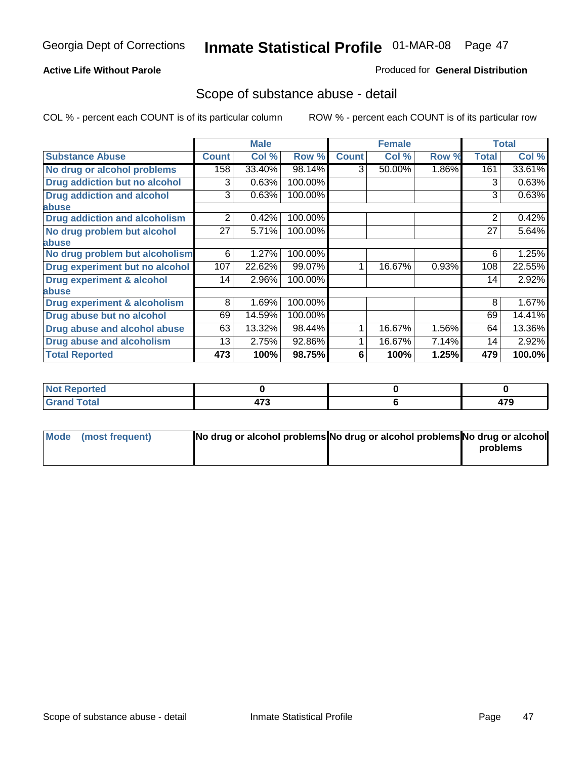**Active Life Without Parole**

Produced for **General Distribution**

## Scope of substance abuse - detail

COL % - percent each COUNT is of its particular column

ROW % - percent each COUNT is of its particular row

| | Male | | | Female | | | Total | |
|---|---|---|---|---|---|---|---|---|
| **Substance Abuse** | **Count** | **Col %** | **Row %** | **Count** | **Col %** | **Row %** | **Total** | **Col %** |
| **No drug or alcohol problems** | 158 | 33.40% | 98.14% | 3 | 50.00% | 1.86% | 161 | 33.61% |
| **Drug addiction but no alcohol** | 3 | 0.63% | 100.00% | | | | 3 | 0.63% |
| **Drug addiction and alcohol abuse** | 3 | 0.63% | 100.00% | | | | 3 | 0.63% |
| **Drug addiction and alcoholism** | 2 | 0.42% | 100.00% | | | | 2 | 0.42% |
| **No drug problem but alcohol abuse** | 27 | 5.71% | 100.00% | | | | 27 | 5.64% |
| **No drug problem but alcoholism** | 6 | 1.27% | 100.00% | | | | 6 | 1.25% |
| **Drug experiment but no alcohol** | 107 | 22.62% | 99.07% | 1 | 16.67% | 0.93% | 108 | 22.55% |
| **Drug experiment & alcohol abuse** | 14 | 2.96% | 100.00% | | | | 14 | 2.92% |
| **Drug experiment & alcoholism** | 8 | 1.69% | 100.00% | | | | 8 | 1.67% |
| **Drug abuse but no alcohol** | 69 | 14.59% | 100.00% | | | | 69 | 14.41% |
| **Drug abuse and alcohol abuse** | 63 | 13.32% | 98.44% | 1 | 16.67% | 1.56% | 64 | 13.36% |
| **Drug abuse and alcoholism** | 13 | 2.75% | 92.86% | 1 | 16.67% | 7.14% | 14 | 2.92% |
| **Total Reported** | **473** | **100%** | **98.75%** | **6** | **100%** | **1.25%** | **479** | **100.0%** |

| | Male | Female | Total |
|---|---|---|---|
| **Not Reported** | **0** | **0** | **0** |
| **Grand Total** | **473** | **6** | **479** |

| | Male | Female | Total |
|---|---|---|---|
| **Mode (most frequent)** | **No drug or alcohol problems** | **No drug or alcohol problems** | **No drug or alcohol problems** |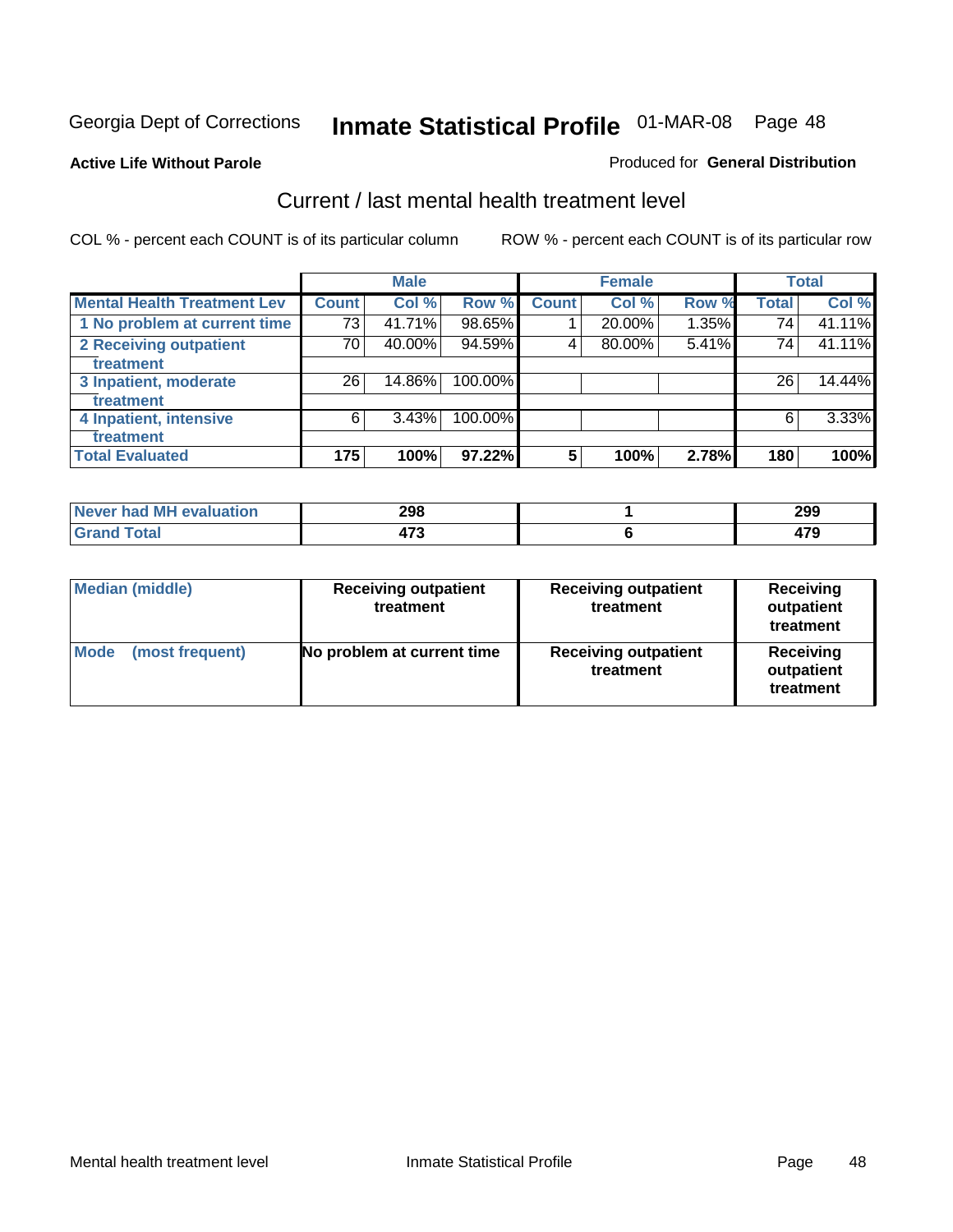Georgia Dept of Corrections **Inmate Statistical Profile** 01-MAR-08 Page 48

**Active Life Without Parole**

Produced for **General Distribution**

## Current / last mental health treatment level

COL % - percent each COUNT is of its particular column

ROW % - percent each COUNT is of its particular row

| | Male | | | Female | | | Total | |
|---|---|---|---|---|---|---|---|---|
| **Mental Health Treatment Lev** | **Count** | **Col %** | **Row %** | **Count** | **Col %** | **Row %** | **Total** | **Col %** |
| 1 No problem at current time | 73 | 41.71% | 98.65% | 1 | 20.00% | 1.35% | 74 | 41.11% |
| 2 Receiving outpatient treatment | 70 | 40.00% | 94.59% | 4 | 80.00% | 5.41% | 74 | 41.11% |
| 3 Inpatient, moderate treatment | 26 | 14.86% | 100.00% | | | | 26 | 14.44% |
| 4 Inpatient, intensive treatment | 6 | 3.43% | 100.00% | | | | 6 | 3.33% |
| **Total Evaluated** | **175** | **100%** | **97.22%** | **5** | **100%** | **2.78%** | **180** | **100%** |

| | Male | Female | Total |
|---|---|---|---|
| **Never had MH evaluation** | **298** | **1** | **299** |
| **Grand Total** | **473** | **6** | **479** |

| | Male | Female | Total |
|---|---|---|---|
| **Median (middle)** | **Receiving outpatient treatment** | **Receiving outpatient treatment** | **Receiving outpatient treatment** |
| **Mode (most frequent)** | **No problem at current time** | **Receiving outpatient treatment** | **Receiving outpatient treatment** |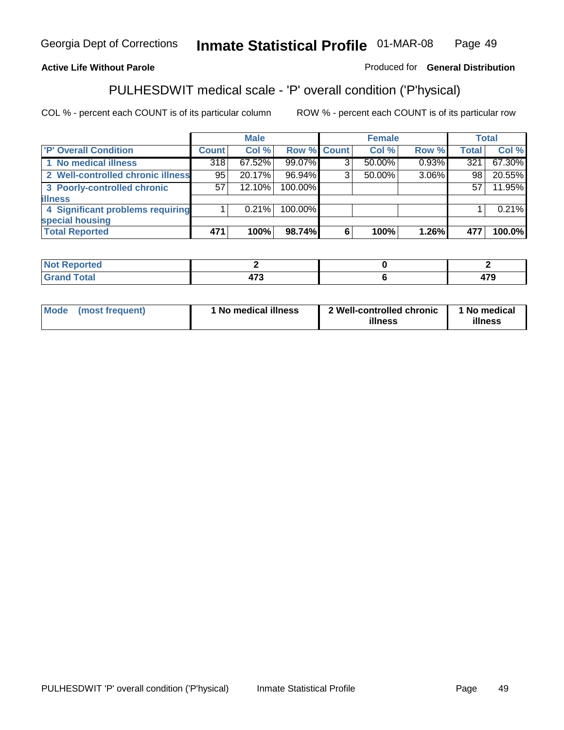Georgia Dept of Corrections **Inmate Statistical Profile** 01-MAR-08

**Active Life Without Parole**

Produced for **General Distribution**

## PULHESDWIT medical scale - 'P' overall condition ('P'hysical)

COL % - percent each COUNT is of its particular column ROW % - percent each COUNT is of its particular row

| | Male | | | Female | | | Total | |
|---|---|---|---|---|---|---|---|---|
| 'P' Overall Condition | Count | Col % | Row % | Count | Col % | Row % | Total | Col % |
| 1 No medical illness | 318 | 67.52% | 99.07% | 3 | 50.00% | 0.93% | 321 | 67.30% |
| 2 Well-controlled chronic illness | 95 | 20.17% | 96.94% | 3 | 50.00% | 3.06% | 98 | 20.55% |
| 3 Poorly-controlled chronic illness | 57 | 12.10% | 100.00% | | | | 57 | 11.95% |
| 4 Significant problems requiring special housing | 1 | 0.21% | 100.00% | | | | 1 | 0.21% |
| **Total Reported** | **471** | **100%** | **98.74%** | **6** | **100%** | **1.26%** | **477** | **100.0%** |

| | Male | Female | Total |
|---|---|---|---|
| Not Reported | 2 | 0 | 2 |
| Grand Total | 473 | 6 | 479 |

| | Male | Female | Total |
|---|---|---|---|
| Mode (most frequent) | 1 No medical illness | 2 Well-controlled chronic illness | 1 No medical illness |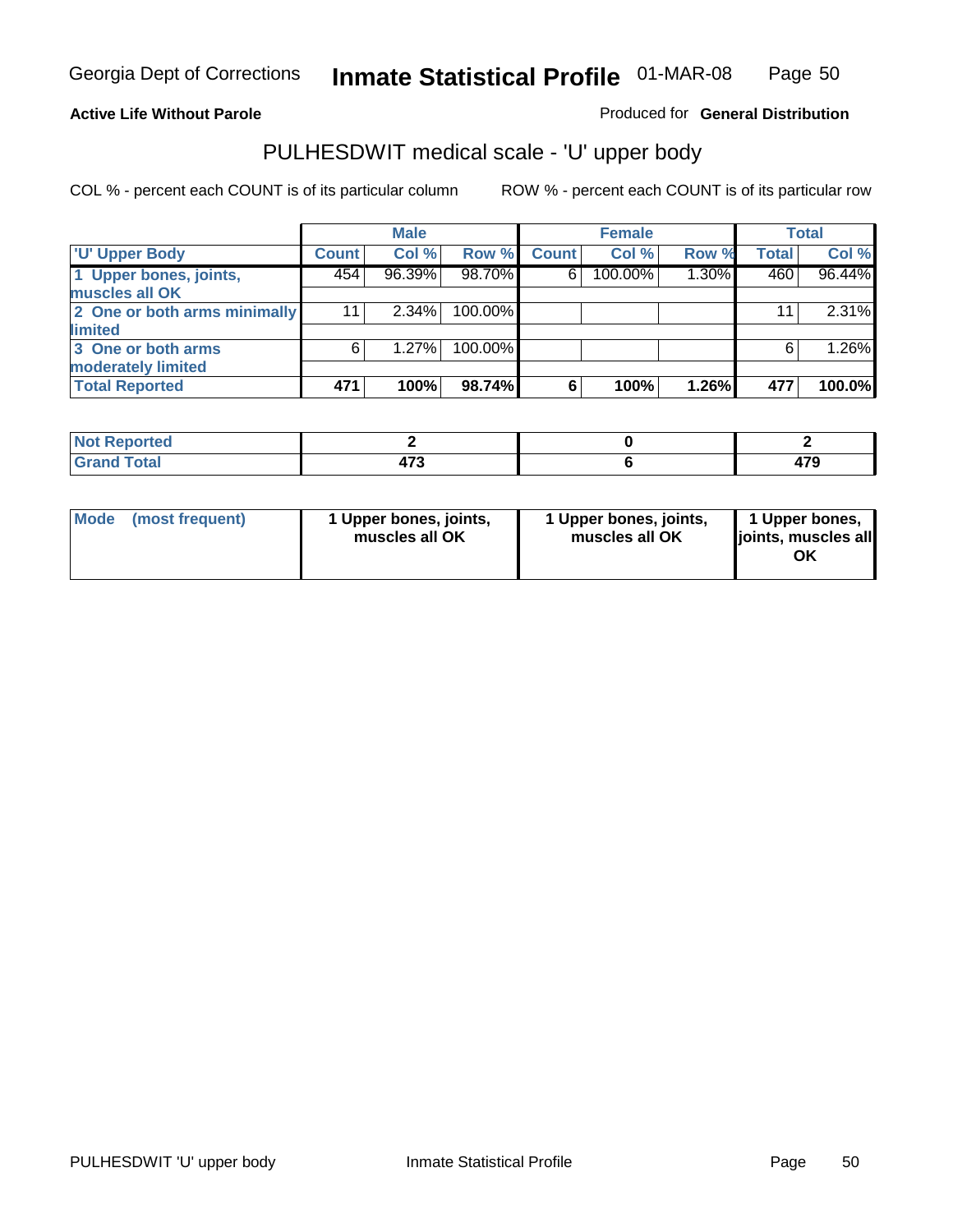Georgia Dept of Corrections **Inmate Statistical Profile** 01-MAR-08

**Active Life Without Parole**

Produced for **General Distribution**

## PULHESDWIT medical scale - 'U' upper body

COL % - percent each COUNT is of its particular column

ROW % - percent each COUNT is of its particular row

| | Male | | | Female | | | Total | |
|---|---|---|---|---|---|---|---|---|
| 'U' Upper Body | Count | Col % | Row % | Count | Col % | Row % | Total | Col % |
| 1 Upper bones, joints, muscles all OK | 454 | 96.39% | 98.70% | 6 | 100.00% | 1.30% | 460 | 96.44% |
| 2 One or both arms minimally limited | 11 | 2.34% | 100.00% | | | | 11 | 2.31% |
| 3 One or both arms moderately limited | 6 | 1.27% | 100.00% | | | | 6 | 1.26% |
| **Total Reported** | **471** | **100%** | **98.74%** | **6** | **100%** | **1.26%** | **477** | **100.0%** |

| | Male | Female | Total |
|---|---|---|---|
| Not Reported | 2 | 0 | 2 |
| Grand Total | 473 | 6 | 479 |

| | Male | Female | Total |
|---|---|---|---|
| Mode (most frequent) | 1 Upper bones, joints, muscles all OK | 1 Upper bones, joints, muscles all OK | 1 Upper bones, joints, muscles all OK |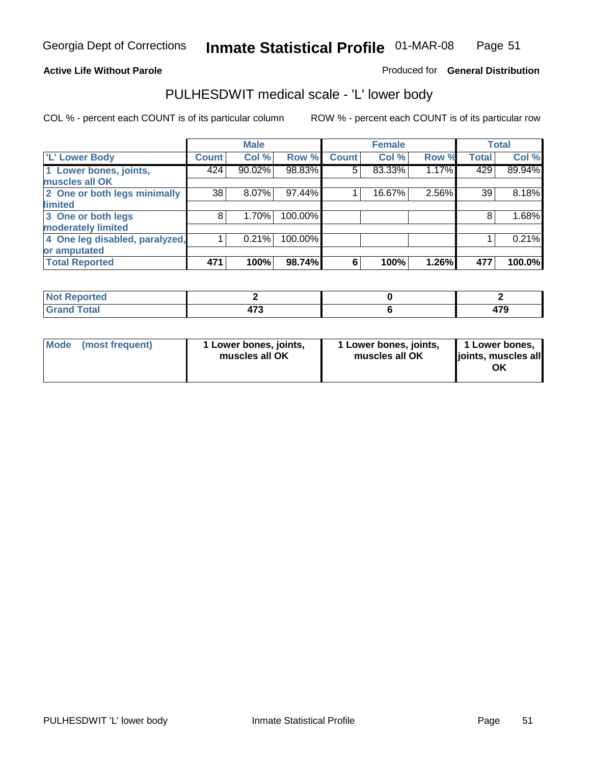Georgia Dept of Corrections **Inmate Statistical Profile** 01-MAR-08

**Active Life Without Parole**

Produced for **General Distribution**

## PULHESDWIT medical scale - 'L' lower body

COL % - percent each COUNT is of its particular column

ROW % - percent each COUNT is of its particular row

| | Male | | | Female | | | Total | |
|---|---|---|---|---|---|---|---|---|
| 'L' Lower Body | Count | Col % | Row % | Count | Col % | Row % | Total | Col % |
| 1 Lower bones, joints, muscles all OK | 424 | 90.02% | 98.83% | 5 | 83.33% | 1.17% | 429 | 89.94% |
| 2 One or both legs minimally limited | 38 | 8.07% | 97.44% | 1 | 16.67% | 2.56% | 39 | 8.18% |
| 3 One or both legs moderately limited | 8 | 1.70% | 100.00% | | | | 8 | 1.68% |
| 4 One leg disabled, paralyzed, or amputated | 1 | 0.21% | 100.00% | | | | 1 | 0.21% |
| **Total Reported** | **471** | **100%** | **98.74%** | **6** | **100%** | **1.26%** | **477** | **100.0%** |

| | Male | Female | Total |
|---|---|---|---|
| **Not Reported** | **2** | **0** | **2** |
| **Grand Total** | **473** | **6** | **479** |

| | Male | Female | Total |
|---|---|---|---|
| **Mode (most frequent)** | **1 Lower bones, joints, muscles all OK** | **1 Lower bones, joints, muscles all OK** | **1 Lower bones, joints, muscles all OK** |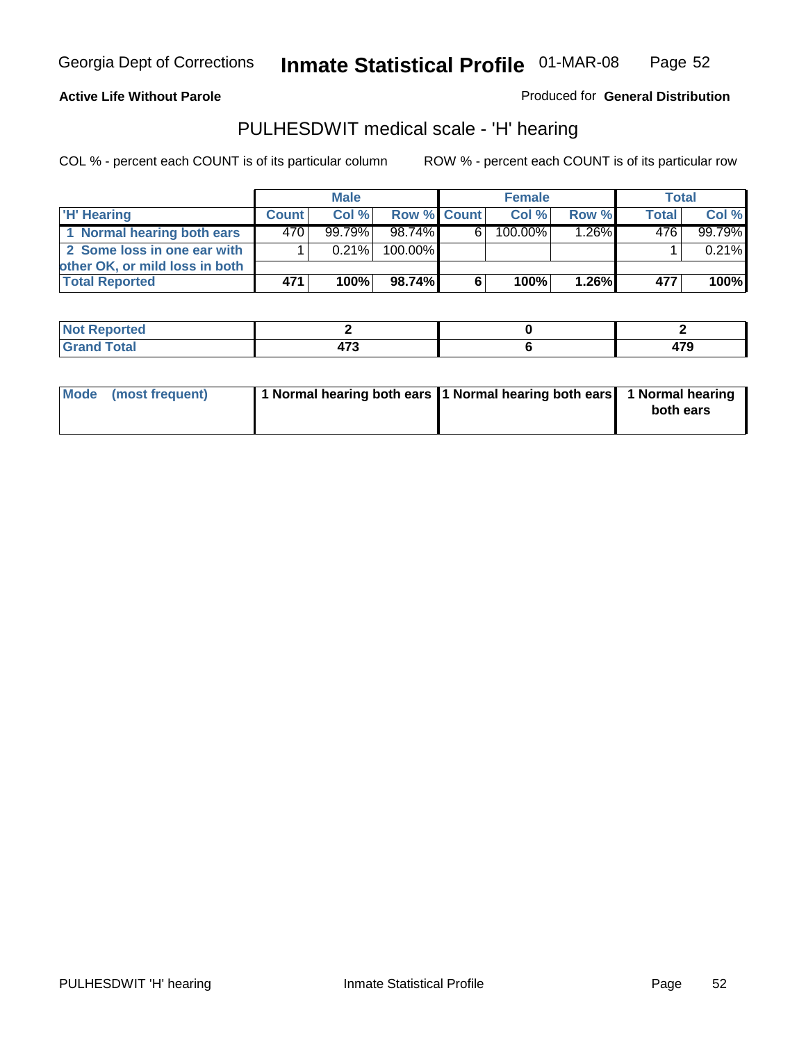Georgia Dept of Corrections **Inmate Statistical Profile** 01-MAR-08

**Active Life Without Parole**

Produced for **General Distribution**

## PULHESDWIT medical scale - 'H' hearing

COL % - percent each COUNT is of its particular column

ROW % - percent each COUNT is of its particular row

| | Male | | | Female | | | Total | |
|---|---|---|---|---|---|---|---|---|
| 'H' Hearing | Count | Col % | Row % | Count | Col % | Row % | Total | Col % |
| 1 Normal hearing both ears | 470 | 99.79% | 98.74% | 6 | 100.00% | 1.26% | 476 | 99.79% |
| 2 Some loss in one ear with other OK, or mild loss in both | 1 | 0.21% | 100.00% | | | | 1 | 0.21% |
| **Total Reported** | **471** | **100%** | **98.74%** | **6** | **100%** | **1.26%** | **477** | **100%** |

| | Male | Female | Total |
|---|---|---|---|
| Not Reported | 2 | 0 | 2 |
| Grand Total | 473 | 6 | 479 |

| | Male | Female | Total |
|---|---|---|---|
| Mode (most frequent) | 1 Normal hearing both ears | 1 Normal hearing both ears | 1 Normal hearing both ears |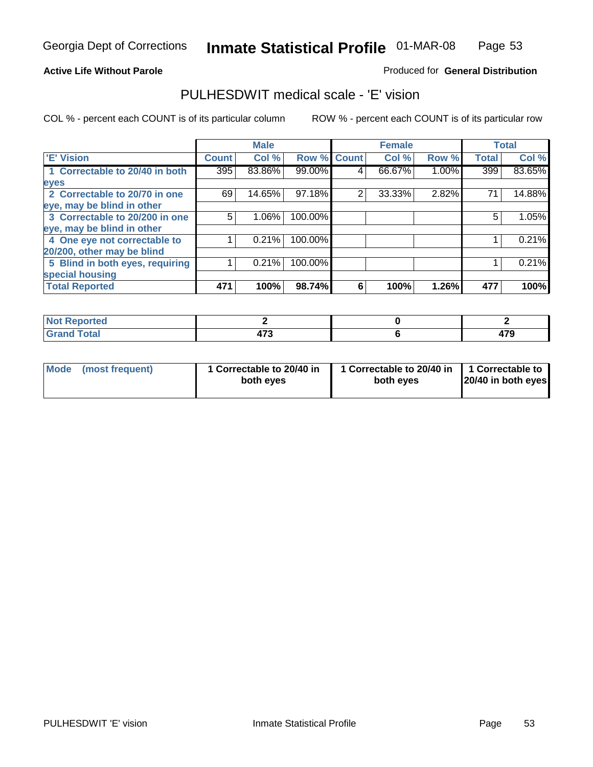Georgia Dept of Corrections **Inmate Statistical Profile** 01-MAR-08

**Active Life Without Parole**

Produced for **General Distribution**

## PULHESDWIT medical scale - 'E' vision

COL % - percent each COUNT is of its particular column

ROW % - percent each COUNT is of its particular row

| | Male | | | Female | | | Total | |
|---|---|---|---|---|---|---|---|---|
| 'E' Vision | Count | Col % | Row % | Count | Col % | Row % | Total | Col % |
| 1 Correctable to 20/40 in both eyes | 395 | 83.86% | 99.00% | 4 | 66.67% | 1.00% | 399 | 83.65% |
| 2 Correctable to 20/70 in one eye, may be blind in other | 69 | 14.65% | 97.18% | 2 | 33.33% | 2.82% | 71 | 14.88% |
| 3 Correctable to 20/200 in one eye, may be blind in other | 5 | 1.06% | 100.00% | | | | 5 | 1.05% |
| 4 One eye not correctable to 20/200, other may be blind | 1 | 0.21% | 100.00% | | | | 1 | 0.21% |
| 5 Blind in both eyes, requiring special housing | 1 | 0.21% | 100.00% | | | | 1 | 0.21% |
| **Total Reported** | **471** | **100%** | **98.74%** | **6** | **100%** | **1.26%** | **477** | **100%** |

| | Male | Female | Total |
|---|---|---|---|
| Not Reported | 2 | 0 | 2 |
| Grand Total | 473 | 6 | 479 |

| | Male | Female | Total |
|---|---|---|---|
| Mode (most frequent) | 1 Correctable to 20/40 in both eyes | 1 Correctable to 20/40 in both eyes | 1 Correctable to 20/40 in both eyes |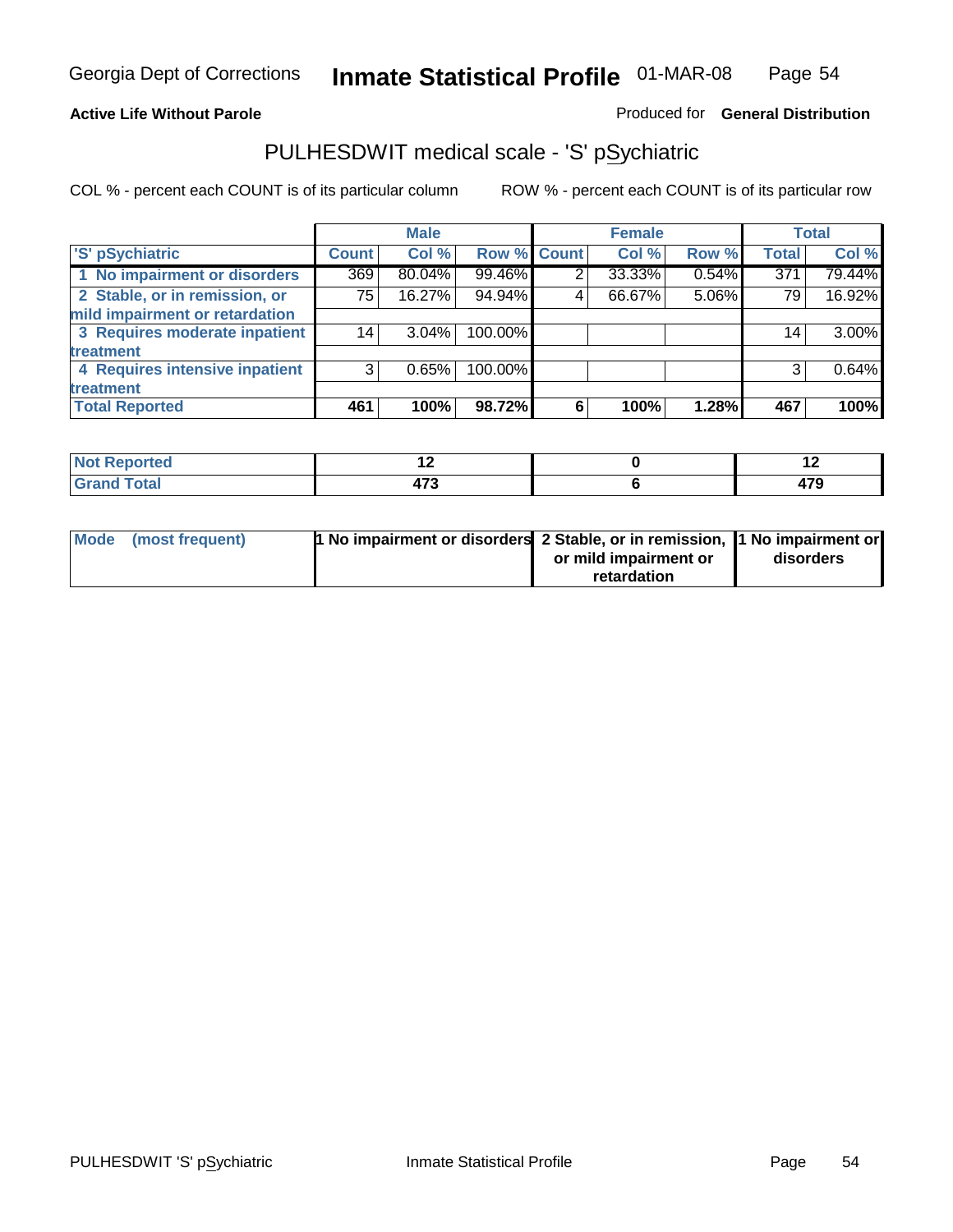Georgia Dept of Corrections **Inmate Statistical Profile** 01-MAR-08

**Active Life Without Parole**

Produced for **General Distribution**

## PULHESDWIT medical scale - 'S' pSychiatric

COL % - percent each COUNT is of its particular column

ROW % - percent each COUNT is of its particular row

| | Male | | | Female | | | Total | |
|---|---|---|---|---|---|---|---|---|
| 'S' pSychiatric | Count | Col % | Row % | Count | Col % | Row % | Total | Col % |
| 1 No impairment or disorders | 369 | 80.04% | 99.46% | 2 | 33.33% | 0.54% | 371 | 79.44% |
| 2 Stable, or in remission, or mild impairment or retardation | 75 | 16.27% | 94.94% | 4 | 66.67% | 5.06% | 79 | 16.92% |
| 3 Requires moderate inpatient treatment | 14 | 3.04% | 100.00% | | | | 14 | 3.00% |
| 4 Requires intensive inpatient treatment | 3 | 0.65% | 100.00% | | | | 3 | 0.64% |
| **Total Reported** | **461** | **100%** | **98.72%** | **6** | **100%** | **1.28%** | **467** | **100%** |

| | Male | Female | Total |
|---|---|---|---|
| Not Reported | 12 | 0 | 12 |
| Grand Total | 473 | 6 | 479 |

| | Male | Female | Total |
|---|---|---|---|
| Mode (most frequent) | 1 No impairment or disorders | 2 Stable, or in remission, or mild impairment or retardation | 1 No impairment or disorders |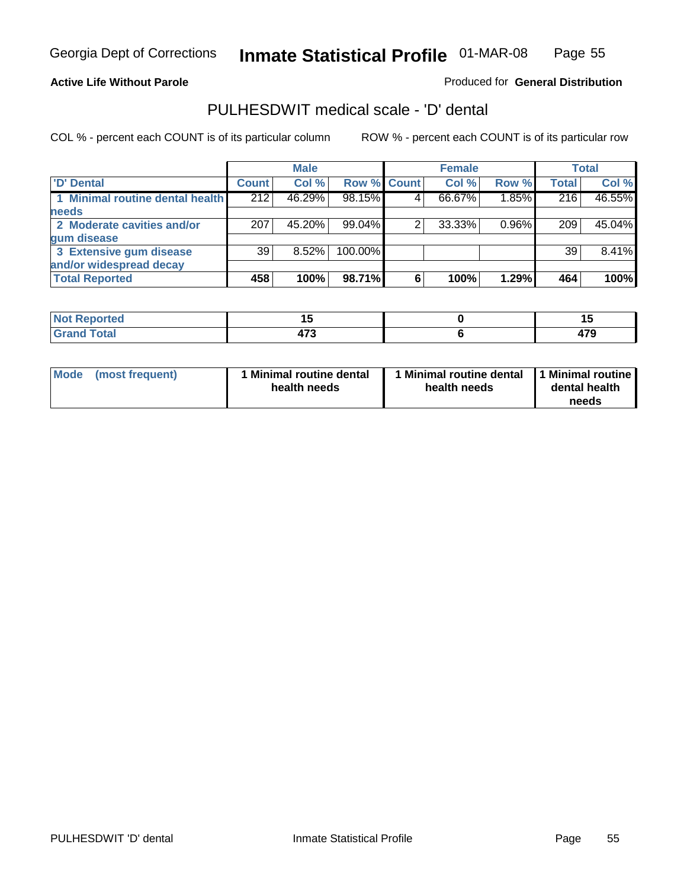**Active Life Without Parole**

Produced for **General Distribution**

## PULHESDWIT medical scale - 'D' dental

COL % - percent each COUNT is of its particular column

ROW % - percent each COUNT is of its particular row

| | Male | | | Female | | | Total | |
|---|---|---|---|---|---|---|---|---|
| 'D' Dental | Count | Col % | Row % | Count | Col % | Row % | Total | Col % |
| 1 Minimal routine dental health needs | 212 | 46.29% | 98.15% | 4 | 66.67% | 1.85% | 216 | 46.55% |
| 2 Moderate cavities and/or gum disease | 207 | 45.20% | 99.04% | 2 | 33.33% | 0.96% | 209 | 45.04% |
| 3 Extensive gum disease and/or widespread decay | 39 | 8.52% | 100.00% | | | | 39 | 8.41% |
| **Total Reported** | **458** | **100%** | **98.71%** | **6** | **100%** | **1.29%** | **464** | **100%** |

| | Male | Female | Total |
|---|---|---|---|
| **Not Reported** | **15** | **0** | **15** |
| **Grand Total** | **473** | **6** | **479** |

| | Male | Female | Total |
|---|---|---|---|
| **Mode (most frequent)** | **1 Minimal routine dental health needs** | **1 Minimal routine dental health needs** | **1 Minimal routine dental health needs** |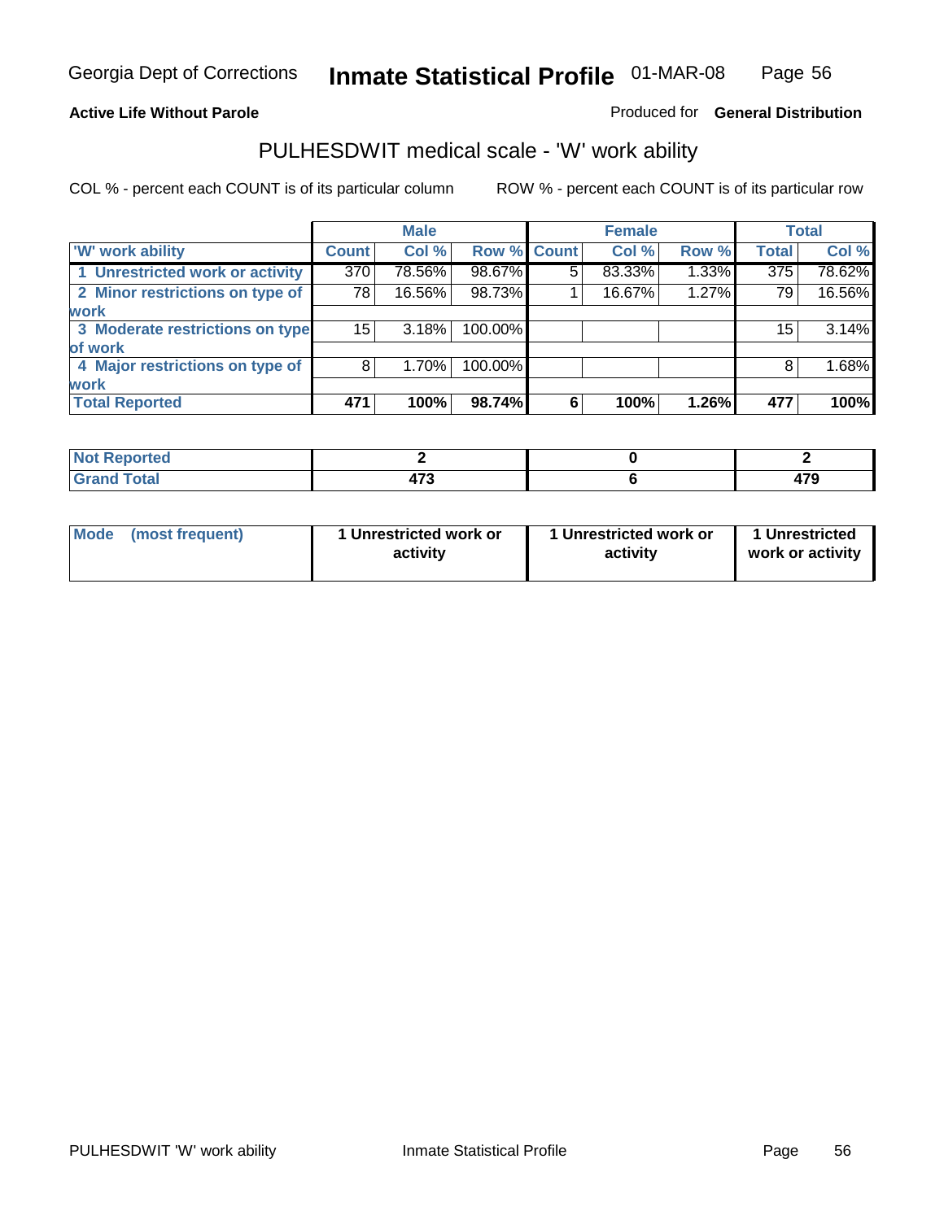Georgia Dept of Corrections **Inmate Statistical Profile** 01-MAR-08

**Active Life Without Parole**

Produced for **General Distribution**

## PULHESDWIT medical scale - 'W' work ability

COL % - percent each COUNT is of its particular column ROW % - percent each COUNT is of its particular row

| | Male | | | Female | | | Total | |
|---|---|---|---|---|---|---|---|---|
| 'W' work ability | Count | Col % | Row % | Count | Col % | Row % | Total | Col % |
| 1 Unrestricted work or activity | 370 | 78.56% | 98.67% | 5 | 83.33% | 1.33% | 375 | 78.62% |
| 2 Minor restrictions on type of work | 78 | 16.56% | 98.73% | 1 | 16.67% | 1.27% | 79 | 16.56% |
| 3 Moderate restrictions on type of work | 15 | 3.18% | 100.00% | | | | 15 | 3.14% |
| 4 Major restrictions on type of work | 8 | 1.70% | 100.00% | | | | 8 | 1.68% |
| **Total Reported** | **471** | **100%** | **98.74%** | **6** | **100%** | **1.26%** | **477** | **100%** |

| | Male | Female | Total |
|---|---|---|---|
| Not Reported | 2 | 0 | 2 |
| Grand Total | 473 | 6 | 479 |

| | Male | Female | Total |
|---|---|---|---|
| Mode (most frequent) | 1 Unrestricted work or activity | 1 Unrestricted work or activity | 1 Unrestricted work or activity |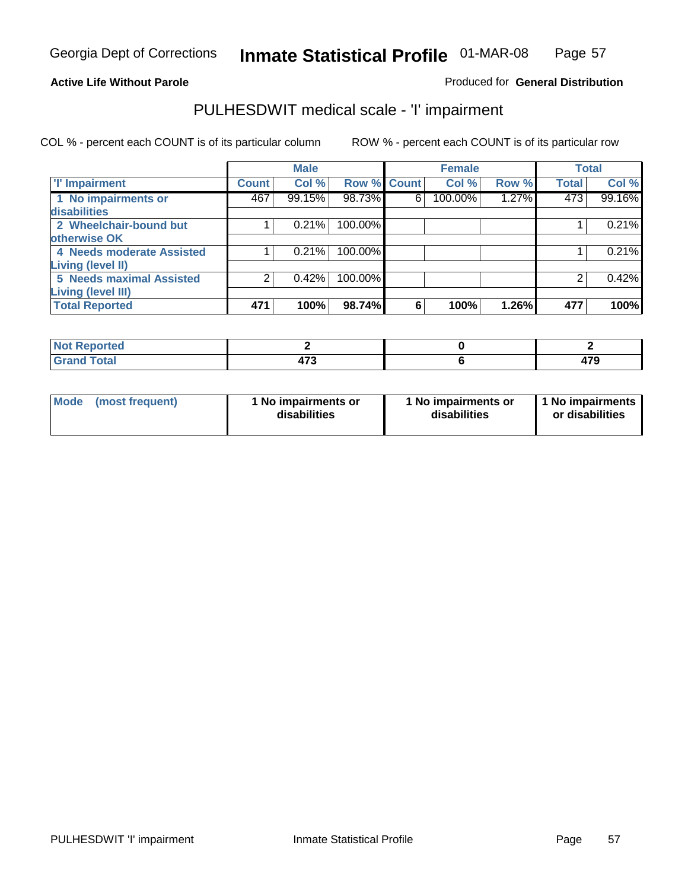Georgia Dept of Corrections **Inmate Statistical Profile** 01-MAR-08

**Active Life Without Parole**

Produced for **General Distribution**

## PULHESDWIT medical scale - 'I' impairment

COL % - percent each COUNT is of its particular column

ROW % - percent each COUNT is of its particular row

| | Male | | | Female | | | Total | |
|---|---|---|---|---|---|---|---|---|
| 'I' Impairment | Count | Col % | Row % | Count | Col % | Row % | Total | Col % |
| 1 No impairments or disabilities | 467 | 99.15% | 98.73% | 6 | 100.00% | 1.27% | 473 | 99.16% |
| 2 Wheelchair-bound but otherwise OK | 1 | 0.21% | 100.00% | | | | 1 | 0.21% |
| 4 Needs moderate Assisted Living (level II) | 1 | 0.21% | 100.00% | | | | 1 | 0.21% |
| 5 Needs maximal Assisted Living (level III) | 2 | 0.42% | 100.00% | | | | 2 | 0.42% |
| **Total Reported** | **471** | **100%** | **98.74%** | **6** | **100%** | **1.26%** | **477** | **100%** |

| | Male | Female | Total |
|---|---|---|---|
| Not Reported | 2 | 0 | 2 |
| Grand Total | 473 | 6 | 479 |

| | Male | Female | Total |
|---|---|---|---|
| Mode (most frequent) | 1 No impairments or disabilities | 1 No impairments or disabilities | 1 No impairments or disabilities |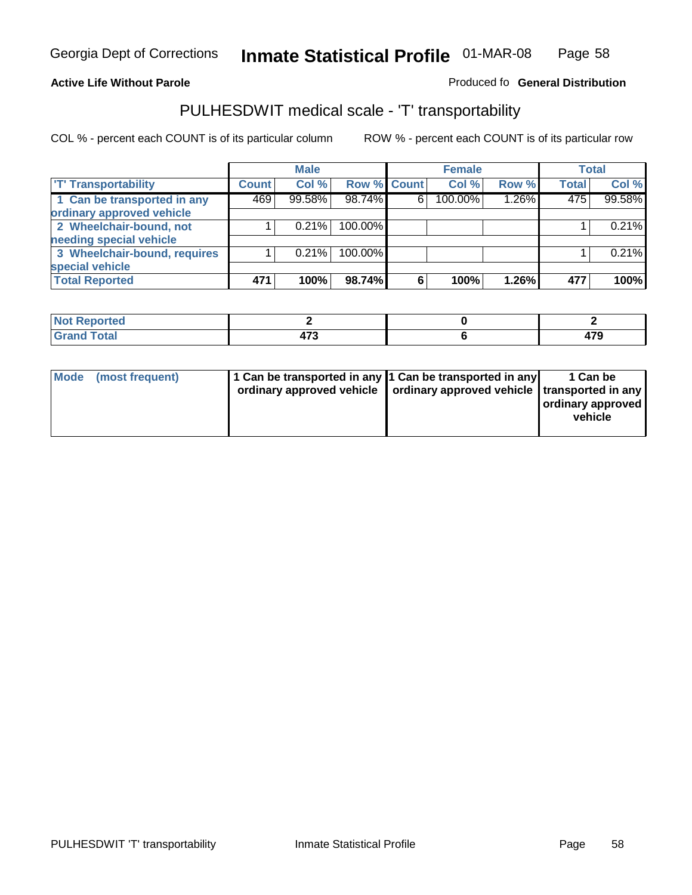Georgia Dept of Corrections **Inmate Statistical Profile** 01-MAR-08

**Active Life Without Parole**

Produced fo **General Distribution**

## PULHESDWIT medical scale - 'T' transportability

COL % - percent each COUNT is of its particular column

ROW % - percent each COUNT is of its particular row

| | Male | | | Female | | | Total | |
|---|---|---|---|---|---|---|---|---|
| 'T' Transportability | Count | Col % | Row % | Count | Col % | Row % | Total | Col % |
| 1 Can be transported in any ordinary approved vehicle | 469 | 99.58% | 98.74% | 6 | 100.00% | 1.26% | 475 | 99.58% |
| 2 Wheelchair-bound, not needing special vehicle | 1 | 0.21% | 100.00% | | | | 1 | 0.21% |
| 3 Wheelchair-bound, requires special vehicle | 1 | 0.21% | 100.00% | | | | 1 | 0.21% |
| **Total Reported** | **471** | **100%** | **98.74%** | **6** | **100%** | **1.26%** | **477** | **100%** |

| | Male | Female | Total |
|---|---|---|---|
| Not Reported | 2 | 0 | 2 |
| Grand Total | 473 | 6 | 479 |

| | Male | Female | Total |
|---|---|---|---|
| Mode (most frequent) | 1 Can be transported in any ordinary approved vehicle | 1 Can be transported in any ordinary approved vehicle | 1 Can be transported in any ordinary approved vehicle |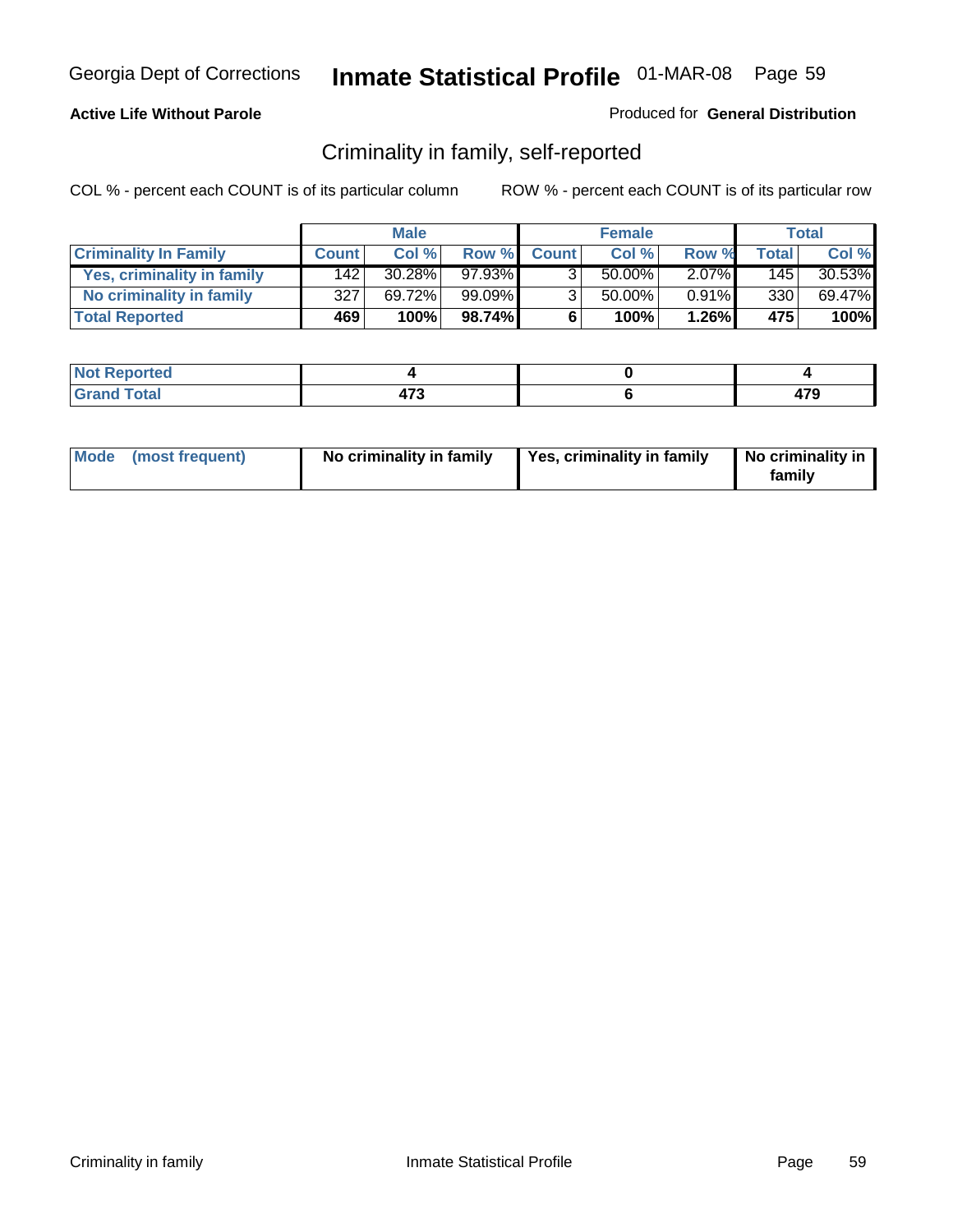Georgia Dept of Corrections **Inmate Statistical Profile** 01-MAR-08

**Active Life Without Parole**

Produced for **General Distribution**

## Criminality in family, self-reported

COL % - percent each COUNT is of its particular column

ROW % - percent each COUNT is of its particular row

| | Male | | | Female | | | Total | |
|---|---|---|---|---|---|---|---|---|
| **Criminality In Family** | **Count** | **Col %** | **Row %** | **Count** | **Col %** | **Row %** | **Total** | **Col %** |
| **Yes, criminality in family** | 142 | 30.28% | 97.93% | 3 | 50.00% | 2.07% | 145 | 30.53% |
| **No criminality in family** | 327 | 69.72% | 99.09% | 3 | 50.00% | 0.91% | 330 | 69.47% |
| **Total Reported** | **469** | **100%** | **98.74%** | **6** | **100%** | **1.26%** | **475** | **100%** |

| | Male | Female | Total |
|---|---|---|---|
| **Not Reported** | **4** | **0** | **4** |
| **Grand Total** | **473** | **6** | **479** |

| | Male | Female | Total |
|---|---|---|---|
| **Mode (most frequent)** | **No criminality in family** | **Yes, criminality in family** | **No criminality in family** |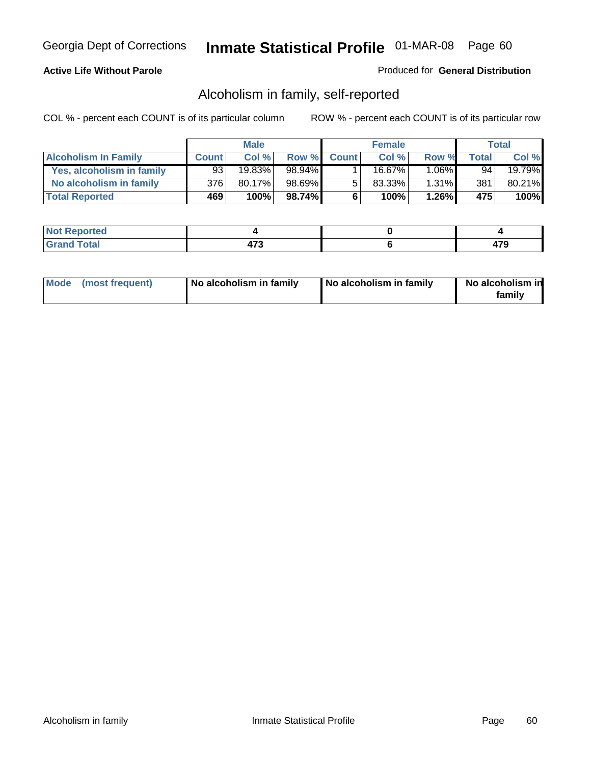Georgia Dept of Corrections **Inmate Statistical Profile** 01-MAR-08 Page 60

**Active Life Without Parole**

Produced for **General Distribution**

## Alcoholism in family, self-reported

COL % - percent each COUNT is of its particular column    ROW % - percent each COUNT is of its particular row

| | Male | | | Female | | | Total | |
|---|---|---|---|---|---|---|---|---|
| **Alcoholism In Family** | **Count** | **Col %** | **Row %** | **Count** | **Col %** | **Row %** | **Total** | **Col %** |
| **Yes, alcoholism in family** | 93 | 19.83% | 98.94% | 1 | 16.67% | 1.06% | 94 | 19.79% |
| **No alcoholism in family** | 376 | 80.17% | 98.69% | 5 | 83.33% | 1.31% | 381 | 80.21% |
| **Total Reported** | **469** | **100%** | **98.74%** | **6** | **100%** | **1.26%** | **475** | **100%** |

| | Male | Female | Total |
|---|---|---|---|
| **Not Reported** | **4** | **0** | **4** |
| **Grand Total** | **473** | **6** | **479** |

| | Male | Female | Total |
|---|---|---|---|
| **Mode (most frequent)** | **No alcoholism in family** | **No alcoholism in family** | **No alcoholism in family** |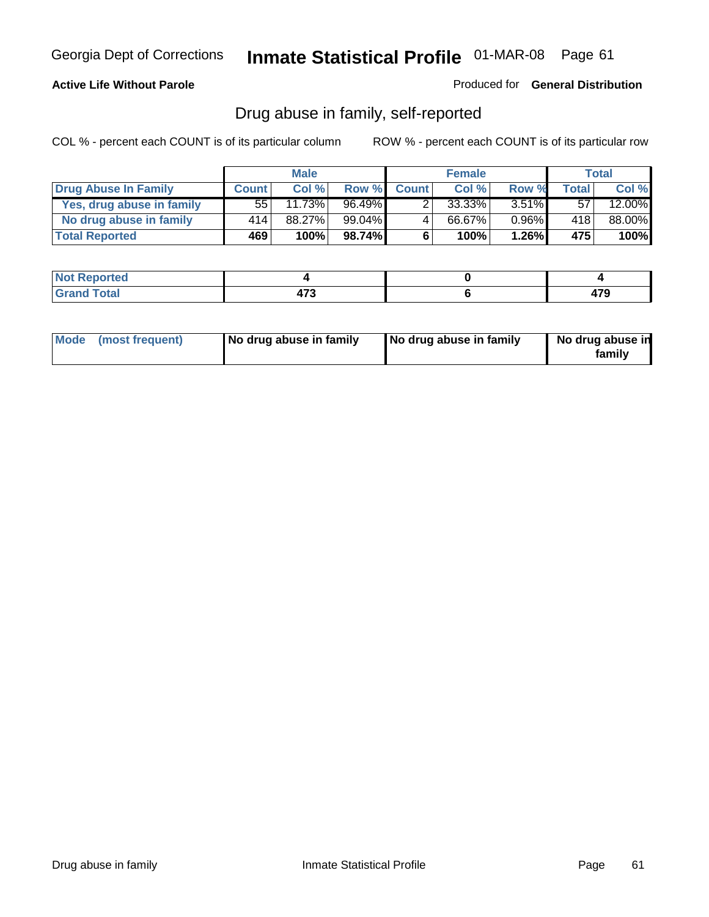Georgia Dept of Corrections **Inmate Statistical Profile** 01-MAR-08

**Active Life Without Parole**

Produced for **General Distribution**

## Drug abuse in family, self-reported

COL % - percent each COUNT is of its particular column

ROW % - percent each COUNT is of its particular row

| | Male | | | Female | | | Total | |
|---|---|---|---|---|---|---|---|---|
| **Drug Abuse In Family** | **Count** | **Col %** | **Row %** | **Count** | **Col %** | **Row %** | **Total** | **Col %** |
| **Yes, drug abuse in family** | 55 | 11.73% | 96.49% | 2 | 33.33% | 3.51% | 57 | 12.00% |
| **No drug abuse in family** | 414 | 88.27% | 99.04% | 4 | 66.67% | 0.96% | 418 | 88.00% |
| **Total Reported** | **469** | **100%** | **98.74%** | **6** | **100%** | **1.26%** | **475** | **100%** |

| | Male | Female | Total |
|---|---|---|---|
| **Not Reported** | **4** | **0** | **4** |
| **Grand Total** | **473** | **6** | **479** |

| | Male | Female | Total |
|---|---|---|---|
| **Mode (most frequent)** | **No drug abuse in family** | **No drug abuse in family** | **No drug abuse in family** |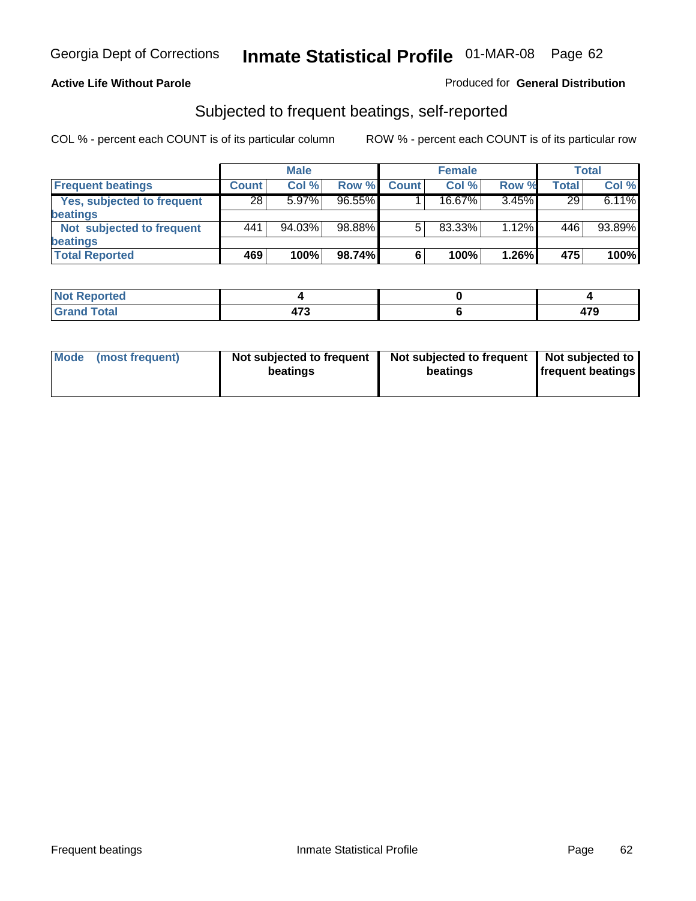**Active Life Without Parole**

Produced for **General Distribution**

## Subjected to frequent beatings, self-reported

COL % - percent each COUNT is of its particular column

ROW % - percent each COUNT is of its particular row

| | Male | | | Female | | | Total | |
|---|---|---|---|---|---|---|---|---|
| **Frequent beatings** | **Count** | **Col %** | **Row %** | **Count** | **Col %** | **Row %** | **Total** | **Col %** |
| **Yes, subjected to frequent beatings** | 28 | 5.97% | 96.55% | 1 | 16.67% | 3.45% | 29 | 6.11% |
| **Not subjected to frequent beatings** | 441 | 94.03% | 98.88% | 5 | 83.33% | 1.12% | 446 | 93.89% |
| **Total Reported** | **469** | **100%** | **98.74%** | **6** | **100%** | **1.26%** | **475** | **100%** |

| | Male | Female | Total |
|---|---|---|---|
| **Not Reported** | **4** | **0** | **4** |
| **Grand Total** | **473** | **6** | **479** |

| **Mode (most frequent)** | **Not subjected to frequent beatings** | **Not subjected to frequent beatings** | **Not subjected to frequent beatings** |
|---|---|---|---|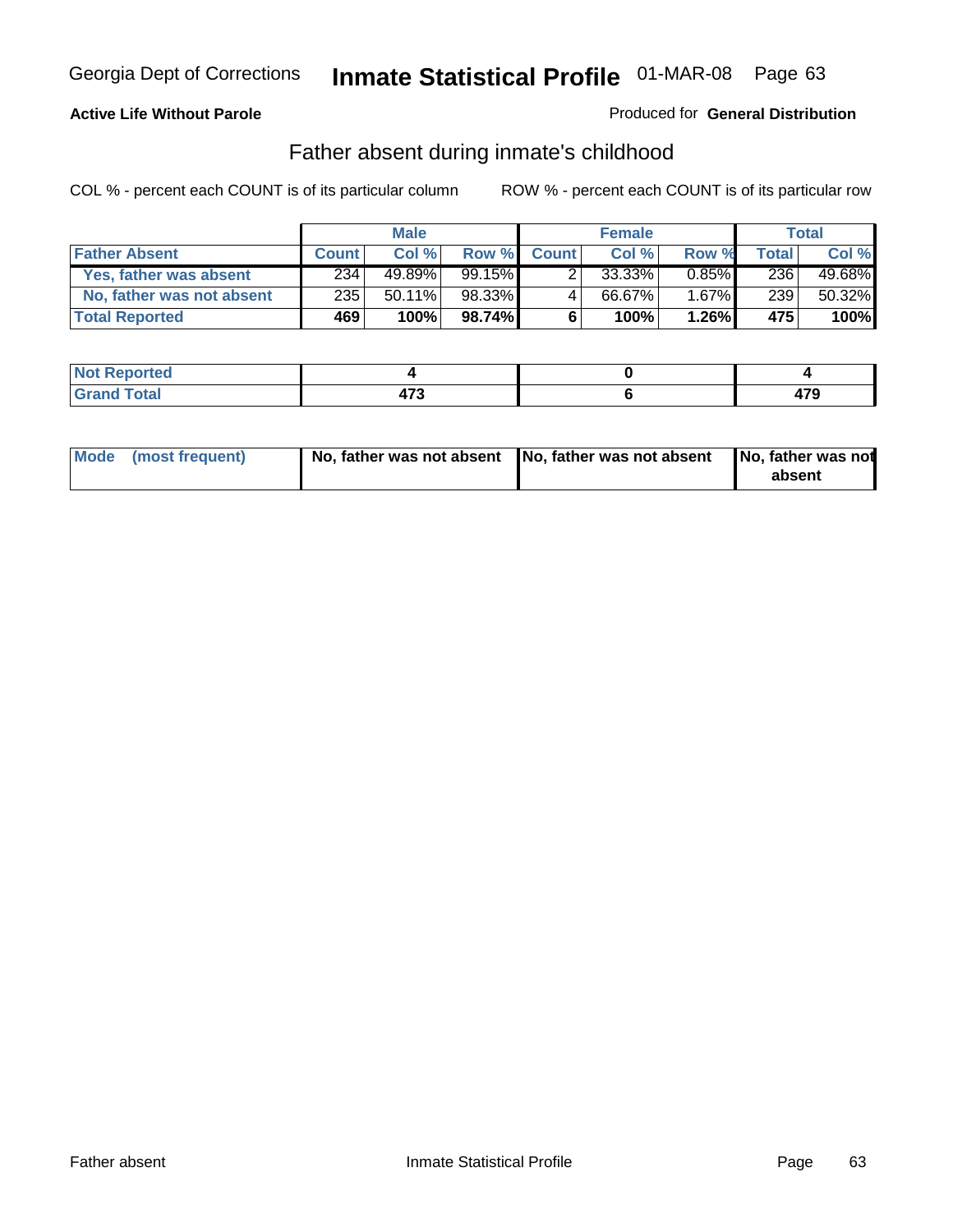Georgia Dept of Corrections **Inmate Statistical Profile** 01-MAR-08

**Active Life Without Parole**

Produced for **General Distribution**

## Father absent during inmate's childhood

COL % - percent each COUNT is of its particular column

ROW % - percent each COUNT is of its particular row

| | Male | | | Female | | | Total | |
|---|---|---|---|---|---|---|---|---|
| **Father Absent** | **Count** | **Col %** | **Row %** | **Count** | **Col %** | **Row %** | **Total** | **Col %** |
| **Yes, father was absent** | 234 | 49.89% | 99.15% | 2 | 33.33% | 0.85% | 236 | 49.68% |
| **No, father was not absent** | 235 | 50.11% | 98.33% | 4 | 66.67% | 1.67% | 239 | 50.32% |
| **Total Reported** | **469** | **100%** | **98.74%** | **6** | **100%** | **1.26%** | **475** | **100%** |

| | Male | Female | Total |
|---|---|---|---|
| **Not Reported** | **4** | **0** | **4** |
| **Grand Total** | **473** | **6** | **479** |

| | Male | Female | Total |
|---|---|---|---|
| **Mode (most frequent)** | **No, father was not absent** | **No, father was not absent** | **No, father was not absent** |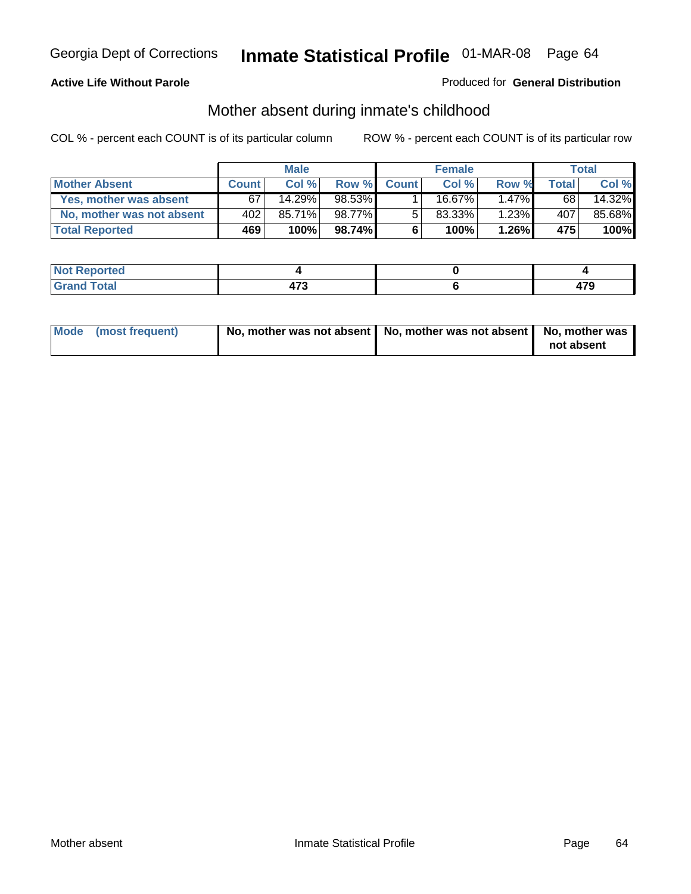**Active Life Without Parole**

Produced for **General Distribution**

## Mother absent during inmate's childhood

COL % - percent each COUNT is of its particular column ROW % - percent each COUNT is of its particular row

| | Male | | | Female | | | Total | |
|---|---|---|---|---|---|---|---|---|
| **Mother Absent** | **Count** | **Col %** | **Row %** | **Count** | **Col %** | **Row %** | **Total** | **Col %** |
| **Yes, mother was absent** | 67 | 14.29% | 98.53% | 1 | 16.67% | 1.47% | 68 | 14.32% |
| **No, mother was not absent** | 402 | 85.71% | 98.77% | 5 | 83.33% | 1.23% | 407 | 85.68% |
| **Total Reported** | **469** | **100%** | **98.74%** | **6** | **100%** | **1.26%** | **475** | **100%** |

| | Male | Female | Total |
|---|---|---|---|
| **Not Reported** | **4** | **0** | **4** |
| **Grand Total** | **473** | **6** | **479** |

| | Male | Female | Total |
|---|---|---|---|
| **Mode (most frequent)** | **No, mother was not absent** | **No, mother was not absent** | **No, mother was not absent** |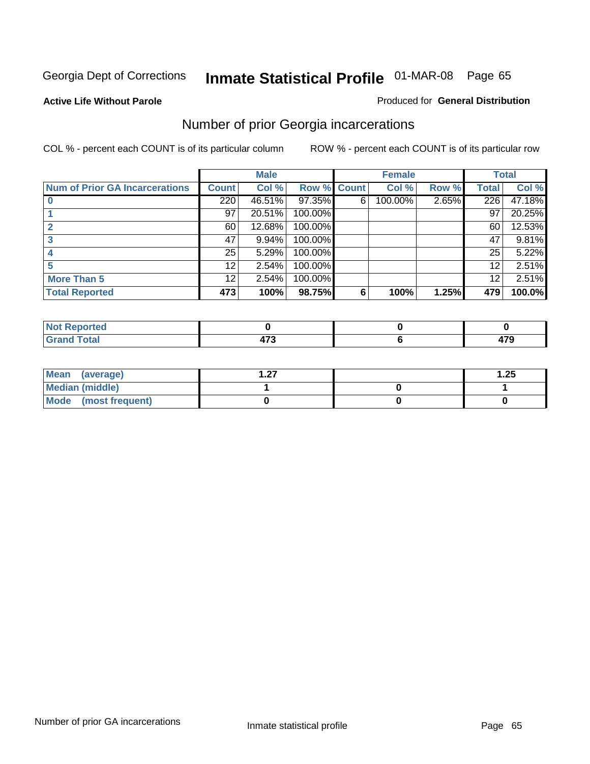Georgia Dept of Corrections **Inmate Statistical Profile** 01-MAR-08

**Active Life Without Parole**

Produced for **General Distribution**

## Number of prior Georgia incarcerations

COL % - percent each COUNT is of its particular column

ROW % - percent each COUNT is of its particular row

| | Male | | | Female | | | Total | |
|---|---|---|---|---|---|---|---|---|
| Num of Prior GA Incarcerations | Count | Col % | Row % | Count | Col % | Row % | Total | Col % |
| 0 | 220 | 46.51% | 97.35% | 6 | 100.00% | 2.65% | 226 | 47.18% |
| 1 | 97 | 20.51% | 100.00% | | | | 97 | 20.25% |
| 2 | 60 | 12.68% | 100.00% | | | | 60 | 12.53% |
| 3 | 47 | 9.94% | 100.00% | | | | 47 | 9.81% |
| 4 | 25 | 5.29% | 100.00% | | | | 25 | 5.22% |
| 5 | 12 | 2.54% | 100.00% | | | | 12 | 2.51% |
| More Than 5 | 12 | 2.54% | 100.00% | | | | 12 | 2.51% |
| **Total Reported** | **473** | **100%** | **98.75%** | **6** | **100%** | **1.25%** | **479** | **100.0%** |

| | Male | Female | Total |
|---|---|---|---|
| Not Reported | 0 | 0 | 0 |
| Grand Total | 473 | 6 | 479 |

| | Male | Female | Total |
|---|---|---|---|
| Mean (average) | 1.27 | | 1.25 |
| Median (middle) | 1 | 0 | 1 |
| Mode (most frequent) | 0 | 0 | 0 |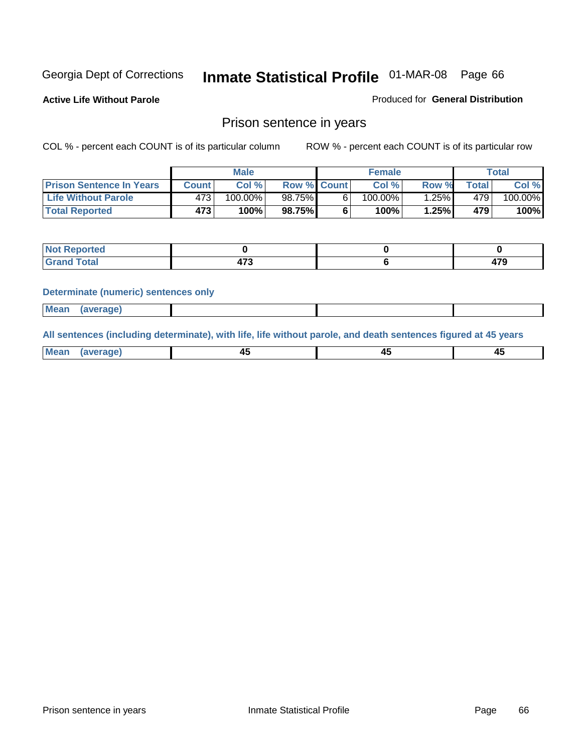Georgia Dept of Corrections **Inmate Statistical Profile** 01-MAR-08 Page 66

**Active Life Without Parole**

Produced for **General Distribution**

## Prison sentence in years

COL % - percent each COUNT is of its particular column

ROW % - percent each COUNT is of its particular row

| | Male | | | Female | | | Total | |
|---|---|---|---|---|---|---|---|---|
| Prison Sentence In Years | Count | Col % | Row % | Count | Col % | Row % | Total | Col % |
| Life Without Parole | 473 | 100.00% | 98.75% | 6 | 100.00% | 1.25% | 479 | 100.00% |
| **Total Reported** | **473** | **100%** | **98.75%** | **6** | **100%** | **1.25%** | **479** | **100%** |

| | Male | Female | Total |
|---|---|---|---|
| Not Reported | **0** | **0** | **0** |
| Grand Total | **473** | **6** | **479** |

**Determinate (numeric) sentences only**

| | Male | Female | Total |
|---|---|---|---|
| Mean (average) | | | |

**All sentences (including determinate), with life, life without parole, and death sentences figured at 45 years**

| | Male | Female | Total |
|---|---|---|---|
| Mean (average) | **45** | **45** | **45** |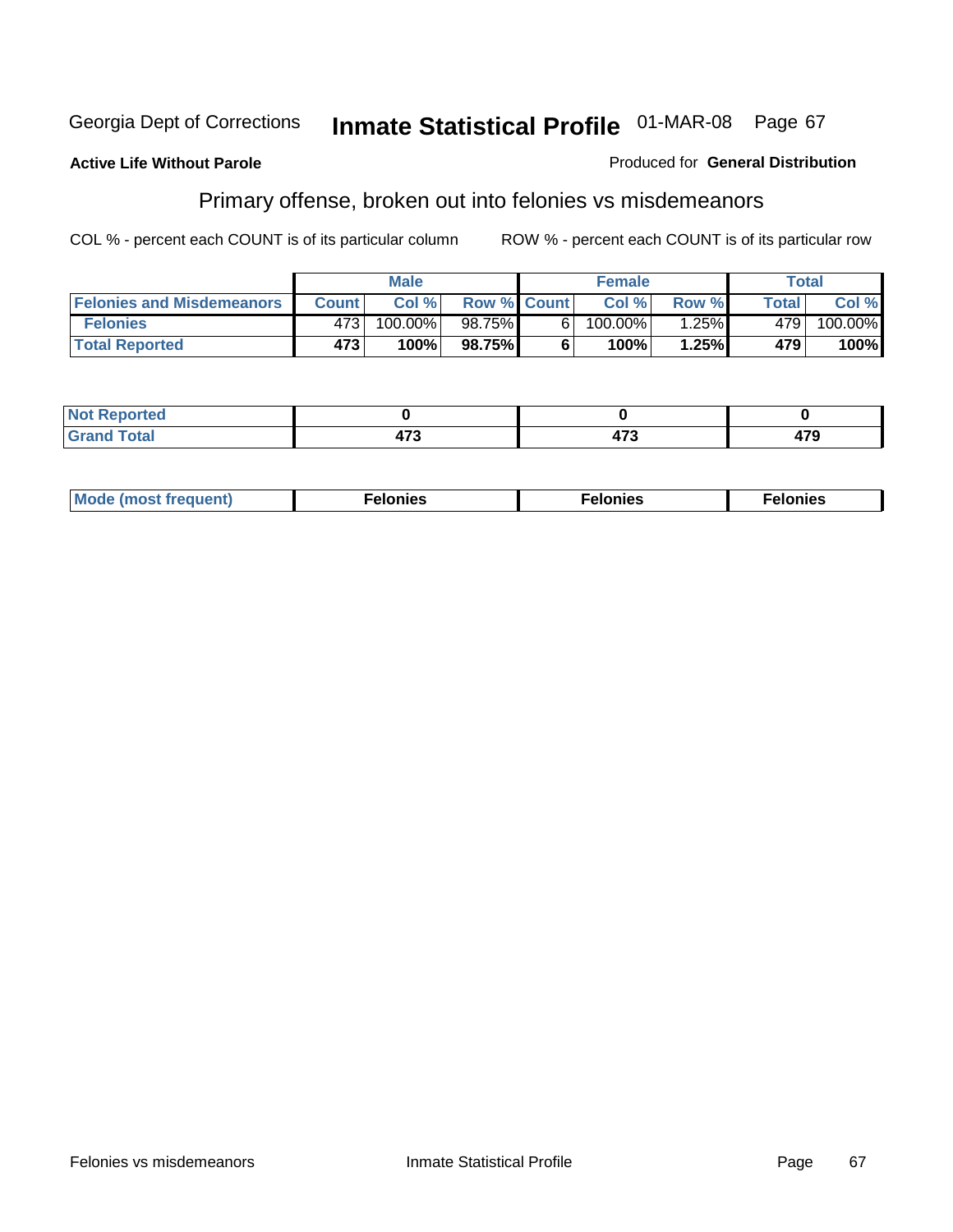Georgia Dept of Corrections **Inmate Statistical Profile** 01-MAR-08

**Active Life Without Parole**

Produced for **General Distribution**

## Primary offense, broken out into felonies vs misdemeanors

COL % - percent each COUNT is of its particular column

ROW % - percent each COUNT is of its particular row

| | Male | | | Female | | | Total | |
|---|---|---|---|---|---|---|---|---|
| **Felonies and Misdemeanors** | **Count** | **Col %** | **Row %** | **Count** | **Col %** | **Row %** | **Total** | **Col %** |
| **Felonies** | 473 | 100.00% | 98.75% | 6 | 100.00% | 1.25% | 479 | 100.00% |
| **Total Reported** | **473** | **100%** | **98.75%** | **6** | **100%** | **1.25%** | **479** | **100%** |

| | | | |
|---|---|---|---|
| **Not Reported** | **0** | **0** | **0** |
| **Grand Total** | **473** | **473** | **479** |

| | | | |
|---|---|---|---|
| **Mode (most frequent)** | **Felonies** | **Felonies** | **Felonies** |

Felonies vs misdemeanors Inmate Statistical Profile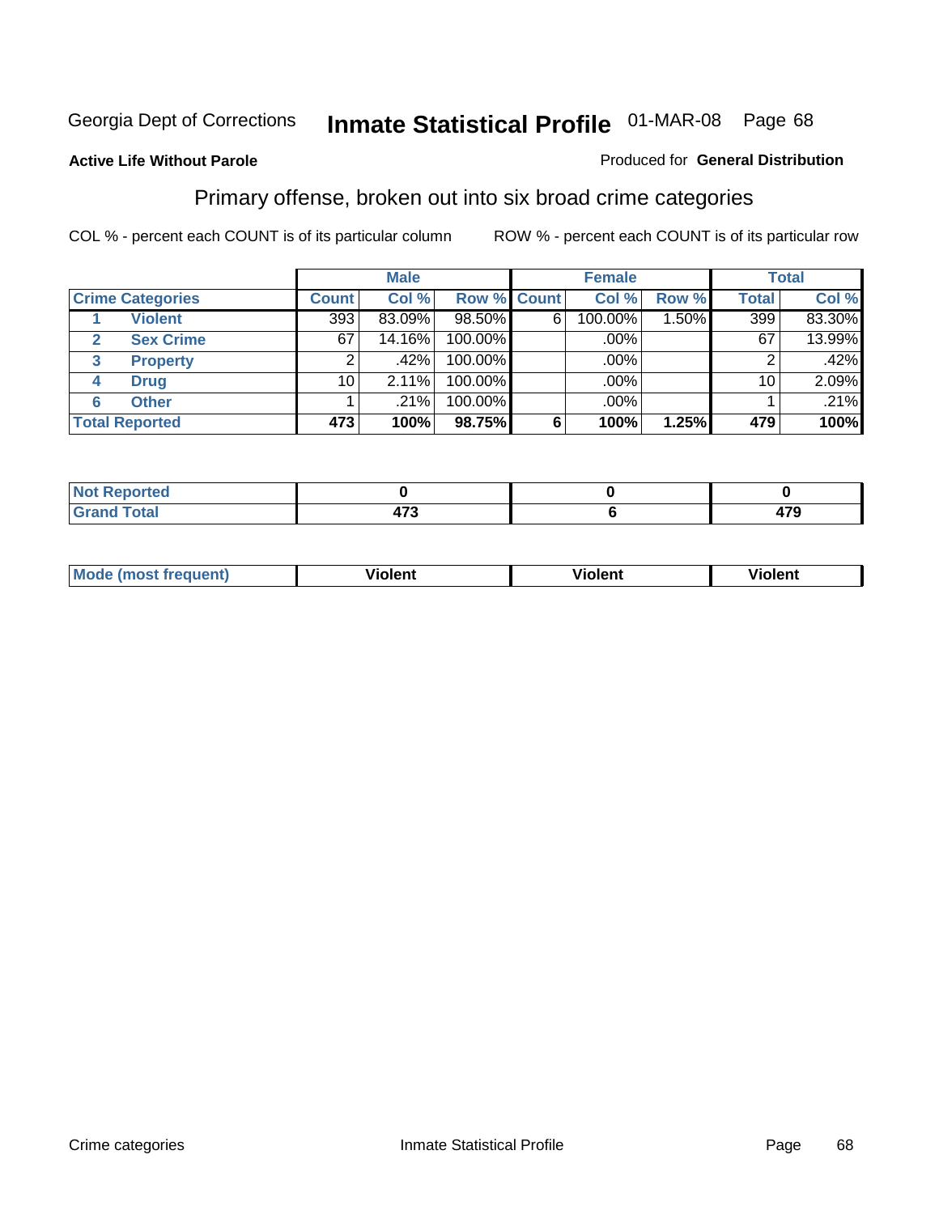Georgia Dept of Corrections **Inmate Statistical Profile** 01-MAR-08 Page 68

**Active Life Without Parole**

Produced for **General Distribution**

## Primary offense, broken out into six broad crime categories

COL % - percent each COUNT is of its particular column

ROW % - percent each COUNT is of its particular row

| | | Male | | | Female | | | Total | |
|---|---|---|---|---|---|---|---|---|---|
| **Crime Categories** | | **Count** | **Col %** | **Row %** | **Count** | **Col %** | **Row %** | **Total** | **Col %** |
| 1 | **Violent** | 393 | 83.09% | 98.50% | 6 | 100.00% | 1.50% | 399 | 83.30% |
| 2 | **Sex Crime** | 67 | 14.16% | 100.00% | | .00% | | 67 | 13.99% |
| 3 | **Property** | 2 | .42% | 100.00% | | .00% | | 2 | .42% |
| 4 | **Drug** | 10 | 2.11% | 100.00% | | .00% | | 10 | 2.09% |
| 6 | **Other** | 1 | .21% | 100.00% | | .00% | | 1 | .21% |
| **Total Reported** | | **473** | **100%** | **98.75%** | **6** | **100%** | **1.25%** | **479** | **100%** |

| | Male | Female | Total |
|---|---|---|---|
| **Not Reported** | **0** | **0** | **0** |
| **Grand Total** | **473** | **6** | **479** |

| | Male | Female | Total |
|---|---|---|---|
| **Mode (most frequent)** | **Violent** | **Violent** | **Violent** |

Crime categories Inmate Statistical Profile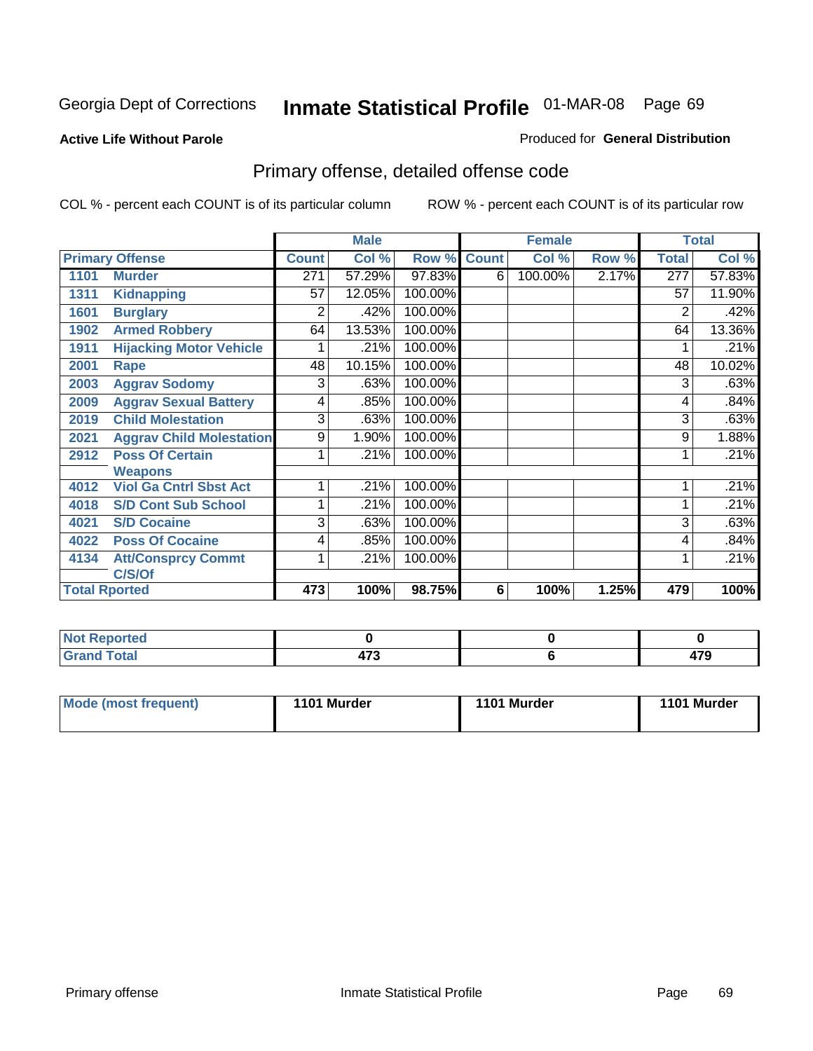Georgia Dept of Corrections **Inmate Statistical Profile** 01-MAR-08

**Active Life Without Parole**

Produced for **General Distribution**

## Primary offense, detailed offense code

COL % - percent each COUNT is of its particular column

ROW % - percent each COUNT is of its particular row

| Primary Offense | | Male | | | Female | | | Total | |
|---|---|---|---|---|---|---|---|---|---|
| | | Count | Col % | Row % | Count | Col % | Row % | Total | Col % |
| 1101 | Murder | 271 | 57.29% | 97.83% | 6 | 100.00% | 2.17% | 277 | 57.83% |
| 1311 | Kidnapping | 57 | 12.05% | 100.00% | | | | 57 | 11.90% |
| 1601 | Burglary | 2 | .42% | 100.00% | | | | 2 | .42% |
| 1902 | Armed Robbery | 64 | 13.53% | 100.00% | | | | 64 | 13.36% |
| 1911 | Hijacking Motor Vehicle | 1 | .21% | 100.00% | | | | 1 | .21% |
| 2001 | Rape | 48 | 10.15% | 100.00% | | | | 48 | 10.02% |
| 2003 | Aggrav Sodomy | 3 | .63% | 100.00% | | | | 3 | .63% |
| 2009 | Aggrav Sexual Battery | 4 | .85% | 100.00% | | | | 4 | .84% |
| 2019 | Child Molestation | 3 | .63% | 100.00% | | | | 3 | .63% |
| 2021 | Aggrav Child Molestation | 9 | 1.90% | 100.00% | | | | 9 | 1.88% |
| 2912 | Poss Of Certain Weapons | 1 | .21% | 100.00% | | | | 1 | .21% |
| 4012 | Viol Ga Cntrl Sbst Act | 1 | .21% | 100.00% | | | | 1 | .21% |
| 4018 | S/D Cont Sub School | 1 | .21% | 100.00% | | | | 1 | .21% |
| 4021 | S/D Cocaine | 3 | .63% | 100.00% | | | | 3 | .63% |
| 4022 | Poss Of Cocaine | 4 | .85% | 100.00% | | | | 4 | .84% |
| 4134 | Att/Consprcy Commt C/S/Of | 1 | .21% | 100.00% | | | | 1 | .21% |
| **Total Rported** | | **473** | **100%** | **98.75%** | **6** | **100%** | **1.25%** | **479** | **100%** |

| | Male | Female | Total |
|---|---|---|---|
| Not Reported | 0 | 0 | 0 |
| Grand Total | 473 | 6 | 479 |

| | Male | Female | Total |
|---|---|---|---|
| Mode (most frequent) | 1101 Murder | 1101 Murder | 1101 Murder |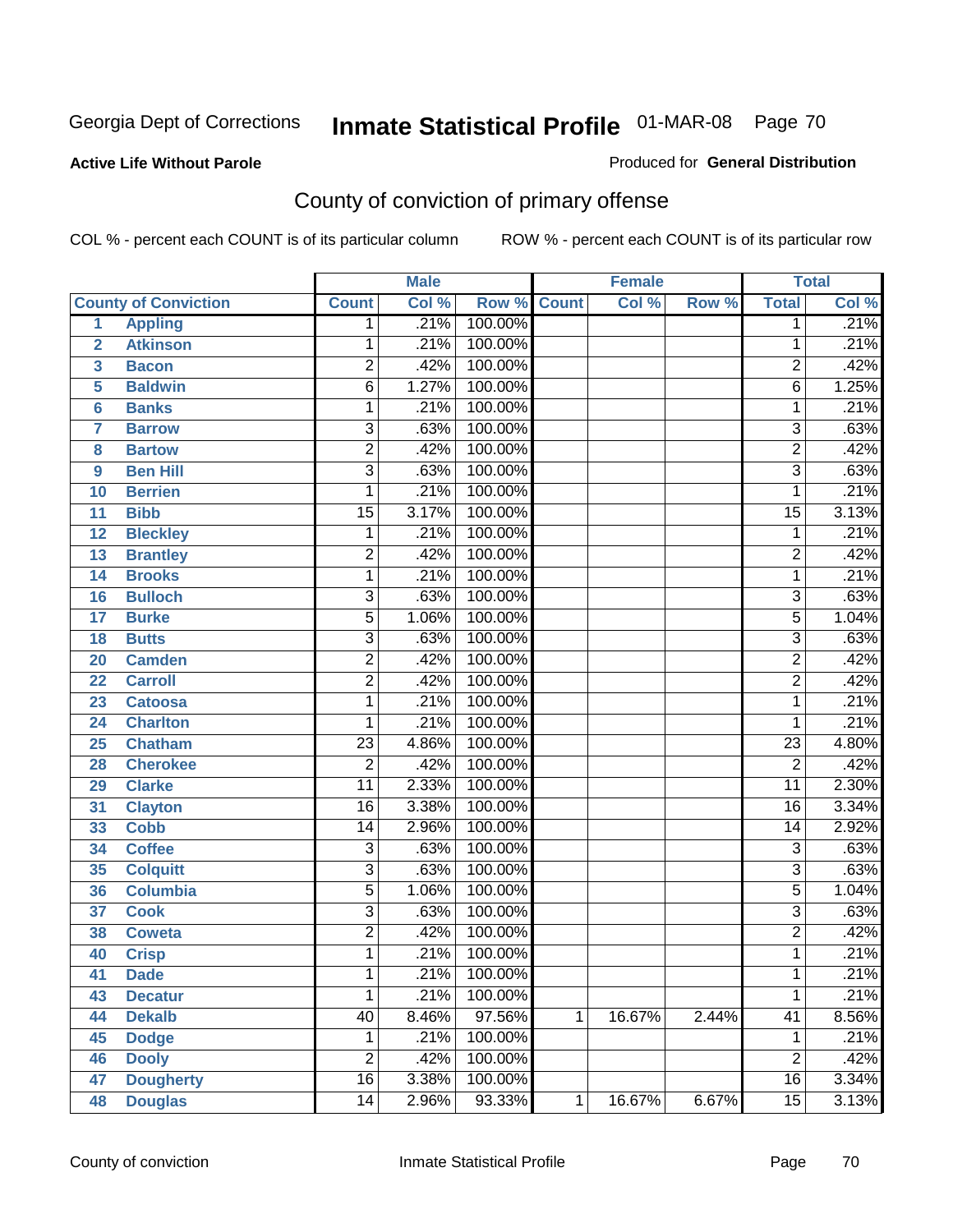Georgia Dept of Corrections **Inmate Statistical Profile** 01-MAR-08 Page 70

**Active Life Without Parole**

Produced for **General Distribution**

## County of conviction of primary offense

COL % - percent each COUNT is of its particular column    ROW % - percent each COUNT is of its particular row

| | | Male | | | Female | | | Total | |
|---|---|---|---|---|---|---|---|---|---|
| County of Conviction | | Count | Col % | Row % | Count | Col % | Row % | Total | Col % |
| 1 | Appling | 1 | .21% | 100.00% | | | | 1 | .21% |
| 2 | Atkinson | 1 | .21% | 100.00% | | | | 1 | .21% |
| 3 | Bacon | 2 | .42% | 100.00% | | | | 2 | .42% |
| 5 | Baldwin | 6 | 1.27% | 100.00% | | | | 6 | 1.25% |
| 6 | Banks | 1 | .21% | 100.00% | | | | 1 | .21% |
| 7 | Barrow | 3 | .63% | 100.00% | | | | 3 | .63% |
| 8 | Bartow | 2 | .42% | 100.00% | | | | 2 | .42% |
| 9 | Ben Hill | 3 | .63% | 100.00% | | | | 3 | .63% |
| 10 | Berrien | 1 | .21% | 100.00% | | | | 1 | .21% |
| 11 | Bibb | 15 | 3.17% | 100.00% | | | | 15 | 3.13% |
| 12 | Bleckley | 1 | .21% | 100.00% | | | | 1 | .21% |
| 13 | Brantley | 2 | .42% | 100.00% | | | | 2 | .42% |
| 14 | Brooks | 1 | .21% | 100.00% | | | | 1 | .21% |
| 16 | Bulloch | 3 | .63% | 100.00% | | | | 3 | .63% |
| 17 | Burke | 5 | 1.06% | 100.00% | | | | 5 | 1.04% |
| 18 | Butts | 3 | .63% | 100.00% | | | | 3 | .63% |
| 20 | Camden | 2 | .42% | 100.00% | | | | 2 | .42% |
| 22 | Carroll | 2 | .42% | 100.00% | | | | 2 | .42% |
| 23 | Catoosa | 1 | .21% | 100.00% | | | | 1 | .21% |
| 24 | Charlton | 1 | .21% | 100.00% | | | | 1 | .21% |
| 25 | Chatham | 23 | 4.86% | 100.00% | | | | 23 | 4.80% |
| 28 | Cherokee | 2 | .42% | 100.00% | | | | 2 | .42% |
| 29 | Clarke | 11 | 2.33% | 100.00% | | | | 11 | 2.30% |
| 31 | Clayton | 16 | 3.38% | 100.00% | | | | 16 | 3.34% |
| 33 | Cobb | 14 | 2.96% | 100.00% | | | | 14 | 2.92% |
| 34 | Coffee | 3 | .63% | 100.00% | | | | 3 | .63% |
| 35 | Colquitt | 3 | .63% | 100.00% | | | | 3 | .63% |
| 36 | Columbia | 5 | 1.06% | 100.00% | | | | 5 | 1.04% |
| 37 | Cook | 3 | .63% | 100.00% | | | | 3 | .63% |
| 38 | Coweta | 2 | .42% | 100.00% | | | | 2 | .42% |
| 40 | Crisp | 1 | .21% | 100.00% | | | | 1 | .21% |
| 41 | Dade | 1 | .21% | 100.00% | | | | 1 | .21% |
| 43 | Decatur | 1 | .21% | 100.00% | | | | 1 | .21% |
| 44 | Dekalb | 40 | 8.46% | 97.56% | 1 | 16.67% | 2.44% | 41 | 8.56% |
| 45 | Dodge | 1 | .21% | 100.00% | | | | 1 | .21% |
| 46 | Dooly | 2 | .42% | 100.00% | | | | 2 | .42% |
| 47 | Dougherty | 16 | 3.38% | 100.00% | | | | 16 | 3.34% |
| 48 | Douglas | 14 | 2.96% | 93.33% | 1 | 16.67% | 6.67% | 15 | 3.13% |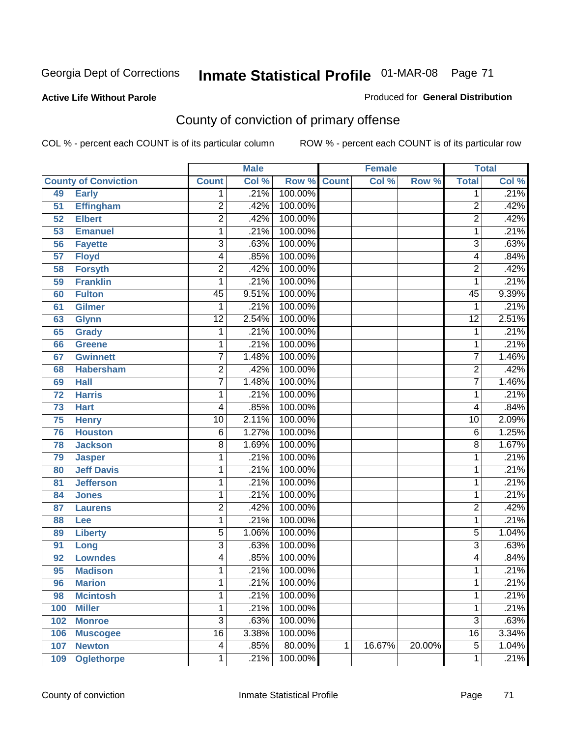Georgia Dept of Corrections

# Inmate Statistical Profile 01-MAR-08

**Active Life Without Parole**

Produced for **General Distribution**

## County of conviction of primary offense

COL % - percent each COUNT is of its particular column

ROW % - percent each COUNT is of its particular row

| County of Conviction | | Male | | | Female | | | Total | |
|---|---|---|---|---|---|---|---|---|---|
| | | Count | Col % | Row % | Count | Col % | Row % | Total | Col % |
| 49 | Early | 1 | .21% | 100.00% | | | | 1 | .21% |
| 51 | Effingham | 2 | .42% | 100.00% | | | | 2 | .42% |
| 52 | Elbert | 2 | .42% | 100.00% | | | | 2 | .42% |
| 53 | Emanuel | 1 | .21% | 100.00% | | | | 1 | .21% |
| 56 | Fayette | 3 | .63% | 100.00% | | | | 3 | .63% |
| 57 | Floyd | 4 | .85% | 100.00% | | | | 4 | .84% |
| 58 | Forsyth | 2 | .42% | 100.00% | | | | 2 | .42% |
| 59 | Franklin | 1 | .21% | 100.00% | | | | 1 | .21% |
| 60 | Fulton | 45 | 9.51% | 100.00% | | | | 45 | 9.39% |
| 61 | Gilmer | 1 | .21% | 100.00% | | | | 1 | .21% |
| 63 | Glynn | 12 | 2.54% | 100.00% | | | | 12 | 2.51% |
| 65 | Grady | 1 | .21% | 100.00% | | | | 1 | .21% |
| 66 | Greene | 1 | .21% | 100.00% | | | | 1 | .21% |
| 67 | Gwinnett | 7 | 1.48% | 100.00% | | | | 7 | 1.46% |
| 68 | Habersham | 2 | .42% | 100.00% | | | | 2 | .42% |
| 69 | Hall | 7 | 1.48% | 100.00% | | | | 7 | 1.46% |
| 72 | Harris | 1 | .21% | 100.00% | | | | 1 | .21% |
| 73 | Hart | 4 | .85% | 100.00% | | | | 4 | .84% |
| 75 | Henry | 10 | 2.11% | 100.00% | | | | 10 | 2.09% |
| 76 | Houston | 6 | 1.27% | 100.00% | | | | 6 | 1.25% |
| 78 | Jackson | 8 | 1.69% | 100.00% | | | | 8 | 1.67% |
| 79 | Jasper | 1 | .21% | 100.00% | | | | 1 | .21% |
| 80 | Jeff Davis | 1 | .21% | 100.00% | | | | 1 | .21% |
| 81 | Jefferson | 1 | .21% | 100.00% | | | | 1 | .21% |
| 84 | Jones | 1 | .21% | 100.00% | | | | 1 | .21% |
| 87 | Laurens | 2 | .42% | 100.00% | | | | 2 | .42% |
| 88 | Lee | 1 | .21% | 100.00% | | | | 1 | .21% |
| 89 | Liberty | 5 | 1.06% | 100.00% | | | | 5 | 1.04% |
| 91 | Long | 3 | .63% | 100.00% | | | | 3 | .63% |
| 92 | Lowndes | 4 | .85% | 100.00% | | | | 4 | .84% |
| 95 | Madison | 1 | .21% | 100.00% | | | | 1 | .21% |
| 96 | Marion | 1 | .21% | 100.00% | | | | 1 | .21% |
| 98 | Mcintosh | 1 | .21% | 100.00% | | | | 1 | .21% |
| 100 | Miller | 1 | .21% | 100.00% | | | | 1 | .21% |
| 102 | Monroe | 3 | .63% | 100.00% | | | | 3 | .63% |
| 106 | Muscogee | 16 | 3.38% | 100.00% | | | | 16 | 3.34% |
| 107 | Newton | 4 | .85% | 80.00% | 1 | 16.67% | 20.00% | 5 | 1.04% |
| 109 | Oglethorpe | 1 | .21% | 100.00% | | | | 1 | .21% |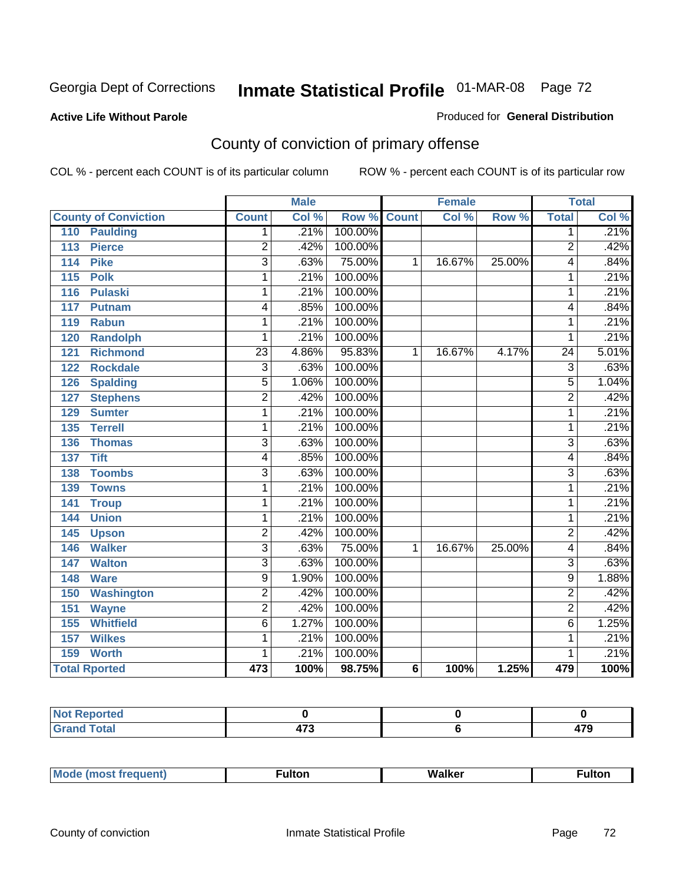Georgia Dept of Corrections **Inmate Statistical Profile** 01-MAR-08

**Active Life Without Parole**

Produced for **General Distribution**

## County of conviction of primary offense

COL % - percent each COUNT is of its particular column    ROW % - percent each COUNT is of its particular row

| | Male | | | Female | | | Total | |
|---|---|---|---|---|---|---|---|---|
| **County of Conviction** | **Count** | **Col %** | **Row %** | **Count** | **Col %** | **Row %** | **Total** | **Col %** |
| **110 Paulding** | 1 | .21% | 100.00% | | | | 1 | .21% |
| **113 Pierce** | 2 | .42% | 100.00% | | | | 2 | .42% |
| **114 Pike** | 3 | .63% | 75.00% | 1 | 16.67% | 25.00% | 4 | .84% |
| **115 Polk** | 1 | .21% | 100.00% | | | | 1 | .21% |
| **116 Pulaski** | 1 | .21% | 100.00% | | | | 1 | .21% |
| **117 Putnam** | 4 | .85% | 100.00% | | | | 4 | .84% |
| **119 Rabun** | 1 | .21% | 100.00% | | | | 1 | .21% |
| **120 Randolph** | 1 | .21% | 100.00% | | | | 1 | .21% |
| **121 Richmond** | 23 | 4.86% | 95.83% | 1 | 16.67% | 4.17% | 24 | 5.01% |
| **122 Rockdale** | 3 | .63% | 100.00% | | | | 3 | .63% |
| **126 Spalding** | 5 | 1.06% | 100.00% | | | | 5 | 1.04% |
| **127 Stephens** | 2 | .42% | 100.00% | | | | 2 | .42% |
| **129 Sumter** | 1 | .21% | 100.00% | | | | 1 | .21% |
| **135 Terrell** | 1 | .21% | 100.00% | | | | 1 | .21% |
| **136 Thomas** | 3 | .63% | 100.00% | | | | 3 | .63% |
| **137 Tift** | 4 | .85% | 100.00% | | | | 4 | .84% |
| **138 Toombs** | 3 | .63% | 100.00% | | | | 3 | .63% |
| **139 Towns** | 1 | .21% | 100.00% | | | | 1 | .21% |
| **141 Troup** | 1 | .21% | 100.00% | | | | 1 | .21% |
| **144 Union** | 1 | .21% | 100.00% | | | | 1 | .21% |
| **145 Upson** | 2 | .42% | 100.00% | | | | 2 | .42% |
| **146 Walker** | 3 | .63% | 75.00% | 1 | 16.67% | 25.00% | 4 | .84% |
| **147 Walton** | 3 | .63% | 100.00% | | | | 3 | .63% |
| **148 Ware** | 9 | 1.90% | 100.00% | | | | 9 | 1.88% |
| **150 Washington** | 2 | .42% | 100.00% | | | | 2 | .42% |
| **151 Wayne** | 2 | .42% | 100.00% | | | | 2 | .42% |
| **155 Whitfield** | 6 | 1.27% | 100.00% | | | | 6 | 1.25% |
| **157 Wilkes** | 1 | .21% | 100.00% | | | | 1 | .21% |
| **159 Worth** | 1 | .21% | 100.00% | | | | 1 | .21% |
| **Total Rported** | **473** | **100%** | **98.75%** | **6** | **100%** | **1.25%** | **479** | **100%** |

| | Male | Female | Total |
|---|---|---|---|
| **Not Reported** | **0** | **0** | **0** |
| **Grand Total** | **473** | **6** | **479** |

| | Male | Female | Total |
|---|---|---|---|
| **Mode (most frequent)** | **Fulton** | **Walker** | **Fulton** |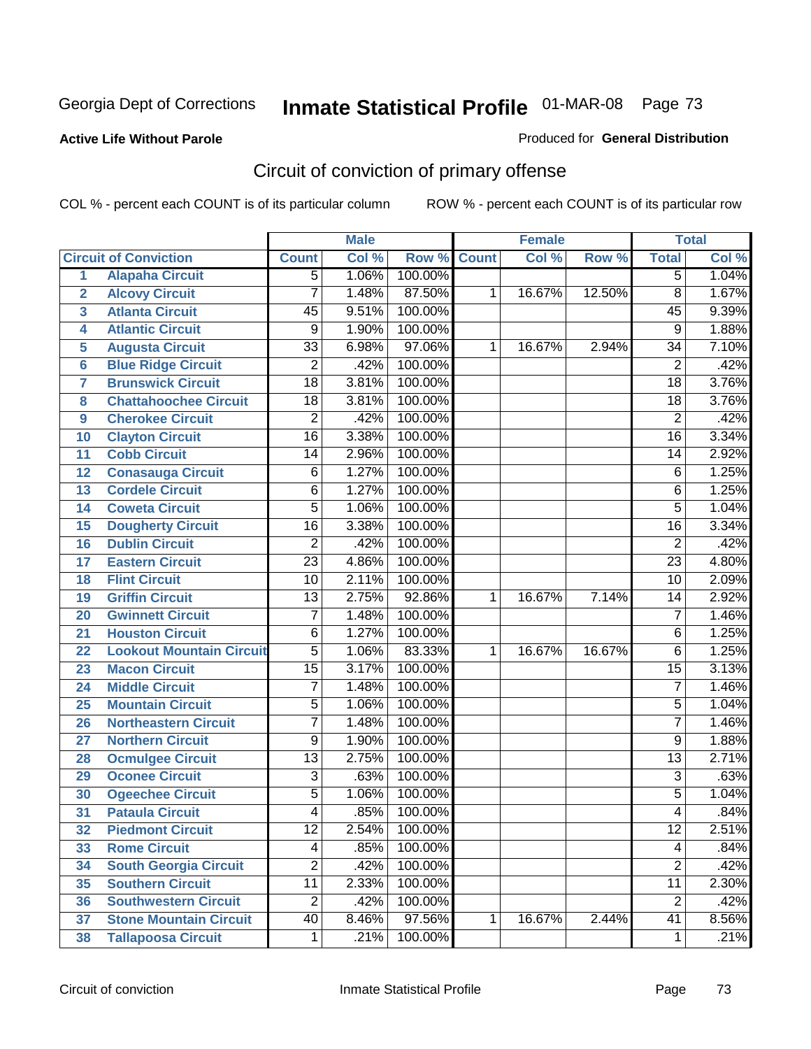Georgia Dept of Corrections **Inmate Statistical Profile** 01-MAR-08

**Active Life Without Parole**

Produced for **General Distribution**

## Circuit of conviction of primary offense

COL % - percent each COUNT is of its particular column ROW % - percent each COUNT is of its particular row

| | | Male | | | Female | | | Total | |
|---|---|---|---|---|---|---|---|---|---|
| **Circuit of Conviction** | | **Count** | **Col %** | **Row %** | **Count** | **Col %** | **Row %** | **Total** | **Col %** |
| 1 | Alapaha Circuit | 5 | 1.06% | 100.00% | | | | 5 | 1.04% |
| 2 | Alcovy Circuit | 7 | 1.48% | 87.50% | 1 | 16.67% | 12.50% | 8 | 1.67% |
| 3 | Atlanta Circuit | 45 | 9.51% | 100.00% | | | | 45 | 9.39% |
| 4 | Atlantic Circuit | 9 | 1.90% | 100.00% | | | | 9 | 1.88% |
| 5 | Augusta Circuit | 33 | 6.98% | 97.06% | 1 | 16.67% | 2.94% | 34 | 7.10% |
| 6 | Blue Ridge Circuit | 2 | .42% | 100.00% | | | | 2 | .42% |
| 7 | Brunswick Circuit | 18 | 3.81% | 100.00% | | | | 18 | 3.76% |
| 8 | Chattahoochee Circuit | 18 | 3.81% | 100.00% | | | | 18 | 3.76% |
| 9 | Cherokee Circuit | 2 | .42% | 100.00% | | | | 2 | .42% |
| 10 | Clayton Circuit | 16 | 3.38% | 100.00% | | | | 16 | 3.34% |
| 11 | Cobb Circuit | 14 | 2.96% | 100.00% | | | | 14 | 2.92% |
| 12 | Conasauga Circuit | 6 | 1.27% | 100.00% | | | | 6 | 1.25% |
| 13 | Cordele Circuit | 6 | 1.27% | 100.00% | | | | 6 | 1.25% |
| 14 | Coweta Circuit | 5 | 1.06% | 100.00% | | | | 5 | 1.04% |
| 15 | Dougherty Circuit | 16 | 3.38% | 100.00% | | | | 16 | 3.34% |
| 16 | Dublin Circuit | 2 | .42% | 100.00% | | | | 2 | .42% |
| 17 | Eastern Circuit | 23 | 4.86% | 100.00% | | | | 23 | 4.80% |
| 18 | Flint Circuit | 10 | 2.11% | 100.00% | | | | 10 | 2.09% |
| 19 | Griffin Circuit | 13 | 2.75% | 92.86% | 1 | 16.67% | 7.14% | 14 | 2.92% |
| 20 | Gwinnett Circuit | 7 | 1.48% | 100.00% | | | | 7 | 1.46% |
| 21 | Houston Circuit | 6 | 1.27% | 100.00% | | | | 6 | 1.25% |
| 22 | Lookout Mountain Circuit | 5 | 1.06% | 83.33% | 1 | 16.67% | 16.67% | 6 | 1.25% |
| 23 | Macon Circuit | 15 | 3.17% | 100.00% | | | | 15 | 3.13% |
| 24 | Middle Circuit | 7 | 1.48% | 100.00% | | | | 7 | 1.46% |
| 25 | Mountain Circuit | 5 | 1.06% | 100.00% | | | | 5 | 1.04% |
| 26 | Northeastern Circuit | 7 | 1.48% | 100.00% | | | | 7 | 1.46% |
| 27 | Northern Circuit | 9 | 1.90% | 100.00% | | | | 9 | 1.88% |
| 28 | Ocmulgee Circuit | 13 | 2.75% | 100.00% | | | | 13 | 2.71% |
| 29 | Oconee Circuit | 3 | .63% | 100.00% | | | | 3 | .63% |
| 30 | Ogeechee Circuit | 5 | 1.06% | 100.00% | | | | 5 | 1.04% |
| 31 | Pataula Circuit | 4 | .85% | 100.00% | | | | 4 | .84% |
| 32 | Piedmont Circuit | 12 | 2.54% | 100.00% | | | | 12 | 2.51% |
| 33 | Rome Circuit | 4 | .85% | 100.00% | | | | 4 | .84% |
| 34 | South Georgia Circuit | 2 | .42% | 100.00% | | | | 2 | .42% |
| 35 | Southern Circuit | 11 | 2.33% | 100.00% | | | | 11 | 2.30% |
| 36 | Southwestern Circuit | 2 | .42% | 100.00% | | | | 2 | .42% |
| 37 | Stone Mountain Circuit | 40 | 8.46% | 97.56% | 1 | 16.67% | 2.44% | 41 | 8.56% |
| 38 | Tallapoosa Circuit | 1 | .21% | 100.00% | | | | 1 | .21% |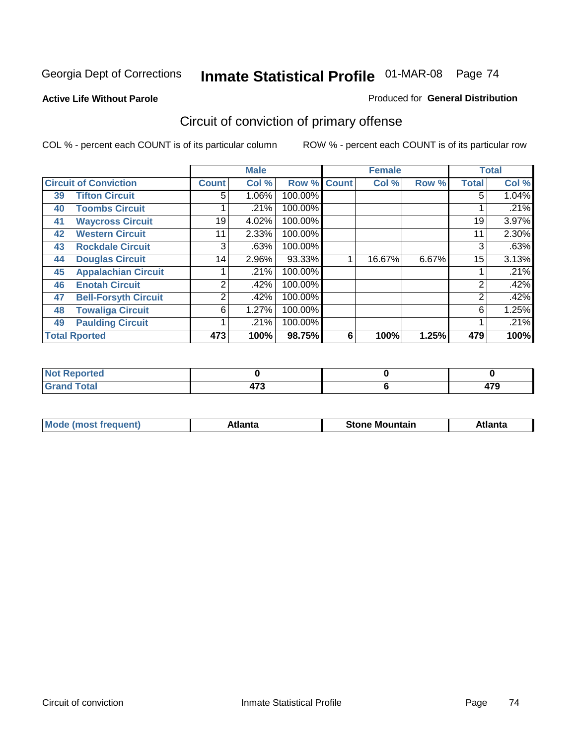Georgia Dept of Corrections **Inmate Statistical Profile** 01-MAR-08

**Active Life Without Parole**

Produced for **General Distribution**

## Circuit of conviction of primary offense

COL % - percent each COUNT is of its particular column ROW % - percent each COUNT is of its particular row

| | | Male | | | Female | | | Total | |
|---|---|---|---|---|---|---|---|---|---|
| **Circuit of Conviction** | | **Count** | **Col %** | **Row %** | **Count** | **Col %** | **Row %** | **Total** | **Col %** |
| 39 | **Tifton Circuit** | 5 | 1.06% | 100.00% | | | | 5 | 1.04% |
| 40 | **Toombs Circuit** | 1 | .21% | 100.00% | | | | 1 | .21% |
| 41 | **Waycross Circuit** | 19 | 4.02% | 100.00% | | | | 19 | 3.97% |
| 42 | **Western Circuit** | 11 | 2.33% | 100.00% | | | | 11 | 2.30% |
| 43 | **Rockdale Circuit** | 3 | .63% | 100.00% | | | | 3 | .63% |
| 44 | **Douglas Circuit** | 14 | 2.96% | 93.33% | 1 | 16.67% | 6.67% | 15 | 3.13% |
| 45 | **Appalachian Circuit** | 1 | .21% | 100.00% | | | | 1 | .21% |
| 46 | **Enotah Circuit** | 2 | .42% | 100.00% | | | | 2 | .42% |
| 47 | **Bell-Forsyth Circuit** | 2 | .42% | 100.00% | | | | 2 | .42% |
| 48 | **Towaliga Circuit** | 6 | 1.27% | 100.00% | | | | 6 | 1.25% |
| 49 | **Paulding Circuit** | 1 | .21% | 100.00% | | | | 1 | .21% |
| **Total Rported** | | **473** | **100%** | **98.75%** | **6** | **100%** | **1.25%** | **479** | **100%** |

| | Male | Female | Total |
|---|---|---|---|
| **Not Reported** | **0** | **0** | **0** |
| **Grand Total** | **473** | **6** | **479** |

| | Male | Female | Total |
|---|---|---|---|
| **Mode (most frequent)** | **Atlanta** | **Stone Mountain** | **Atlanta** |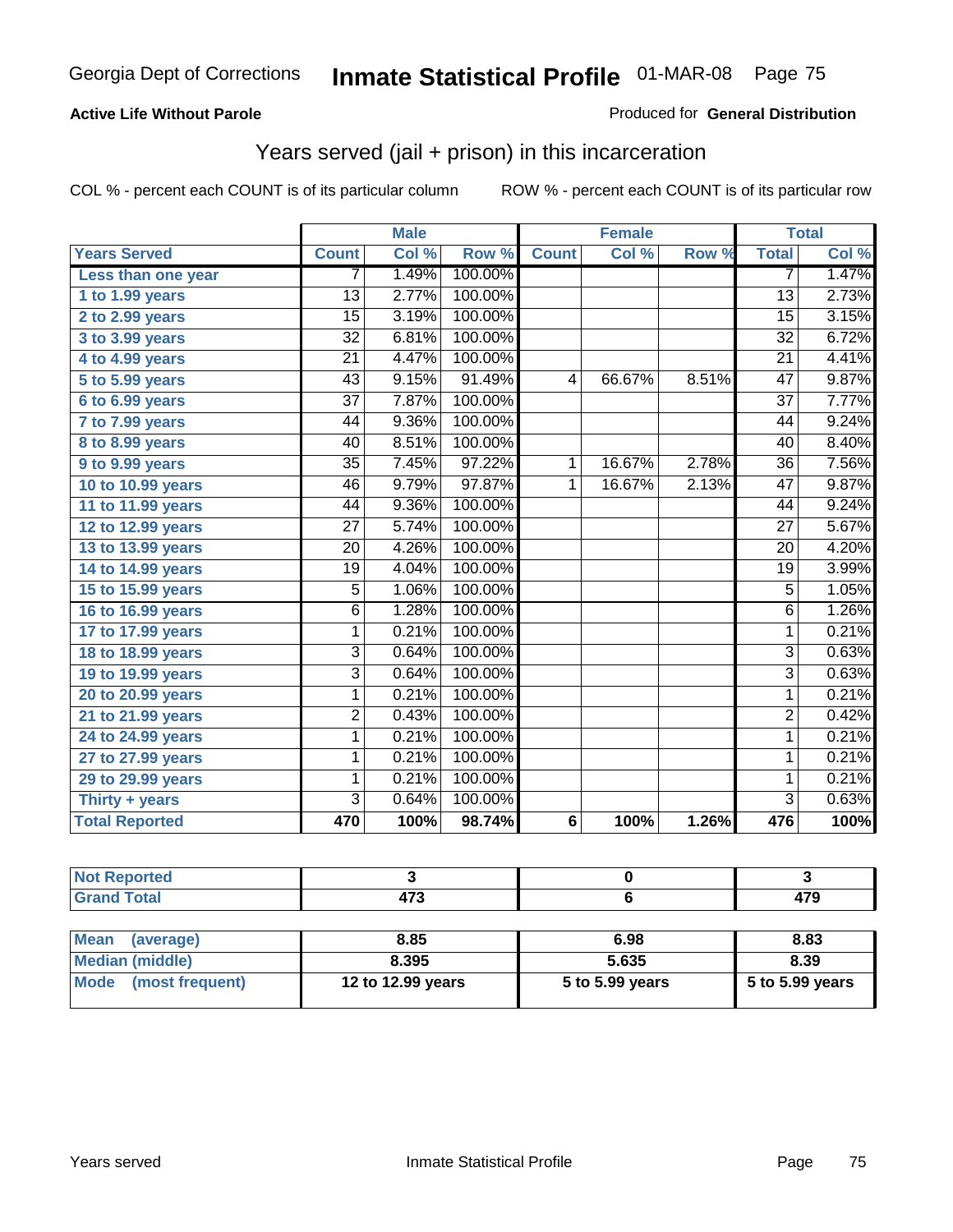Georgia Dept of Corrections **Inmate Statistical Profile** 01-MAR-08

**Active Life Without Parole**

Produced for **General Distribution**

## Years served (jail + prison) in this incarceration

COL % - percent each COUNT is of its particular column     ROW % - percent each COUNT is of its particular row

| | Male | | | Female | | | Total | |
|---|---|---|---|---|---|---|---|---|
| **Years Served** | **Count** | **Col %** | **Row %** | **Count** | **Col %** | **Row %** | **Total** | **Col %** |
| **Less than one year** | 7 | 1.49% | 100.00% | | | | 7 | 1.47% |
| **1 to 1.99 years** | 13 | 2.77% | 100.00% | | | | 13 | 2.73% |
| **2 to 2.99 years** | 15 | 3.19% | 100.00% | | | | 15 | 3.15% |
| **3 to 3.99 years** | 32 | 6.81% | 100.00% | | | | 32 | 6.72% |
| **4 to 4.99 years** | 21 | 4.47% | 100.00% | | | | 21 | 4.41% |
| **5 to 5.99 years** | 43 | 9.15% | 91.49% | 4 | 66.67% | 8.51% | 47 | 9.87% |
| **6 to 6.99 years** | 37 | 7.87% | 100.00% | | | | 37 | 7.77% |
| **7 to 7.99 years** | 44 | 9.36% | 100.00% | | | | 44 | 9.24% |
| **8 to 8.99 years** | 40 | 8.51% | 100.00% | | | | 40 | 8.40% |
| **9 to 9.99 years** | 35 | 7.45% | 97.22% | 1 | 16.67% | 2.78% | 36 | 7.56% |
| **10 to 10.99 years** | 46 | 9.79% | 97.87% | 1 | 16.67% | 2.13% | 47 | 9.87% |
| **11 to 11.99 years** | 44 | 9.36% | 100.00% | | | | 44 | 9.24% |
| **12 to 12.99 years** | 27 | 5.74% | 100.00% | | | | 27 | 5.67% |
| **13 to 13.99 years** | 20 | 4.26% | 100.00% | | | | 20 | 4.20% |
| **14 to 14.99 years** | 19 | 4.04% | 100.00% | | | | 19 | 3.99% |
| **15 to 15.99 years** | 5 | 1.06% | 100.00% | | | | 5 | 1.05% |
| **16 to 16.99 years** | 6 | 1.28% | 100.00% | | | | 6 | 1.26% |
| **17 to 17.99 years** | 1 | 0.21% | 100.00% | | | | 1 | 0.21% |
| **18 to 18.99 years** | 3 | 0.64% | 100.00% | | | | 3 | 0.63% |
| **19 to 19.99 years** | 3 | 0.64% | 100.00% | | | | 3 | 0.63% |
| **20 to 20.99 years** | 1 | 0.21% | 100.00% | | | | 1 | 0.21% |
| **21 to 21.99 years** | 2 | 0.43% | 100.00% | | | | 2 | 0.42% |
| **24 to 24.99 years** | 1 | 0.21% | 100.00% | | | | 1 | 0.21% |
| **27 to 27.99 years** | 1 | 0.21% | 100.00% | | | | 1 | 0.21% |
| **29 to 29.99 years** | 1 | 0.21% | 100.00% | | | | 1 | 0.21% |
| **Thirty + years** | 3 | 0.64% | 100.00% | | | | 3 | 0.63% |
| **Total Reported** | **470** | **100%** | **98.74%** | **6** | **100%** | **1.26%** | **476** | **100%** |

| | Male | Female | Total |
|---|---|---|---|
| **Not Reported** | **3** | **0** | **3** |
| **Grand Total** | **473** | **6** | **479** |

| | Male | Female | Total |
|---|---|---|---|
| **Mean (average)** | **8.85** | **6.98** | **8.83** |
| **Median (middle)** | **8.395** | **5.635** | **8.39** |
| **Mode (most frequent)** | **12 to 12.99 years** | **5 to 5.99 years** | **5 to 5.99 years** |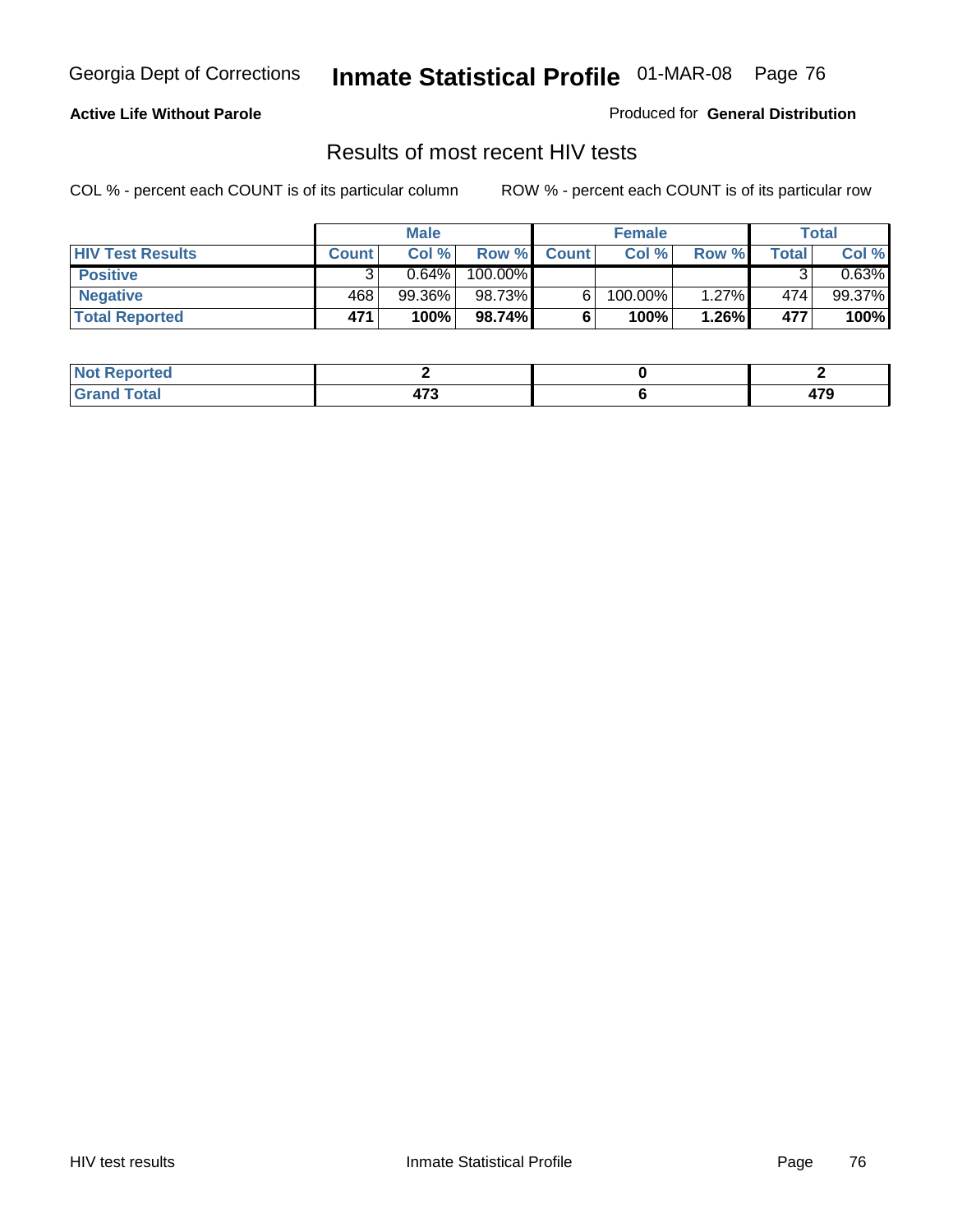Georgia Dept of Corrections **Inmate Statistical Profile** 01-MAR-08

**Active Life Without Parole**

Produced for **General Distribution**

## Results of most recent HIV tests

COL % - percent each COUNT is of its particular column

ROW % - percent each COUNT is of its particular row

| | Male | | | Female | | | Total | |
|---|---|---|---|---|---|---|---|---|
| **HIV Test Results** | **Count** | **Col %** | **Row %** | **Count** | **Col %** | **Row %** | **Total** | **Col %** |
| **Positive** | 3 | 0.64% | 100.00% | | | | 3 | 0.63% |
| **Negative** | 468 | 99.36% | 98.73% | 6 | 100.00% | 1.27% | 474 | 99.37% |
| **Total Reported** | **471** | **100%** | **98.74%** | **6** | **100%** | **1.26%** | **477** | **100%** |

| | Male | Female | Total |
|---|---|---|---|
| **Not Reported** | **2** | **0** | **2** |
| **Grand Total** | **473** | **6** | **479** |

HIV test results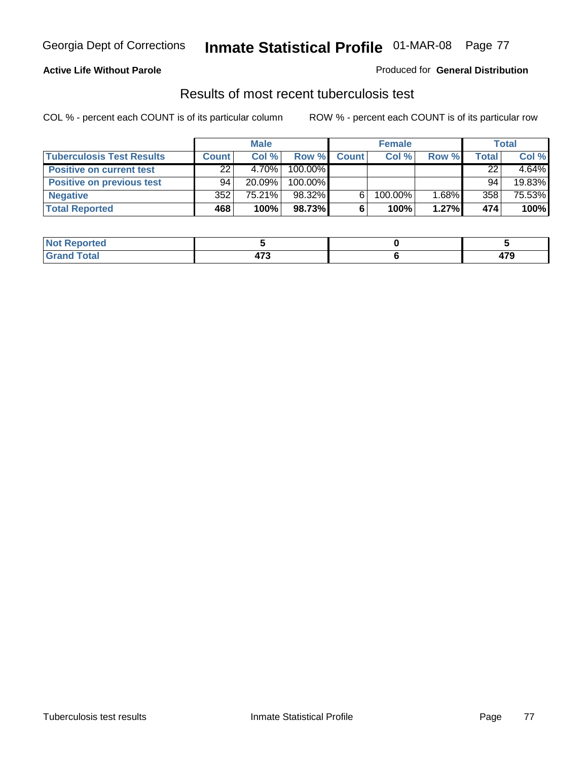**Active Life Without Parole**

Produced for **General Distribution**

## Results of most recent tuberculosis test

COL % - percent each COUNT is of its particular column

ROW % - percent each COUNT is of its particular row

| | Male | | | Female | | | Total | |
|---|---|---|---|---|---|---|---|---|
| **Tuberculosis Test Results** | **Count** | **Col %** | **Row %** | **Count** | **Col %** | **Row %** | **Total** | **Col %** |
| **Positive on current test** | 22 | 4.70% | 100.00% | | | | 22 | 4.64% |
| **Positive on previous test** | 94 | 20.09% | 100.00% | | | | 94 | 19.83% |
| **Negative** | 352 | 75.21% | 98.32% | 6 | 100.00% | 1.68% | 358 | 75.53% |
| **Total Reported** | **468** | **100%** | **98.73%** | **6** | **100%** | **1.27%** | **474** | **100%** |

| | Male | Female | Total |
|---|---|---|---|
| **Not Reported** | **5** | **0** | **5** |
| **Grand Total** | **473** | **6** | **479** |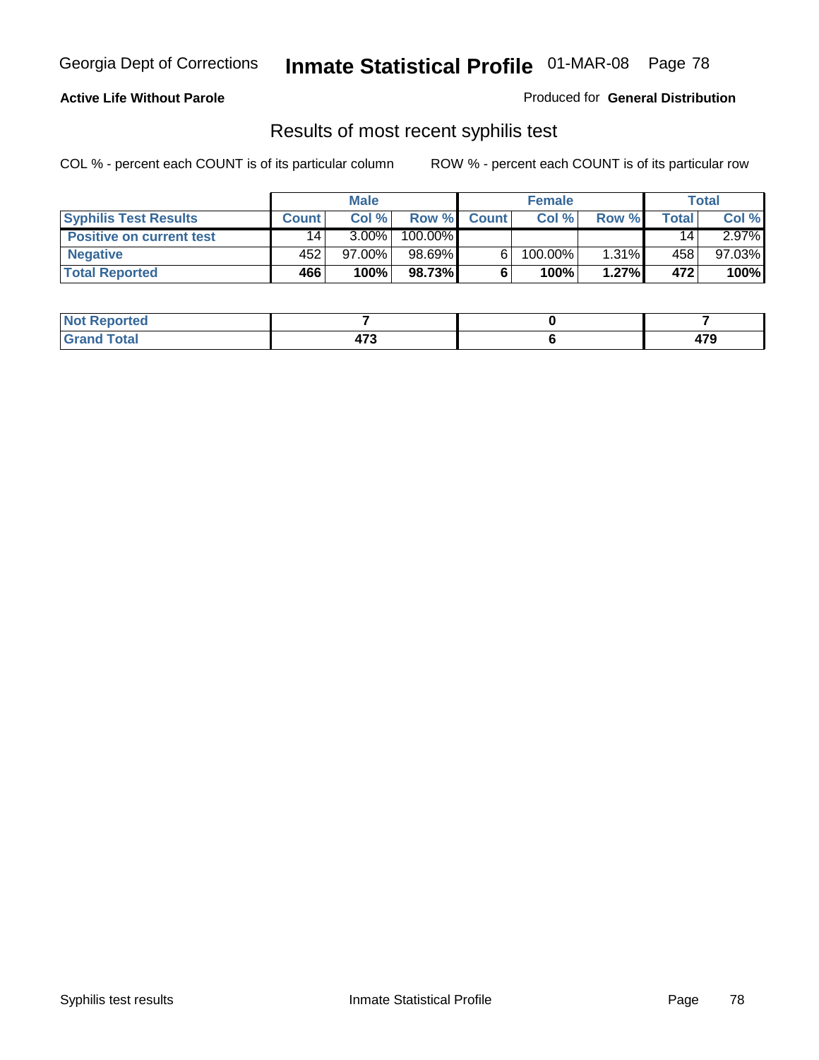**Active Life Without Parole**

Produced for **General Distribution**

## Results of most recent syphilis test

COL % - percent each COUNT is of its particular column

ROW % - percent each COUNT is of its particular row

| | Male | | | Female | | | Total | |
|---|---|---|---|---|---|---|---|---|
| **Syphilis Test Results** | **Count** | **Col %** | **Row %** | **Count** | **Col %** | **Row %** | **Total** | **Col %** |
| **Positive on current test** | 14 | 3.00% | 100.00% | | | | 14 | 2.97% |
| **Negative** | 452 | 97.00% | 98.69% | 6 | 100.00% | 1.31% | 458 | 97.03% |
| **Total Reported** | **466** | **100%** | **98.73%** | **6** | **100%** | **1.27%** | **472** | **100%** |

| | Male | Female | Total |
|---|---|---|---|
| **Not Reported** | **7** | **0** | **7** |
| **Grand Total** | **473** | **6** | **479** |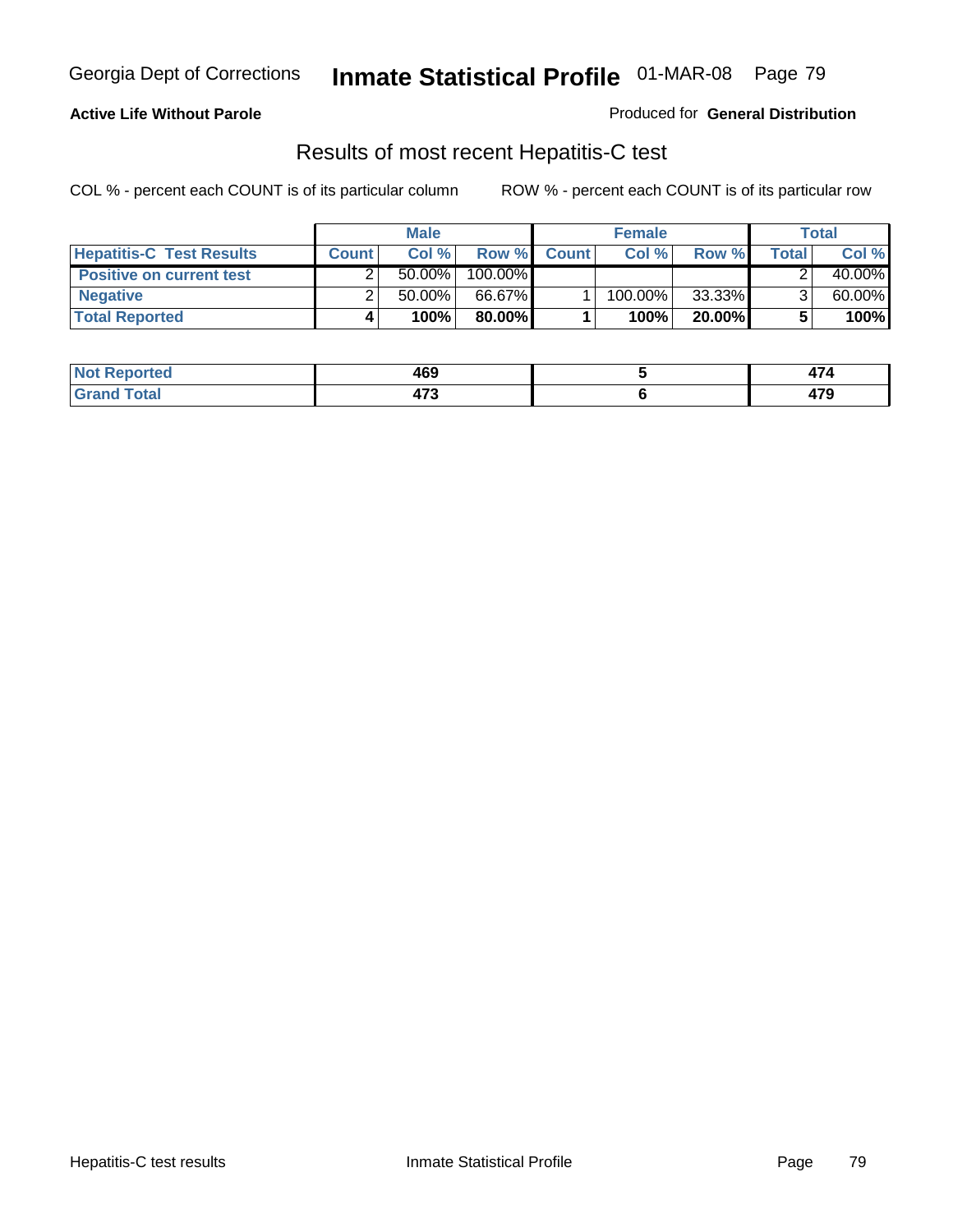**Active Life Without Parole**

Produced for **General Distribution**

## Results of most recent Hepatitis-C test

COL % - percent each COUNT is of its particular column

ROW % - percent each COUNT is of its particular row

| | Male | | | Female | | | Total | |
|---|---|---|---|---|---|---|---|---|
| **Hepatitis-C Test Results** | **Count** | **Col %** | **Row %** | **Count** | **Col %** | **Row %** | **Total** | **Col %** |
| **Positive on current test** | 2 | 50.00% | 100.00% | | | | 2 | 40.00% |
| **Negative** | 2 | 50.00% | 66.67% | 1 | 100.00% | 33.33% | 3 | 60.00% |
| **Total Reported** | **4** | **100%** | **80.00%** | **1** | **100%** | **20.00%** | **5** | **100%** |

| | Male | Female | Total |
|---|---|---|---|
| **Not Reported** | **469** | **5** | **474** |
| **Grand Total** | **473** | **6** | **479** |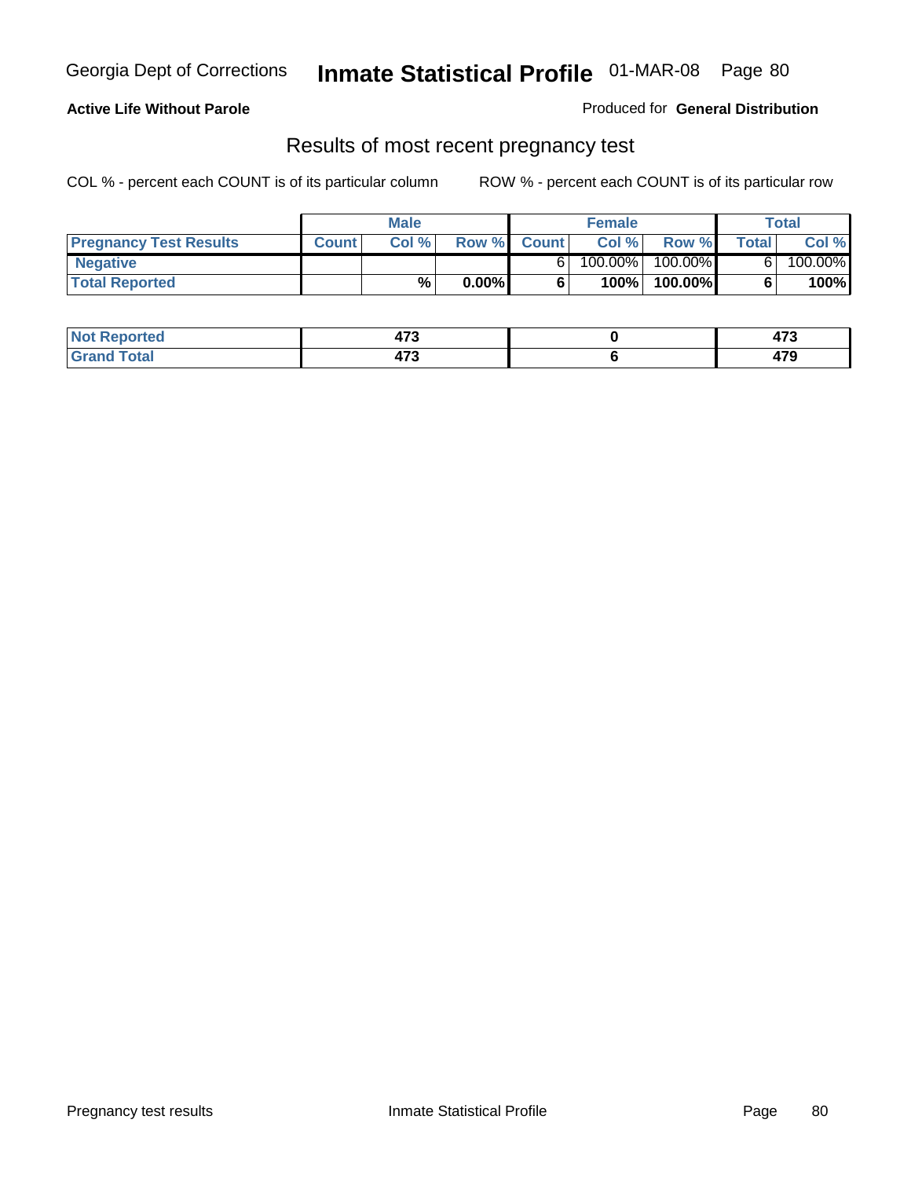Georgia Dept of Corrections **Inmate Statistical Profile** 01-MAR-08

**Active Life Without Parole**

Produced for **General Distribution**

## Results of most recent pregnancy test

COL % - percent each COUNT is of its particular column

ROW % - percent each COUNT is of its particular row

| | Male | | | Female | | | Total | |
|---|---|---|---|---|---|---|---|---|
| **Pregnancy Test Results** | **Count** | **Col %** | **Row %** | **Count** | **Col %** | **Row %** | **Total** | **Col %** |
| **Negative** | | | | 6 | 100.00% | 100.00% | 6 | 100.00% |
| **Total Reported** | | **%** | **0.00%** | **6** | **100%** | **100.00%** | **6** | **100%** |

| | Male | Female | Total |
|---|---|---|---|
| **Not Reported** | **473** | **0** | **473** |
| **Grand Total** | **473** | **6** | **479** |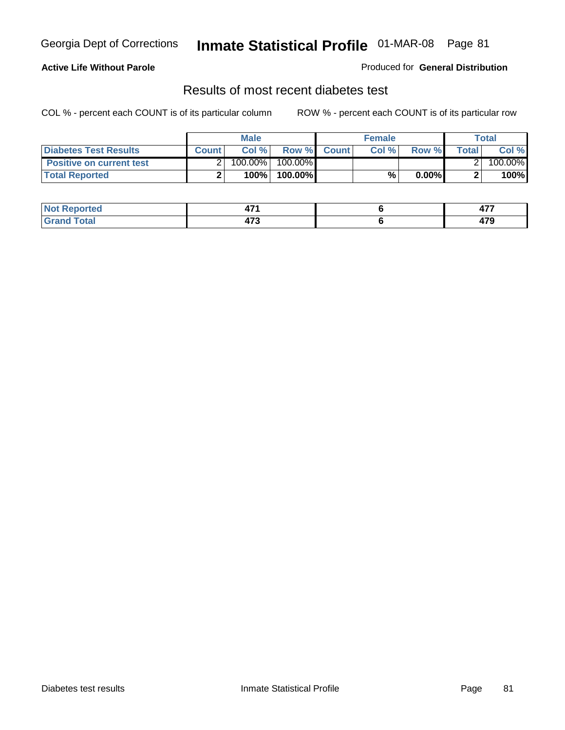Georgia Dept of Corrections **Inmate Statistical Profile** 01-MAR-08

**Active Life Without Parole**

Produced for **General Distribution**

## Results of most recent diabetes test

COL % - percent each COUNT is of its particular column ROW % - percent each COUNT is of its particular row

| | Male | | | Female | | | Total | |
|---|---|---|---|---|---|---|---|---|
| **Diabetes Test Results** | **Count** | **Col %** | **Row %** | **Count** | **Col %** | **Row %** | **Total** | **Col %** |
| **Positive on current test** | 2 | 100.00% | 100.00% | | | | 2 | 100.00% |
| **Total Reported** | **2** | **100%** | **100.00%** | | **%** | **0.00%** | **2** | **100%** |

| | Male | Female | Total |
|---|---|---|---|
| **Not Reported** | **471** | **6** | **477** |
| **Grand Total** | **473** | **6** | **479** |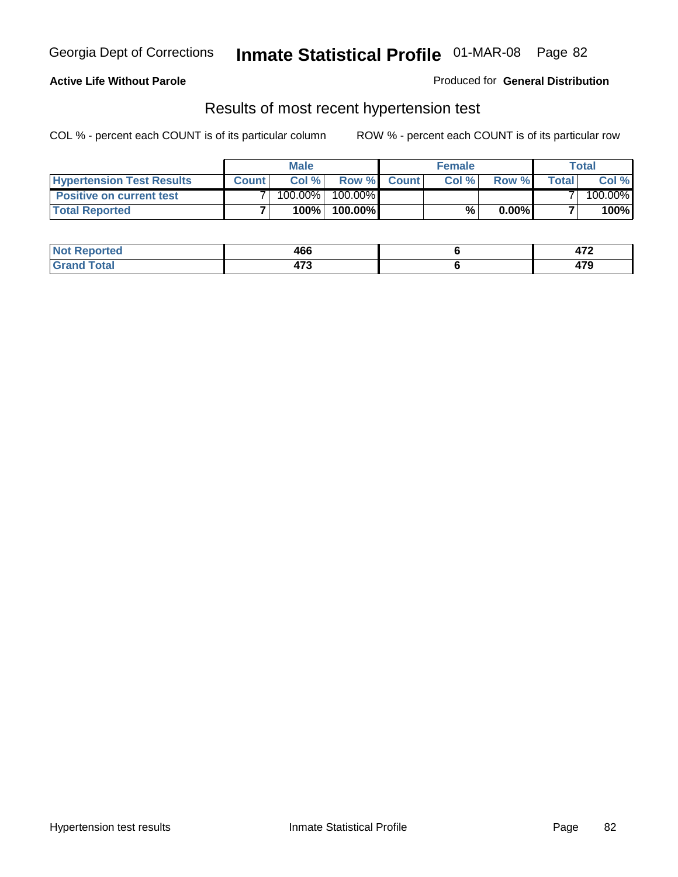**Active Life Without Parole**

Produced for **General Distribution**

## Results of most recent hypertension test

COL % - percent each COUNT is of its particular column

ROW % - percent each COUNT is of its particular row

| | Male | | | Female | | | Total | |
|---|---|---|---|---|---|---|---|---|
| **Hypertension Test Results** | **Count** | **Col %** | **Row %** | **Count** | **Col %** | **Row %** | **Total** | **Col %** |
| **Positive on current test** | 7 | 100.00% | 100.00% | | | | 7 | 100.00% |
| **Total Reported** | **7** | **100%** | **100.00%** | | **%** | **0.00%** | **7** | **100%** |

| | Male | Female | Total |
|---|---|---|---|
| **Not Reported** | **466** | **6** | **472** |
| **Grand Total** | **473** | **6** | **479** |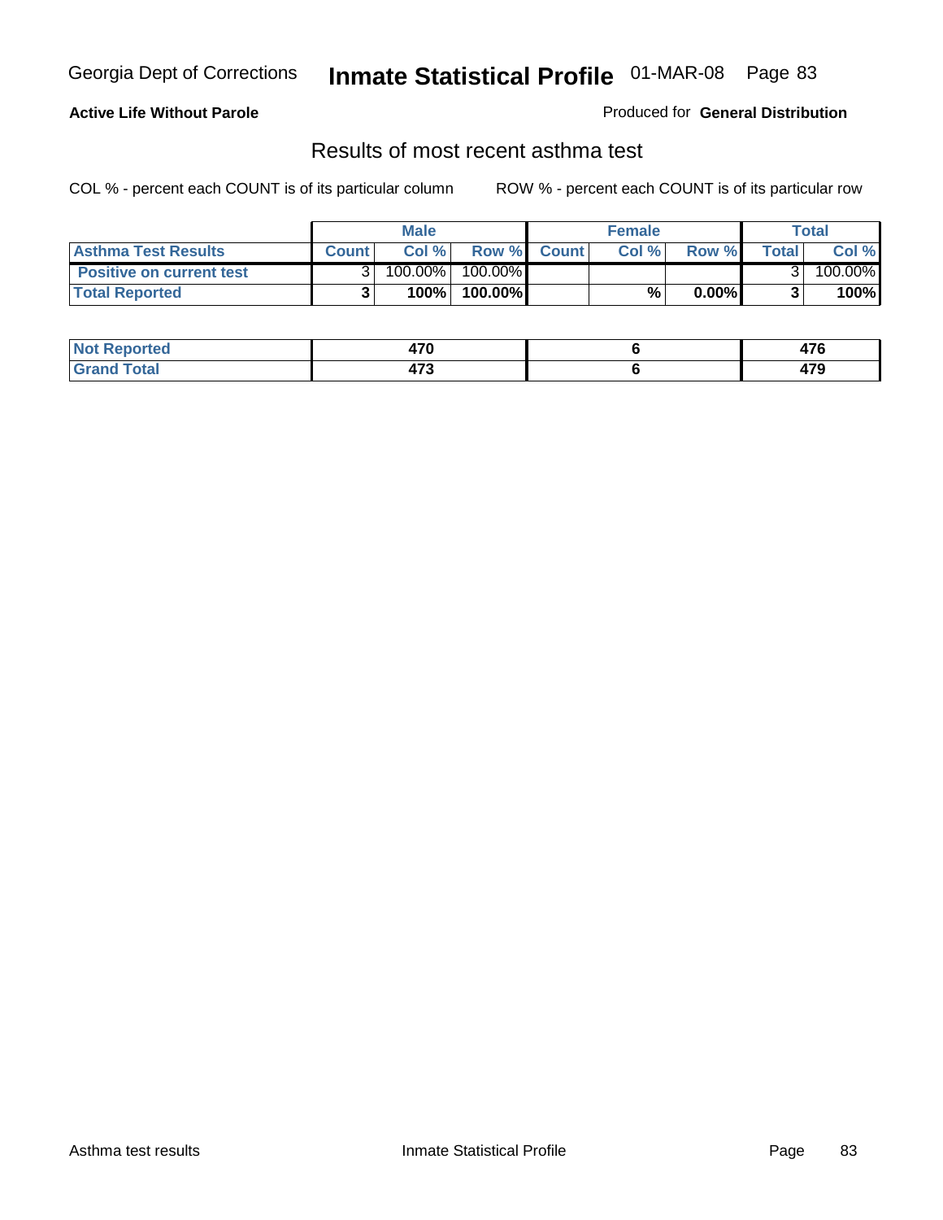Georgia Dept of Corrections **Inmate Statistical Profile** 01-MAR-08 Page 83

**Active Life Without Parole**

Produced for **General Distribution**

## Results of most recent asthma test

COL % - percent each COUNT is of its particular column ROW % - percent each COUNT is of its particular row

| | Male | | | Female | | | Total | |
|---|---|---|---|---|---|---|---|---|
| **Asthma Test Results** | **Count** | **Col %** | **Row %** | **Count** | **Col %** | **Row %** | **Total** | **Col %** |
| **Positive on current test** | 3 | 100.00% | 100.00% | | | | 3 | 100.00% |
| **Total Reported** | **3** | **100%** | **100.00%** | | **%** | **0.00%** | **3** | **100%** |

| | Male | Female | Total |
|---|---|---|---|
| **Not Reported** | **470** | **6** | **476** |
| **Grand Total** | **473** | **6** | **479** |

Asthma test results Inmate Statistical Profile